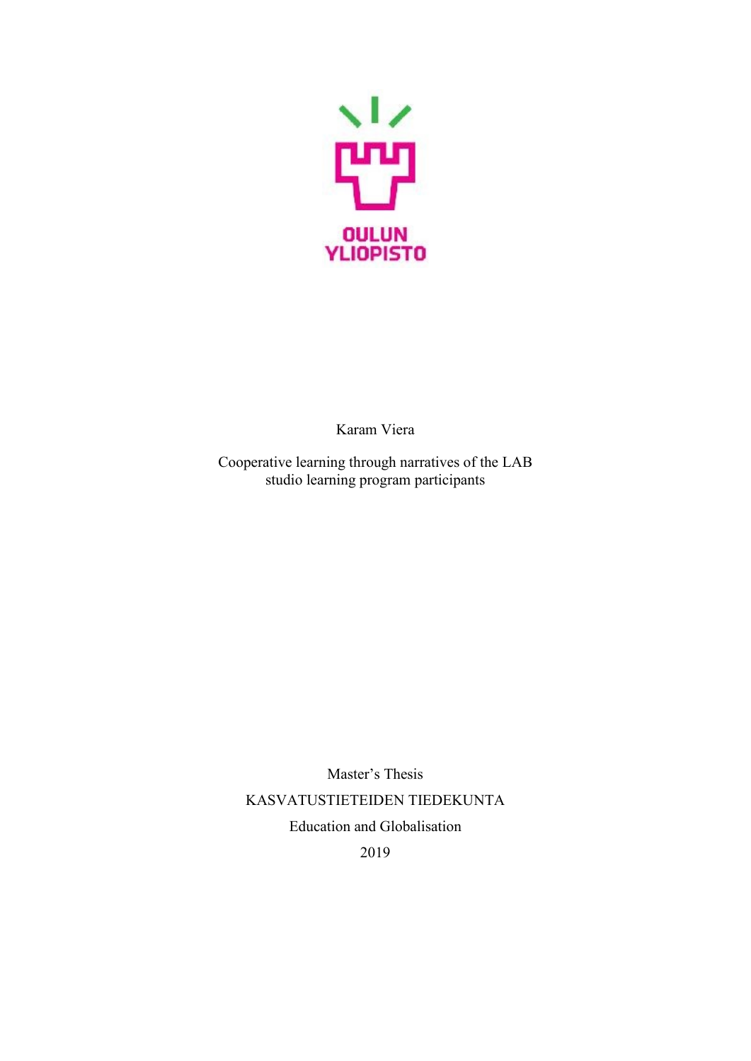OULUN YLIOPISTO

Karam Viera

Cooperative learning through narratives of the LAB studio learning program participants

Master's Thesis

KASVATUSTIETEIDEN TIEDEKUNTA

Education and Globalisation

2019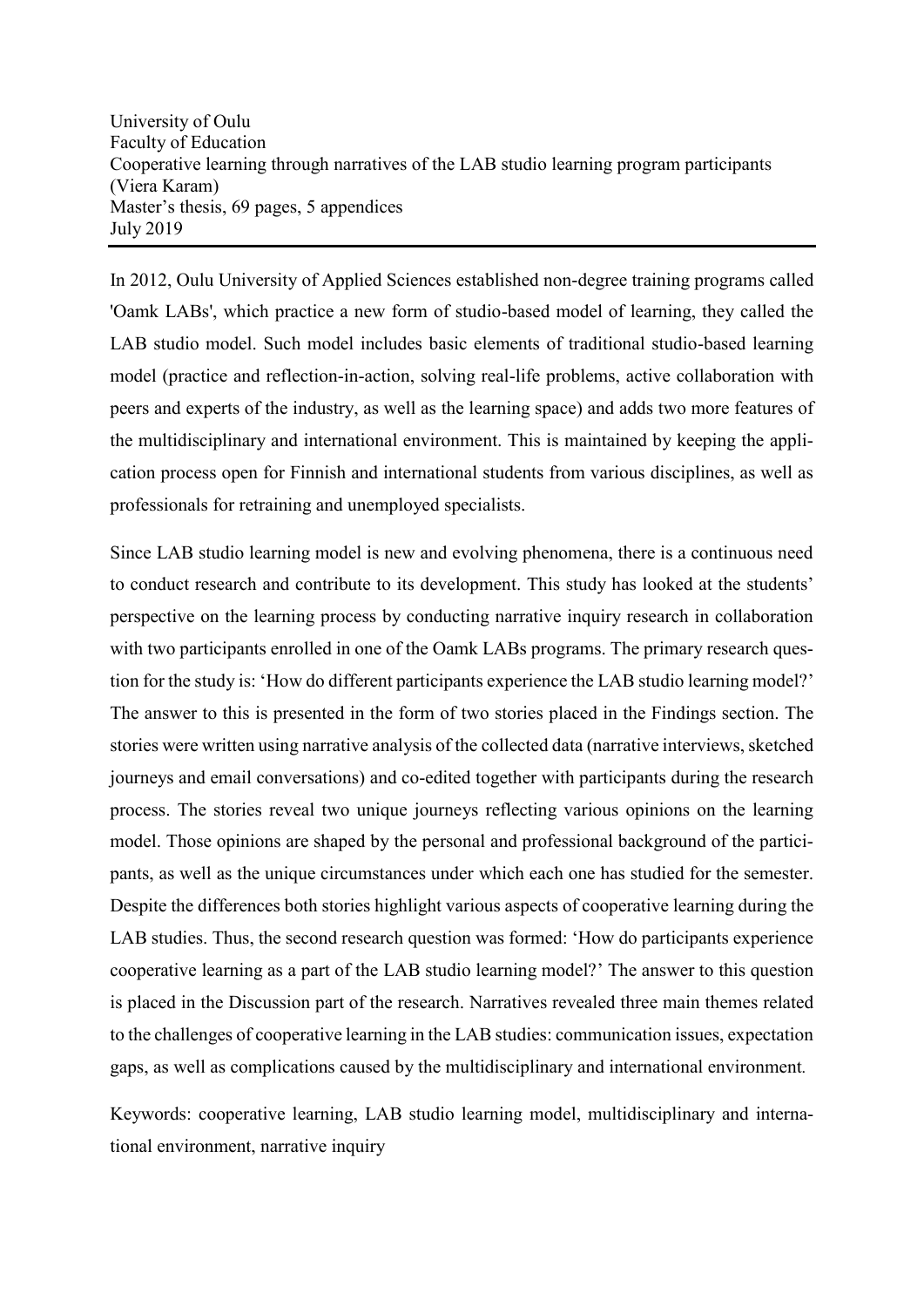University of Oulu  
Faculty of Education  
Cooperative learning through narratives of the LAB studio learning program participants (Viera Karam)  
Master's thesis, 69 pages, 5 appendices  
July 2019

---

In 2012, Oulu University of Applied Sciences established non-degree training programs called 'Oamk LABs', which practice a new form of studio-based model of learning, they called the LAB studio model. Such model includes basic elements of traditional studio-based learning model (practice and reflection-in-action, solving real-life problems, active collaboration with peers and experts of the industry, as well as the learning space) and adds two more features of the multidisciplinary and international environment. This is maintained by keeping the application process open for Finnish and international students from various disciplines, as well as professionals for retraining and unemployed specialists.

Since LAB studio learning model is new and evolving phenomena, there is a continuous need to conduct research and contribute to its development. This study has looked at the students' perspective on the learning process by conducting narrative inquiry research in collaboration with two participants enrolled in one of the Oamk LABs programs. The primary research question for the study is: 'How do different participants experience the LAB studio learning model?' The answer to this is presented in the form of two stories placed in the Findings section. The stories were written using narrative analysis of the collected data (narrative interviews, sketched journeys and email conversations) and co-edited together with participants during the research process. The stories reveal two unique journeys reflecting various opinions on the learning model. Those opinions are shaped by the personal and professional background of the participants, as well as the unique circumstances under which each one has studied for the semester. Despite the differences both stories highlight various aspects of cooperative learning during the LAB studies. Thus, the second research question was formed: 'How do participants experience cooperative learning as a part of the LAB studio learning model?' The answer to this question is placed in the Discussion part of the research. Narratives revealed three main themes related to the challenges of cooperative learning in the LAB studies: communication issues, expectation gaps, as well as complications caused by the multidisciplinary and international environment.

Keywords: cooperative learning, LAB studio learning model, multidisciplinary and international environment, narrative inquiry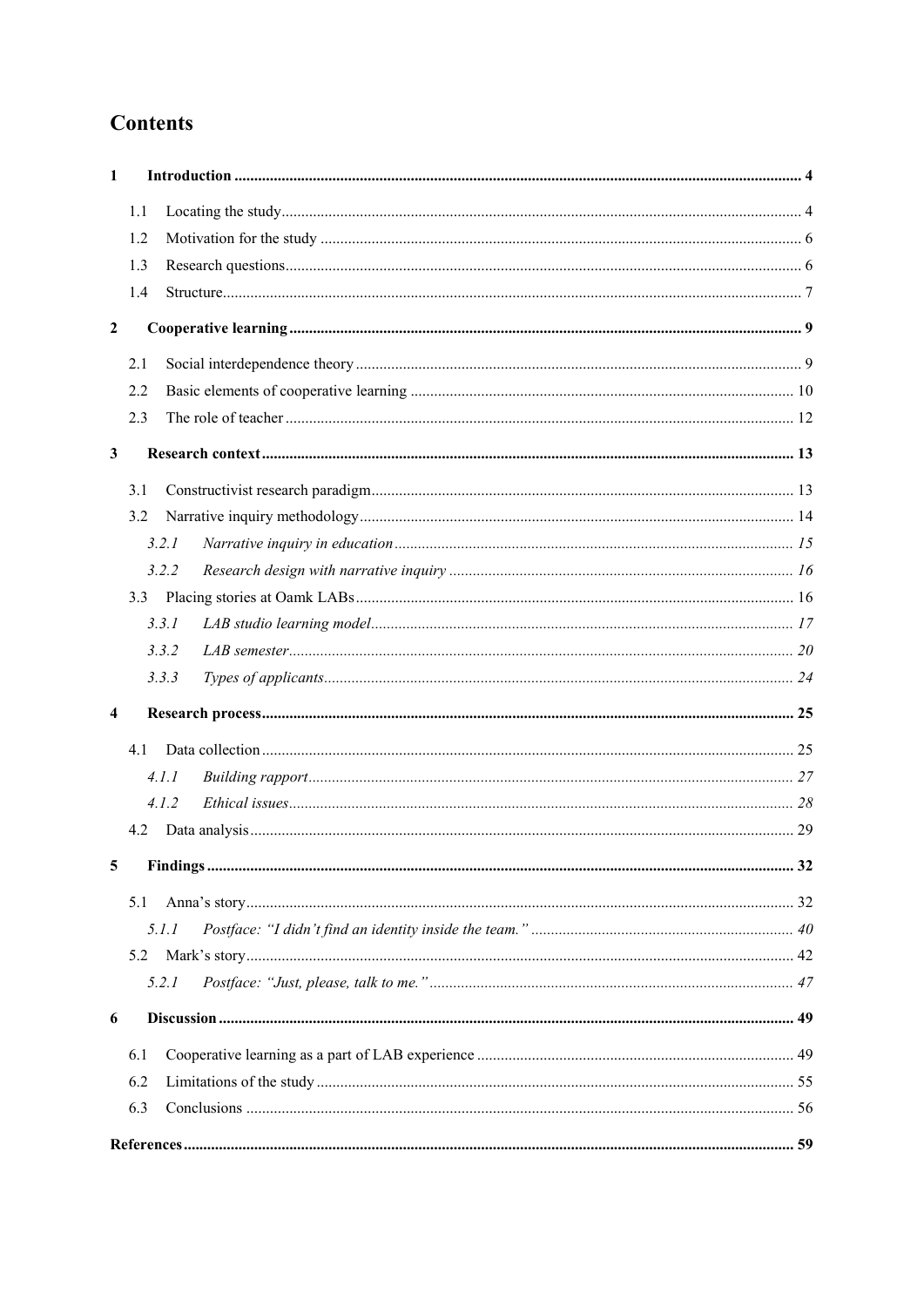# Contents

**1 Introduction ........ 4**

- 1.1 Locating the study ........ 4
- 1.2 Motivation for the study ........ 6
- 1.3 Research questions ........ 6
- 1.4 Structure ........ 7

**2 Cooperative learning ........ 9**

- 2.1 Social interdependence theory ........ 9
- 2.2 Basic elements of cooperative learning ........ 10
- 2.3 The role of teacher ........ 12

**3 Research context ........ 13**

- 3.1 Constructivist research paradigm ........ 13
- 3.2 Narrative inquiry methodology ........ 14
  - *3.2.1 Narrative inquiry in education ........ 15*
  - *3.2.2 Research design with narrative inquiry ........ 16*
- 3.3 Placing stories at Oamk LABs ........ 16
  - *3.3.1 LAB studio learning model ........ 17*
  - *3.3.2 LAB semester ........ 20*
  - *3.3.3 Types of applicants ........ 24*

**4 Research process ........ 25**

- 4.1 Data collection ........ 25
  - *4.1.1 Building rapport ........ 27*
  - *4.1.2 Ethical issues ........ 28*
- 4.2 Data analysis ........ 29

**5 Findings ........ 32**

- 5.1 Anna's story ........ 32
  - *5.1.1 Postface: "I didn't find an identity inside the team." ........ 40*
- 5.2 Mark's story ........ 42
  - *5.2.1 Postface: "Just, please, talk to me." ........ 47*

**6 Discussion ........ 49**

- 6.1 Cooperative learning as a part of LAB experience ........ 49
- 6.2 Limitations of the study ........ 55
- 6.3 Conclusions ........ 56

**References ........ 59**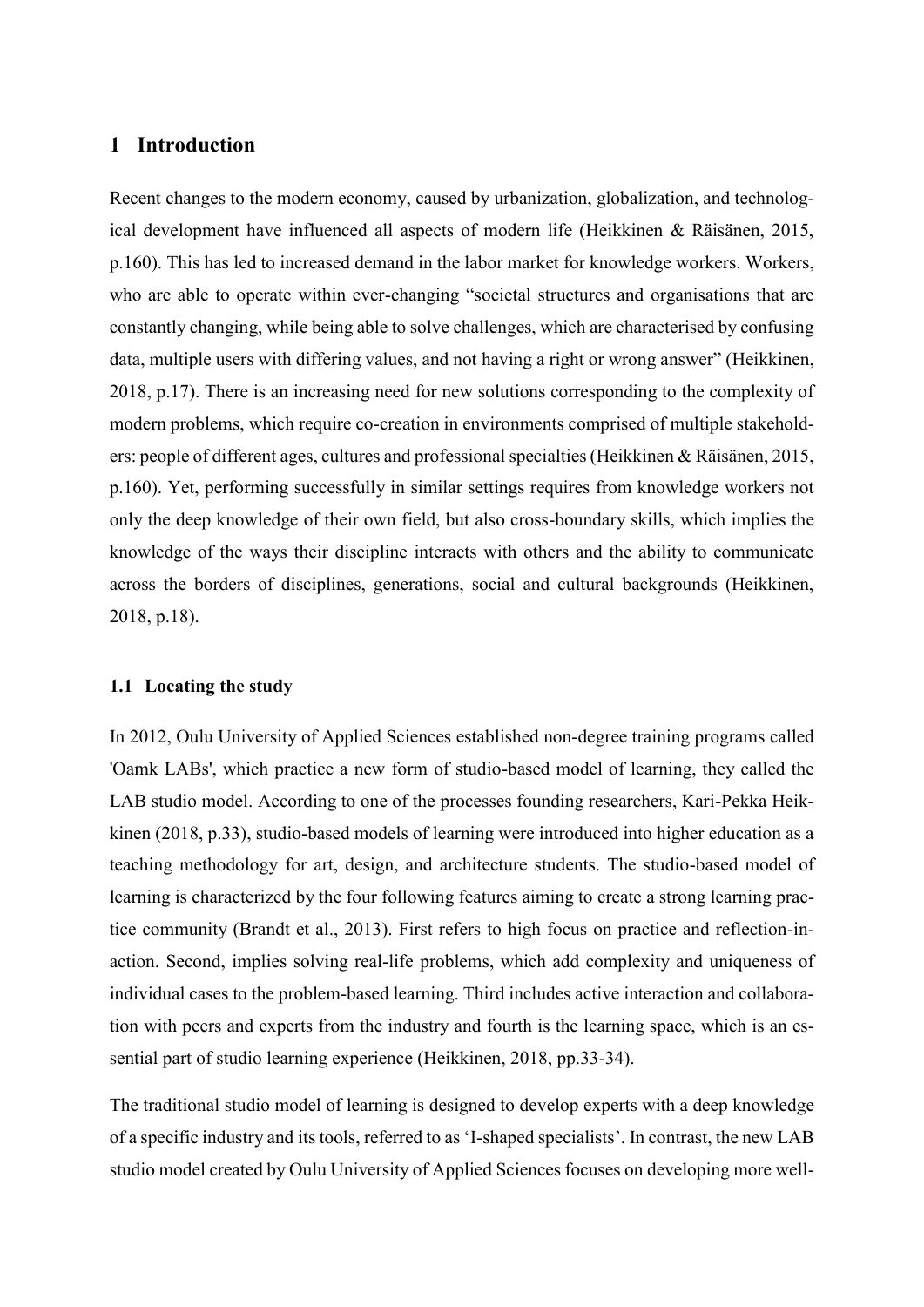# 1 Introduction

Recent changes to the modern economy, caused by urbanization, globalization, and technological development have influenced all aspects of modern life (Heikkinen & Räisänen, 2015, p.160). This has led to increased demand in the labor market for knowledge workers. Workers, who are able to operate within ever-changing "societal structures and organisations that are constantly changing, while being able to solve challenges, which are characterised by confusing data, multiple users with differing values, and not having a right or wrong answer" (Heikkinen, 2018, p.17). There is an increasing need for new solutions corresponding to the complexity of modern problems, which require co-creation in environments comprised of multiple stakeholders: people of different ages, cultures and professional specialties (Heikkinen & Räisänen, 2015, p.160). Yet, performing successfully in similar settings requires from knowledge workers not only the deep knowledge of their own field, but also cross-boundary skills, which implies the knowledge of the ways their discipline interacts with others and the ability to communicate across the borders of disciplines, generations, social and cultural backgrounds (Heikkinen, 2018, p.18).

## 1.1 Locating the study

In 2012, Oulu University of Applied Sciences established non-degree training programs called 'Oamk LABs', which practice a new form of studio-based model of learning, they called the LAB studio model. According to one of the processes founding researchers, Kari-Pekka Heikkinen (2018, p.33), studio-based models of learning were introduced into higher education as a teaching methodology for art, design, and architecture students. The studio-based model of learning is characterized by the four following features aiming to create a strong learning practice community (Brandt et al., 2013). First refers to high focus on practice and reflection-in-action. Second, implies solving real-life problems, which add complexity and uniqueness of individual cases to the problem-based learning. Third includes active interaction and collaboration with peers and experts from the industry and fourth is the learning space, which is an essential part of studio learning experience (Heikkinen, 2018, pp.33-34).

The traditional studio model of learning is designed to develop experts with a deep knowledge of a specific industry and its tools, referred to as 'I-shaped specialists'. In contrast, the new LAB studio model created by Oulu University of Applied Sciences focuses on developing more well-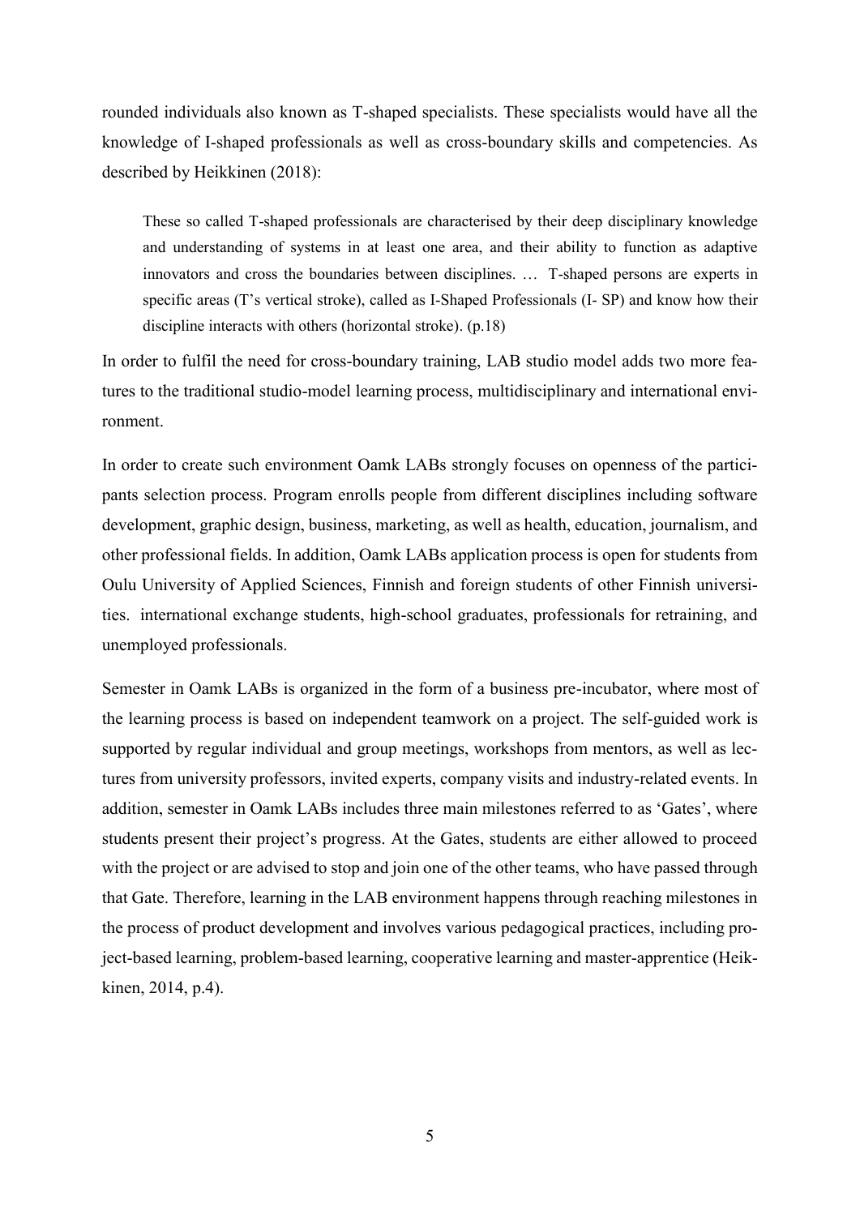rounded individuals also known as T-shaped specialists. These specialists would have all the knowledge of I-shaped professionals as well as cross-boundary skills and competencies. As described by Heikkinen (2018):

> These so called T-shaped professionals are characterised by their deep disciplinary knowledge and understanding of systems in at least one area, and their ability to function as adaptive innovators and cross the boundaries between disciplines. … T-shaped persons are experts in specific areas (T's vertical stroke), called as I-Shaped Professionals (I- SP) and know how their discipline interacts with others (horizontal stroke). (p.18)

In order to fulfil the need for cross-boundary training, LAB studio model adds two more features to the traditional studio-model learning process, multidisciplinary and international environment.

In order to create such environment Oamk LABs strongly focuses on openness of the participants selection process. Program enrolls people from different disciplines including software development, graphic design, business, marketing, as well as health, education, journalism, and other professional fields. In addition, Oamk LABs application process is open for students from Oulu University of Applied Sciences, Finnish and foreign students of other Finnish universities. international exchange students, high-school graduates, professionals for retraining, and unemployed professionals.

Semester in Oamk LABs is organized in the form of a business pre-incubator, where most of the learning process is based on independent teamwork on a project. The self-guided work is supported by regular individual and group meetings, workshops from mentors, as well as lectures from university professors, invited experts, company visits and industry-related events. In addition, semester in Oamk LABs includes three main milestones referred to as 'Gates', where students present their project's progress. At the Gates, students are either allowed to proceed with the project or are advised to stop and join one of the other teams, who have passed through that Gate. Therefore, learning in the LAB environment happens through reaching milestones in the process of product development and involves various pedagogical practices, including project-based learning, problem-based learning, cooperative learning and master-apprentice (Heikkinen, 2014, p.4).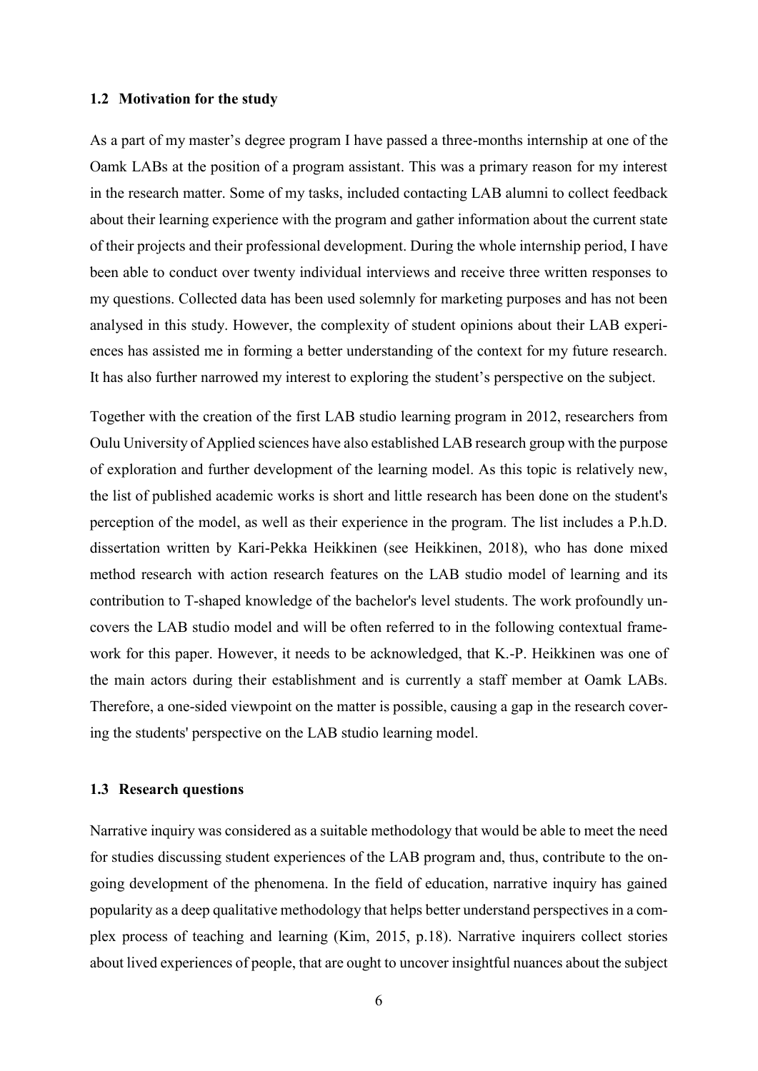### 1.2 Motivation for the study

As a part of my master's degree program I have passed a three-months internship at one of the Oamk LABs at the position of a program assistant. This was a primary reason for my interest in the research matter. Some of my tasks, included contacting LAB alumni to collect feedback about their learning experience with the program and gather information about the current state of their projects and their professional development. During the whole internship period, I have been able to conduct over twenty individual interviews and receive three written responses to my questions. Collected data has been used solemnly for marketing purposes and has not been analysed in this study. However, the complexity of student opinions about their LAB experiences has assisted me in forming a better understanding of the context for my future research. It has also further narrowed my interest to exploring the student's perspective on the subject.

Together with the creation of the first LAB studio learning program in 2012, researchers from Oulu University of Applied sciences have also established LAB research group with the purpose of exploration and further development of the learning model. As this topic is relatively new, the list of published academic works is short and little research has been done on the student's perception of the model, as well as their experience in the program. The list includes a P.h.D. dissertation written by Kari-Pekka Heikkinen (see Heikkinen, 2018), who has done mixed method research with action research features on the LAB studio model of learning and its contribution to T-shaped knowledge of the bachelor's level students. The work profoundly uncovers the LAB studio model and will be often referred to in the following contextual framework for this paper. However, it needs to be acknowledged, that K.-P. Heikkinen was one of the main actors during their establishment and is currently a staff member at Oamk LABs. Therefore, a one-sided viewpoint on the matter is possible, causing a gap in the research covering the students' perspective on the LAB studio learning model.

### 1.3 Research questions

Narrative inquiry was considered as a suitable methodology that would be able to meet the need for studies discussing student experiences of the LAB program and, thus, contribute to the ongoing development of the phenomena. In the field of education, narrative inquiry has gained popularity as a deep qualitative methodology that helps better understand perspectives in a complex process of teaching and learning (Kim, 2015, p.18). Narrative inquirers collect stories about lived experiences of people, that are ought to uncover insightful nuances about the subject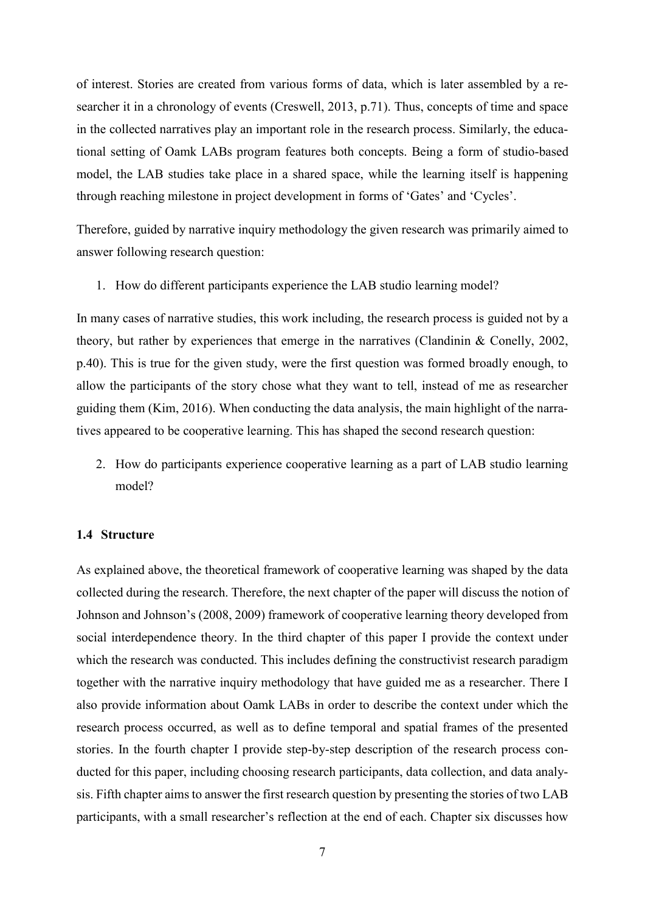of interest. Stories are created from various forms of data, which is later assembled by a researcher it in a chronology of events (Creswell, 2013, p.71). Thus, concepts of time and space in the collected narratives play an important role in the research process. Similarly, the educational setting of Oamk LABs program features both concepts. Being a form of studio-based model, the LAB studies take place in a shared space, while the learning itself is happening through reaching milestone in project development in forms of 'Gates' and 'Cycles'.

Therefore, guided by narrative inquiry methodology the given research was primarily aimed to answer following research question:

1. How do different participants experience the LAB studio learning model?

In many cases of narrative studies, this work including, the research process is guided not by a theory, but rather by experiences that emerge in the narratives (Clandinin & Conelly, 2002, p.40). This is true for the given study, were the first question was formed broadly enough, to allow the participants of the story chose what they want to tell, instead of me as researcher guiding them (Kim, 2016). When conducting the data analysis, the main highlight of the narratives appeared to be cooperative learning. This has shaped the second research question:

2. How do participants experience cooperative learning as a part of LAB studio learning model?

### 1.4 Structure

As explained above, the theoretical framework of cooperative learning was shaped by the data collected during the research. Therefore, the next chapter of the paper will discuss the notion of Johnson and Johnson's (2008, 2009) framework of cooperative learning theory developed from social interdependence theory. In the third chapter of this paper I provide the context under which the research was conducted. This includes defining the constructivist research paradigm together with the narrative inquiry methodology that have guided me as a researcher. There I also provide information about Oamk LABs in order to describe the context under which the research process occurred, as well as to define temporal and spatial frames of the presented stories. In the fourth chapter I provide step-by-step description of the research process conducted for this paper, including choosing research participants, data collection, and data analysis. Fifth chapter aims to answer the first research question by presenting the stories of two LAB participants, with a small researcher's reflection at the end of each. Chapter six discusses how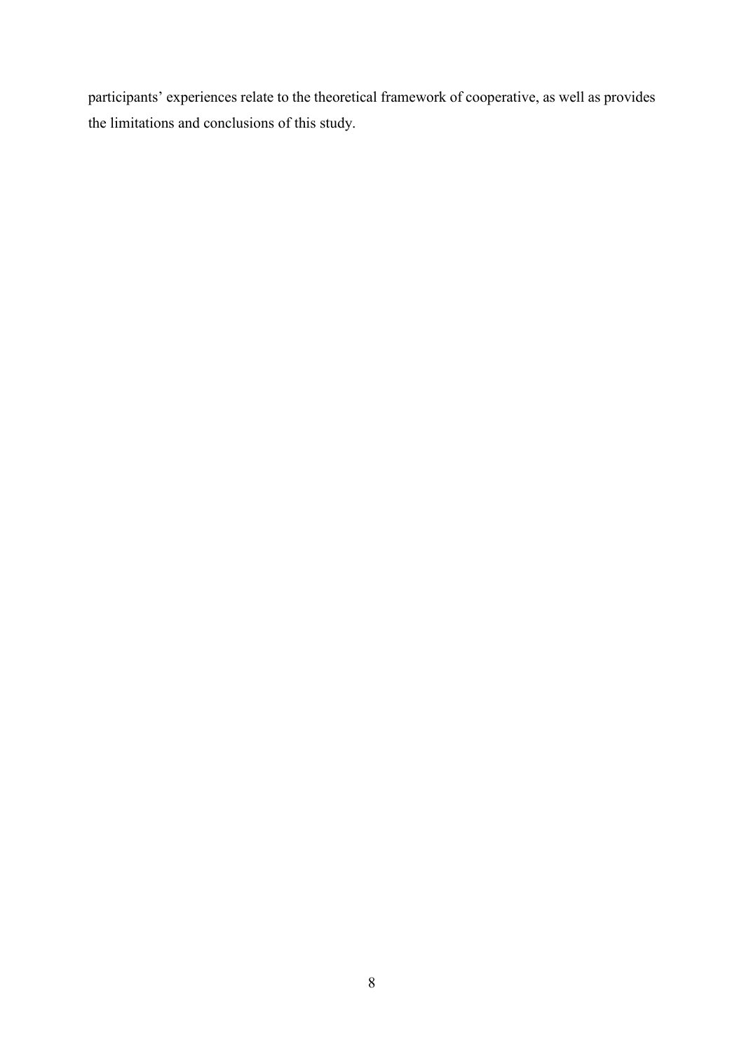participants' experiences relate to the theoretical framework of cooperative, as well as provides the limitations and conclusions of this study.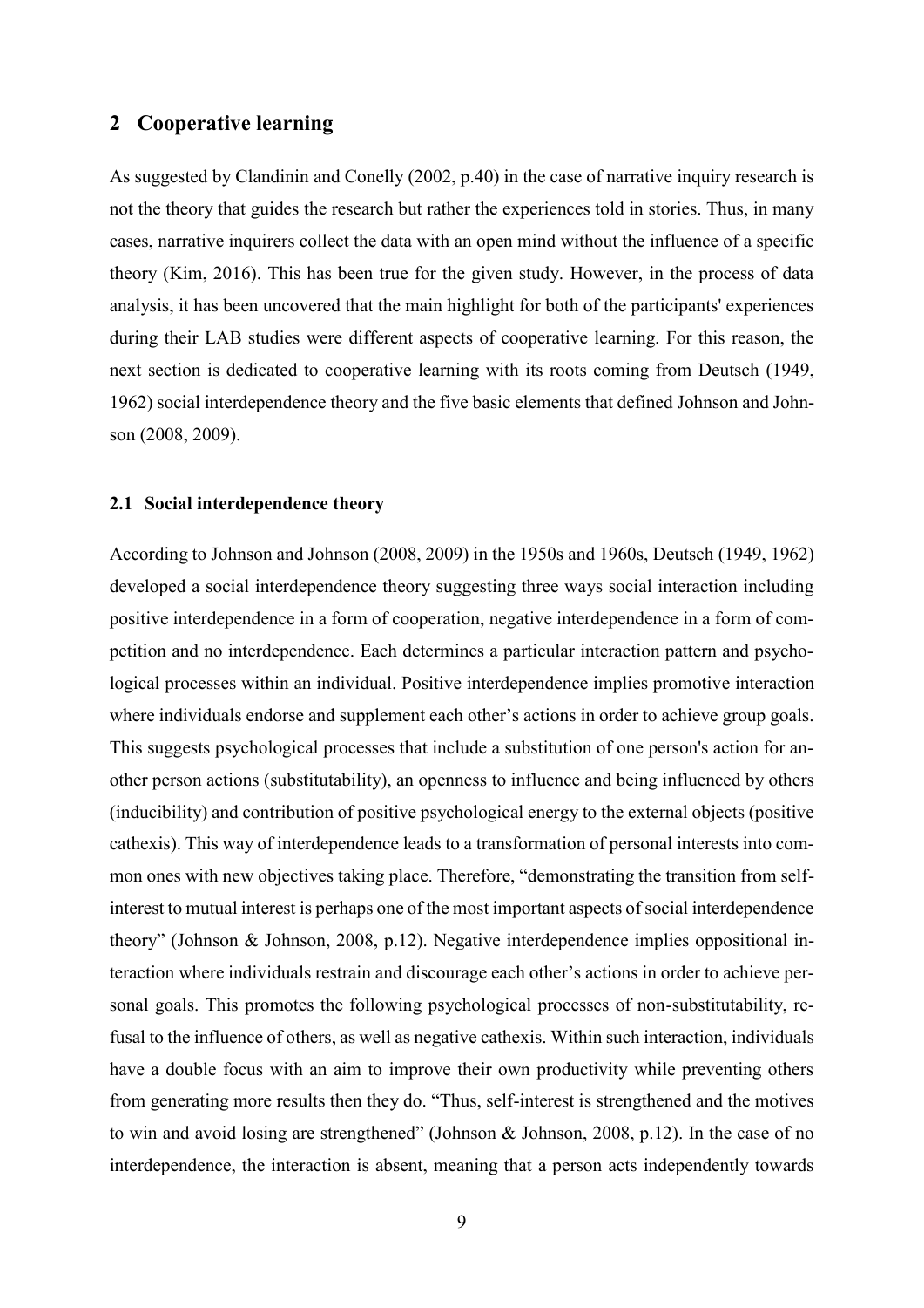## 2 Cooperative learning

As suggested by Clandinin and Conelly (2002, p.40) in the case of narrative inquiry research is not the theory that guides the research but rather the experiences told in stories. Thus, in many cases, narrative inquirers collect the data with an open mind without the influence of a specific theory (Kim, 2016). This has been true for the given study. However, in the process of data analysis, it has been uncovered that the main highlight for both of the participants' experiences during their LAB studies were different aspects of cooperative learning. For this reason, the next section is dedicated to cooperative learning with its roots coming from Deutsch (1949, 1962) social interdependence theory and the five basic elements that defined Johnson and Johnson (2008, 2009).

### 2.1 Social interdependence theory

According to Johnson and Johnson (2008, 2009) in the 1950s and 1960s, Deutsch (1949, 1962) developed a social interdependence theory suggesting three ways social interaction including positive interdependence in a form of cooperation, negative interdependence in a form of competition and no interdependence. Each determines a particular interaction pattern and psychological processes within an individual. Positive interdependence implies promotive interaction where individuals endorse and supplement each other's actions in order to achieve group goals. This suggests psychological processes that include a substitution of one person's action for another person actions (substitutability), an openness to influence and being influenced by others (inducibility) and contribution of positive psychological energy to the external objects (positive cathexis). This way of interdependence leads to a transformation of personal interests into common ones with new objectives taking place. Therefore, "demonstrating the transition from self-interest to mutual interest is perhaps one of the most important aspects of social interdependence theory" (Johnson & Johnson, 2008, p.12). Negative interdependence implies oppositional interaction where individuals restrain and discourage each other's actions in order to achieve personal goals. This promotes the following psychological processes of non-substitutability, refusal to the influence of others, as well as negative cathexis. Within such interaction, individuals have a double focus with an aim to improve their own productivity while preventing others from generating more results then they do. "Thus, self-interest is strengthened and the motives to win and avoid losing are strengthened" (Johnson & Johnson, 2008, p.12). In the case of no interdependence, the interaction is absent, meaning that a person acts independently towards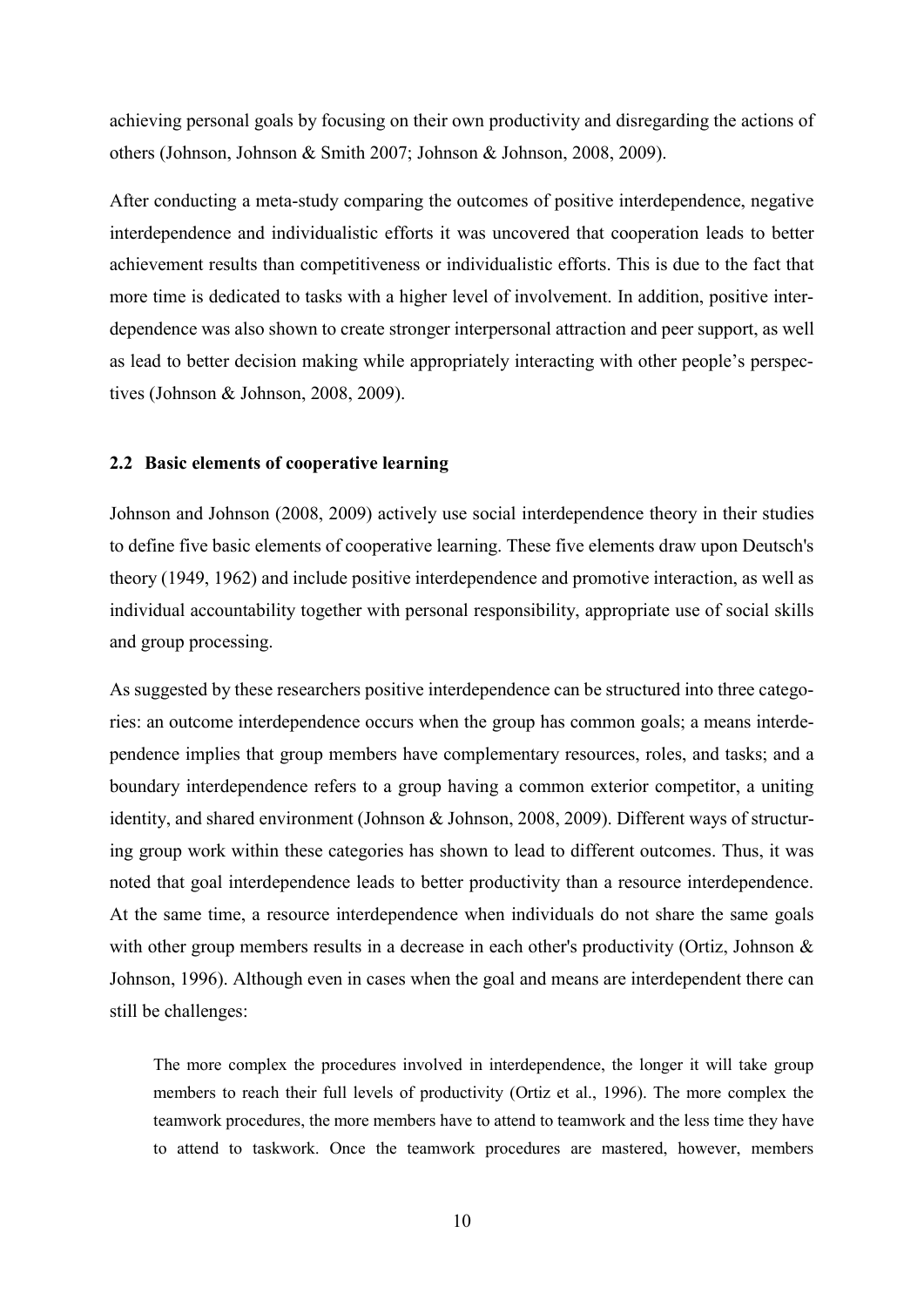achieving personal goals by focusing on their own productivity and disregarding the actions of others (Johnson, Johnson & Smith 2007; Johnson & Johnson, 2008, 2009).

After conducting a meta-study comparing the outcomes of positive interdependence, negative interdependence and individualistic efforts it was uncovered that cooperation leads to better achievement results than competitiveness or individualistic efforts. This is due to the fact that more time is dedicated to tasks with a higher level of involvement. In addition, positive interdependence was also shown to create stronger interpersonal attraction and peer support, as well as lead to better decision making while appropriately interacting with other people's perspectives (Johnson & Johnson, 2008, 2009).

### 2.2 Basic elements of cooperative learning

Johnson and Johnson (2008, 2009) actively use social interdependence theory in their studies to define five basic elements of cooperative learning. These five elements draw upon Deutsch's theory (1949, 1962) and include positive interdependence and promotive interaction, as well as individual accountability together with personal responsibility, appropriate use of social skills and group processing.

As suggested by these researchers positive interdependence can be structured into three categories: an outcome interdependence occurs when the group has common goals; a means interdependence implies that group members have complementary resources, roles, and tasks; and a boundary interdependence refers to a group having a common exterior competitor, a uniting identity, and shared environment (Johnson & Johnson, 2008, 2009). Different ways of structuring group work within these categories has shown to lead to different outcomes. Thus, it was noted that goal interdependence leads to better productivity than a resource interdependence. At the same time, a resource interdependence when individuals do not share the same goals with other group members results in a decrease in each other's productivity (Ortiz, Johnson & Johnson, 1996). Although even in cases when the goal and means are interdependent there can still be challenges:

> The more complex the procedures involved in interdependence, the longer it will take group members to reach their full levels of productivity (Ortiz et al., 1996). The more complex the teamwork procedures, the more members have to attend to teamwork and the less time they have to attend to taskwork. Once the teamwork procedures are mastered, however, members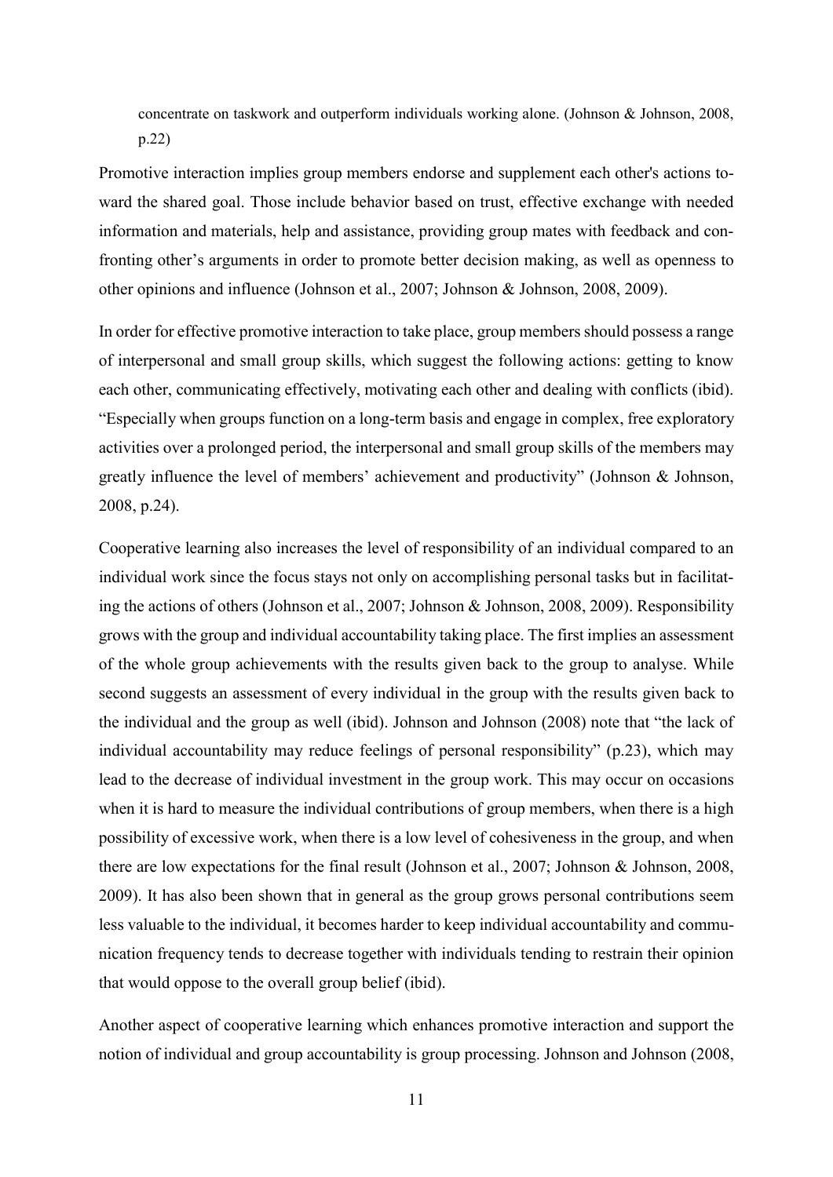concentrate on taskwork and outperform individuals working alone. (Johnson & Johnson, 2008, p.22)

Promotive interaction implies group members endorse and supplement each other's actions toward the shared goal. Those include behavior based on trust, effective exchange with needed information and materials, help and assistance, providing group mates with feedback and confronting other's arguments in order to promote better decision making, as well as openness to other opinions and influence (Johnson et al., 2007; Johnson & Johnson, 2008, 2009).

In order for effective promotive interaction to take place, group members should possess a range of interpersonal and small group skills, which suggest the following actions: getting to know each other, communicating effectively, motivating each other and dealing with conflicts (ibid). "Especially when groups function on a long-term basis and engage in complex, free exploratory activities over a prolonged period, the interpersonal and small group skills of the members may greatly influence the level of members' achievement and productivity" (Johnson & Johnson, 2008, p.24).

Cooperative learning also increases the level of responsibility of an individual compared to an individual work since the focus stays not only on accomplishing personal tasks but in facilitating the actions of others (Johnson et al., 2007; Johnson & Johnson, 2008, 2009). Responsibility grows with the group and individual accountability taking place. The first implies an assessment of the whole group achievements with the results given back to the group to analyse. While second suggests an assessment of every individual in the group with the results given back to the individual and the group as well (ibid). Johnson and Johnson (2008) note that "the lack of individual accountability may reduce feelings of personal responsibility" (p.23), which may lead to the decrease of individual investment in the group work. This may occur on occasions when it is hard to measure the individual contributions of group members, when there is a high possibility of excessive work, when there is a low level of cohesiveness in the group, and when there are low expectations for the final result (Johnson et al., 2007; Johnson & Johnson, 2008, 2009). It has also been shown that in general as the group grows personal contributions seem less valuable to the individual, it becomes harder to keep individual accountability and communication frequency tends to decrease together with individuals tending to restrain their opinion that would oppose to the overall group belief (ibid).

Another aspect of cooperative learning which enhances promotive interaction and support the notion of individual and group accountability is group processing. Johnson and Johnson (2008,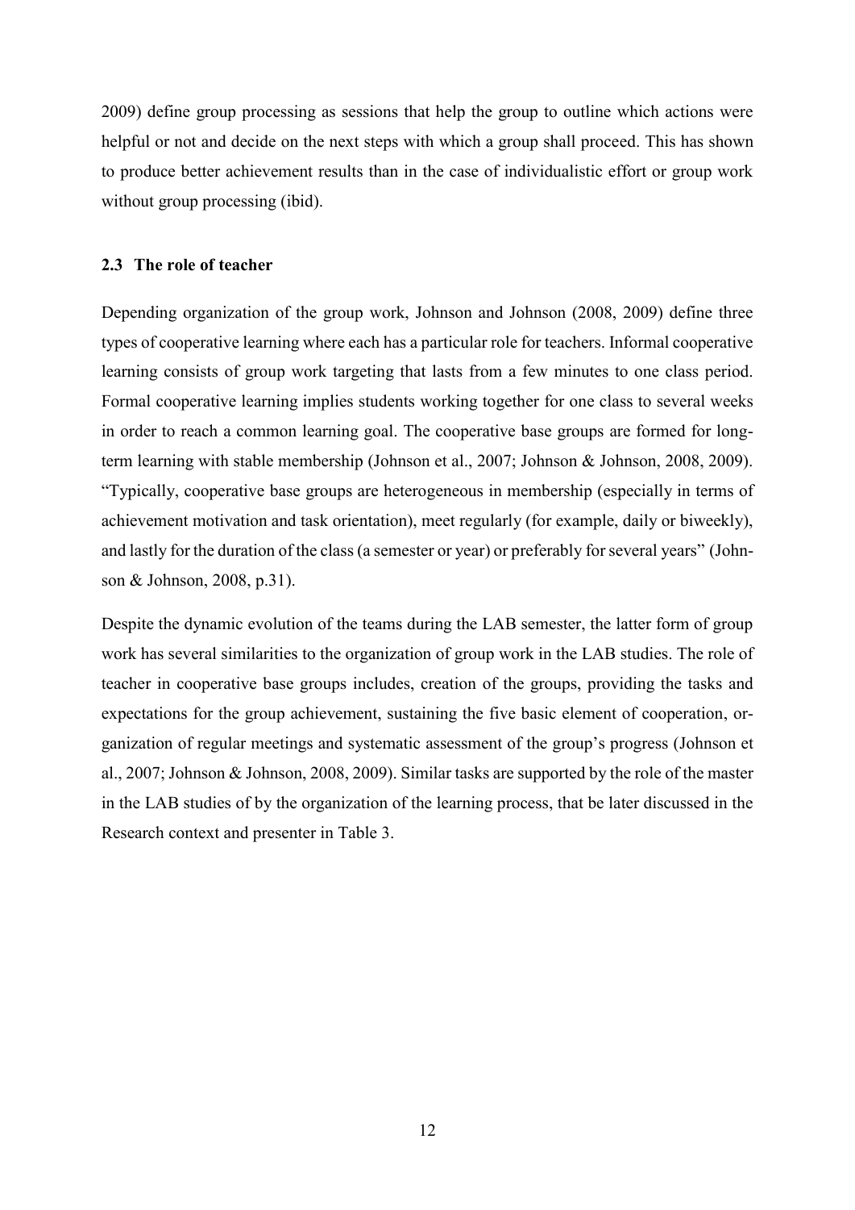2009) define group processing as sessions that help the group to outline which actions were helpful or not and decide on the next steps with which a group shall proceed. This has shown to produce better achievement results than in the case of individualistic effort or group work without group processing (ibid).

## 2.3 The role of teacher

Depending organization of the group work, Johnson and Johnson (2008, 2009) define three types of cooperative learning where each has a particular role for teachers. Informal cooperative learning consists of group work targeting that lasts from a few minutes to one class period. Formal cooperative learning implies students working together for one class to several weeks in order to reach a common learning goal. The cooperative base groups are formed for long-term learning with stable membership (Johnson et al., 2007; Johnson & Johnson, 2008, 2009). "Typically, cooperative base groups are heterogeneous in membership (especially in terms of achievement motivation and task orientation), meet regularly (for example, daily or biweekly), and lastly for the duration of the class (a semester or year) or preferably for several years" (Johnson & Johnson, 2008, p.31).

Despite the dynamic evolution of the teams during the LAB semester, the latter form of group work has several similarities to the organization of group work in the LAB studies. The role of teacher in cooperative base groups includes, creation of the groups, providing the tasks and expectations for the group achievement, sustaining the five basic element of cooperation, organization of regular meetings and systematic assessment of the group's progress (Johnson et al., 2007; Johnson & Johnson, 2008, 2009). Similar tasks are supported by the role of the master in the LAB studies of by the organization of the learning process, that be later discussed in the Research context and presenter in Table 3.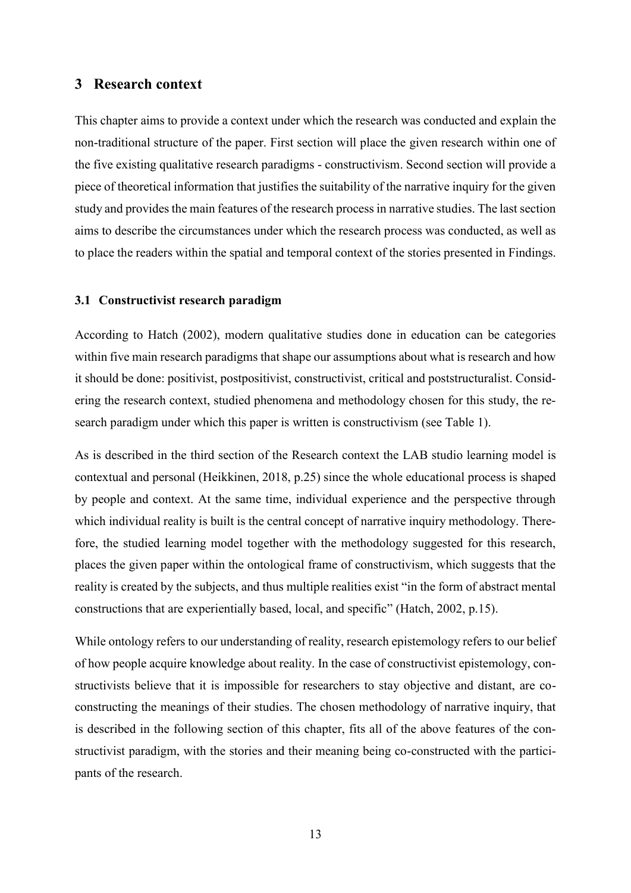## 3 Research context

This chapter aims to provide a context under which the research was conducted and explain the non-traditional structure of the paper. First section will place the given research within one of the five existing qualitative research paradigms - constructivism. Second section will provide a piece of theoretical information that justifies the suitability of the narrative inquiry for the given study and provides the main features of the research process in narrative studies. The last section aims to describe the circumstances under which the research process was conducted, as well as to place the readers within the spatial and temporal context of the stories presented in Findings.

### 3.1 Constructivist research paradigm

According to Hatch (2002), modern qualitative studies done in education can be categories within five main research paradigms that shape our assumptions about what is research and how it should be done: positivist, postpositivist, constructivist, critical and poststructuralist. Considering the research context, studied phenomena and methodology chosen for this study, the research paradigm under which this paper is written is constructivism (see Table 1).

As is described in the third section of the Research context the LAB studio learning model is contextual and personal (Heikkinen, 2018, p.25) since the whole educational process is shaped by people and context. At the same time, individual experience and the perspective through which individual reality is built is the central concept of narrative inquiry methodology. Therefore, the studied learning model together with the methodology suggested for this research, places the given paper within the ontological frame of constructivism, which suggests that the reality is created by the subjects, and thus multiple realities exist "in the form of abstract mental constructions that are experientially based, local, and specific" (Hatch, 2002, p.15).

While ontology refers to our understanding of reality, research epistemology refers to our belief of how people acquire knowledge about reality. In the case of constructivist epistemology, constructivists believe that it is impossible for researchers to stay objective and distant, are co-constructing the meanings of their studies. The chosen methodology of narrative inquiry, that is described in the following section of this chapter, fits all of the above features of the constructivist paradigm, with the stories and their meaning being co-constructed with the participants of the research.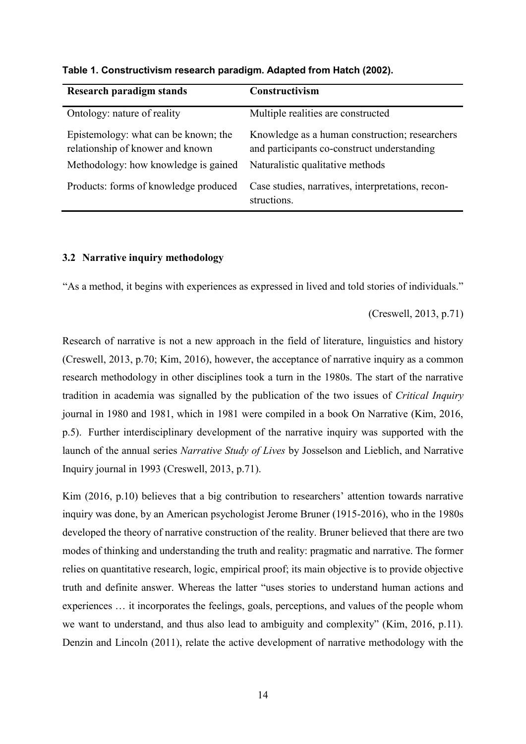**Table 1. Constructivism research paradigm. Adapted from Hatch (2002).**

| Research paradigm stands | Constructivism |
|---|---|
| Ontology: nature of reality | Multiple realities are constructed |
| Epistemology: what can be known; the relationship of knower and known | Knowledge as a human construction; researchers and participants co-construct understanding |
| Methodology: how knowledge is gained | Naturalistic qualitative methods |
| Products: forms of knowledge produced | Case studies, narratives, interpretations, reconstructions. |

### 3.2 Narrative inquiry methodology

"As a method, it begins with experiences as expressed in lived and told stories of individuals."

(Creswell, 2013, p.71)

Research of narrative is not a new approach in the field of literature, linguistics and history (Creswell, 2013, p.70; Kim, 2016), however, the acceptance of narrative inquiry as a common research methodology in other disciplines took a turn in the 1980s. The start of the narrative tradition in academia was signalled by the publication of the two issues of *Critical Inquiry* journal in 1980 and 1981, which in 1981 were compiled in a book On Narrative (Kim, 2016, p.5). Further interdisciplinary development of the narrative inquiry was supported with the launch of the annual series *Narrative Study of Lives* by Josselson and Lieblich, and Narrative Inquiry journal in 1993 (Creswell, 2013, p.71).

Kim (2016, p.10) believes that a big contribution to researchers' attention towards narrative inquiry was done, by an American psychologist Jerome Bruner (1915-2016), who in the 1980s developed the theory of narrative construction of the reality. Bruner believed that there are two modes of thinking and understanding the truth and reality: pragmatic and narrative. The former relies on quantitative research, logic, empirical proof; its main objective is to provide objective truth and definite answer. Whereas the latter "uses stories to understand human actions and experiences … it incorporates the feelings, goals, perceptions, and values of the people whom we want to understand, and thus also lead to ambiguity and complexity" (Kim, 2016, p.11). Denzin and Lincoln (2011), relate the active development of narrative methodology with the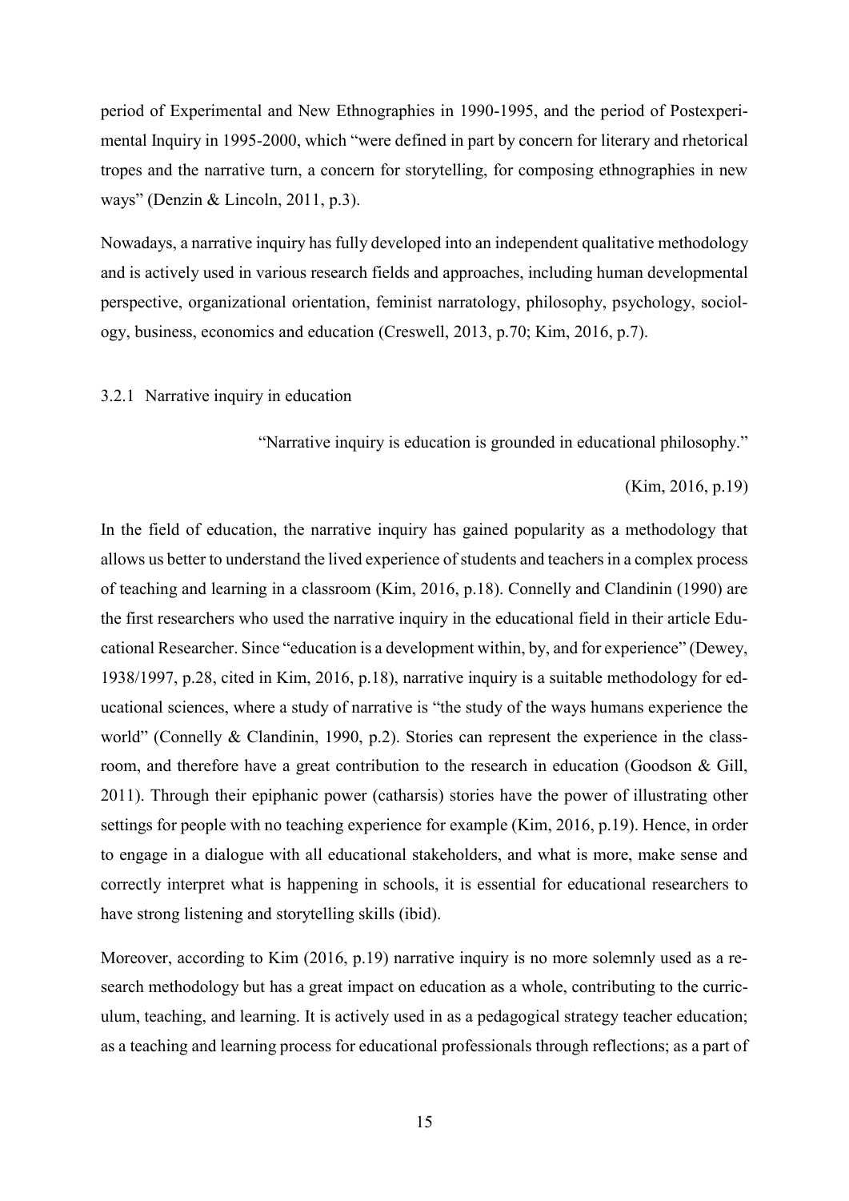period of Experimental and New Ethnographies in 1990-1995, and the period of Postexperimental Inquiry in 1995-2000, which "were defined in part by concern for literary and rhetorical tropes and the narrative turn, a concern for storytelling, for composing ethnographies in new ways" (Denzin & Lincoln, 2011, p.3).

Nowadays, a narrative inquiry has fully developed into an independent qualitative methodology and is actively used in various research fields and approaches, including human developmental perspective, organizational orientation, feminist narratology, philosophy, psychology, sociology, business, economics and education (Creswell, 2013, p.70; Kim, 2016, p.7).

### 3.2.1 Narrative inquiry in education

> "Narrative inquiry is education is grounded in educational philosophy."
>
> (Kim, 2016, p.19)

In the field of education, the narrative inquiry has gained popularity as a methodology that allows us better to understand the lived experience of students and teachers in a complex process of teaching and learning in a classroom (Kim, 2016, p.18). Connelly and Clandinin (1990) are the first researchers who used the narrative inquiry in the educational field in their article Educational Researcher. Since "education is a development within, by, and for experience" (Dewey, 1938/1997, p.28, cited in Kim, 2016, p.18), narrative inquiry is a suitable methodology for educational sciences, where a study of narrative is "the study of the ways humans experience the world" (Connelly & Clandinin, 1990, p.2). Stories can represent the experience in the classroom, and therefore have a great contribution to the research in education (Goodson & Gill, 2011). Through their epiphanic power (catharsis) stories have the power of illustrating other settings for people with no teaching experience for example (Kim, 2016, p.19). Hence, in order to engage in a dialogue with all educational stakeholders, and what is more, make sense and correctly interpret what is happening in schools, it is essential for educational researchers to have strong listening and storytelling skills (ibid).

Moreover, according to Kim (2016, p.19) narrative inquiry is no more solemnly used as a research methodology but has a great impact on education as a whole, contributing to the curriculum, teaching, and learning. It is actively used in as a pedagogical strategy teacher education; as a teaching and learning process for educational professionals through reflections; as a part of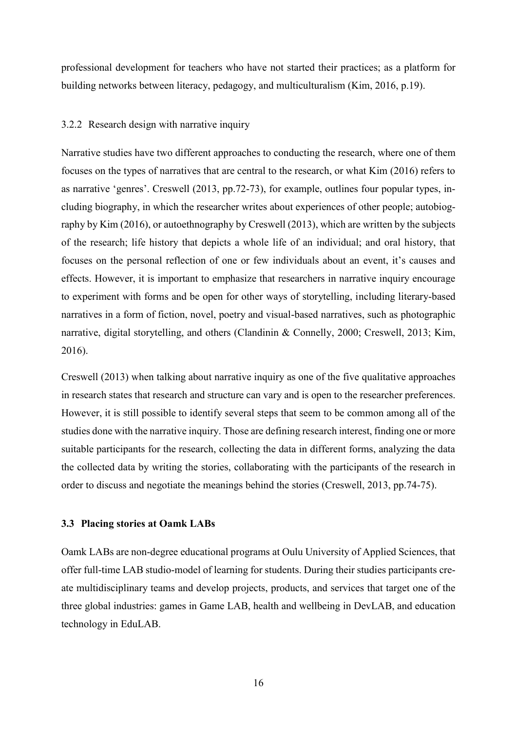professional development for teachers who have not started their practices; as a platform for building networks between literacy, pedagogy, and multiculturalism (Kim, 2016, p.19).

### 3.2.2 Research design with narrative inquiry

Narrative studies have two different approaches to conducting the research, where one of them focuses on the types of narratives that are central to the research, or what Kim (2016) refers to as narrative 'genres'. Creswell (2013, pp.72-73), for example, outlines four popular types, including biography, in which the researcher writes about experiences of other people; autobiography by Kim (2016), or autoethnography by Creswell (2013), which are written by the subjects of the research; life history that depicts a whole life of an individual; and oral history, that focuses on the personal reflection of one or few individuals about an event, it's causes and effects. However, it is important to emphasize that researchers in narrative inquiry encourage to experiment with forms and be open for other ways of storytelling, including literary-based narratives in a form of fiction, novel, poetry and visual-based narratives, such as photographic narrative, digital storytelling, and others (Clandinin & Connelly, 2000; Creswell, 2013; Kim, 2016).

Creswell (2013) when talking about narrative inquiry as one of the five qualitative approaches in research states that research and structure can vary and is open to the researcher preferences. However, it is still possible to identify several steps that seem to be common among all of the studies done with the narrative inquiry. Those are defining research interest, finding one or more suitable participants for the research, collecting the data in different forms, analyzing the data the collected data by writing the stories, collaborating with the participants of the research in order to discuss and negotiate the meanings behind the stories (Creswell, 2013, pp.74-75).

## 3.3 Placing stories at Oamk LABs

Oamk LABs are non-degree educational programs at Oulu University of Applied Sciences, that offer full-time LAB studio-model of learning for students. During their studies participants create multidisciplinary teams and develop projects, products, and services that target one of the three global industries: games in Game LAB, health and wellbeing in DevLAB, and education technology in EduLAB.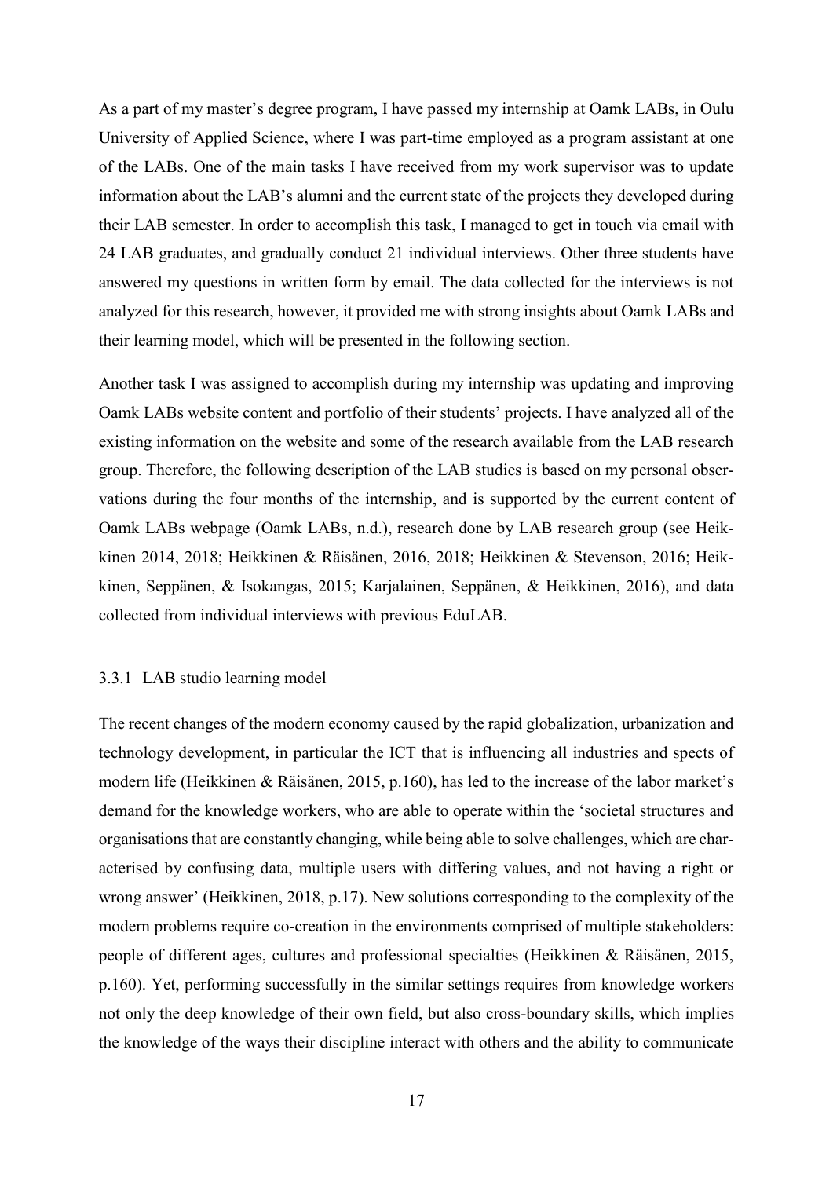As a part of my master's degree program, I have passed my internship at Oamk LABs, in Oulu University of Applied Science, where I was part-time employed as a program assistant at one of the LABs. One of the main tasks I have received from my work supervisor was to update information about the LAB's alumni and the current state of the projects they developed during their LAB semester. In order to accomplish this task, I managed to get in touch via email with 24 LAB graduates, and gradually conduct 21 individual interviews. Other three students have answered my questions in written form by email. The data collected for the interviews is not analyzed for this research, however, it provided me with strong insights about Oamk LABs and their learning model, which will be presented in the following section.

Another task I was assigned to accomplish during my internship was updating and improving Oamk LABs website content and portfolio of their students' projects. I have analyzed all of the existing information on the website and some of the research available from the LAB research group. Therefore, the following description of the LAB studies is based on my personal observations during the four months of the internship, and is supported by the current content of Oamk LABs webpage (Oamk LABs, n.d.), research done by LAB research group (see Heikkinen 2014, 2018; Heikkinen & Räisänen, 2016, 2018; Heikkinen & Stevenson, 2016; Heikkinen, Seppänen, & Isokangas, 2015; Karjalainen, Seppänen, & Heikkinen, 2016), and data collected from individual interviews with previous EduLAB.

### 3.3.1 LAB studio learning model

The recent changes of the modern economy caused by the rapid globalization, urbanization and technology development, in particular the ICT that is influencing all industries and spects of modern life (Heikkinen & Räisänen, 2015, p.160), has led to the increase of the labor market's demand for the knowledge workers, who are able to operate within the 'societal structures and organisations that are constantly changing, while being able to solve challenges, which are characterised by confusing data, multiple users with differing values, and not having a right or wrong answer' (Heikkinen, 2018, p.17). New solutions corresponding to the complexity of the modern problems require co-creation in the environments comprised of multiple stakeholders: people of different ages, cultures and professional specialties (Heikkinen & Räisänen, 2015, p.160). Yet, performing successfully in the similar settings requires from knowledge workers not only the deep knowledge of their own field, but also cross-boundary skills, which implies the knowledge of the ways their discipline interact with others and the ability to communicate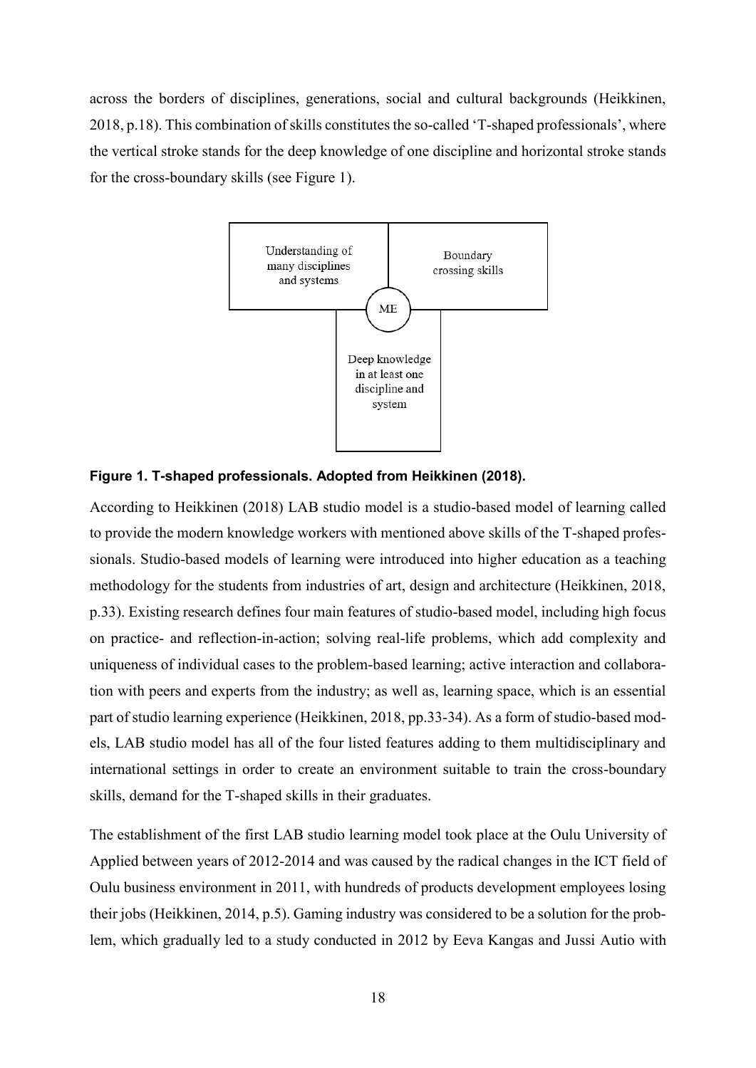across the borders of disciplines, generations, social and cultural backgrounds (Heikkinen, 2018, p.18). This combination of skills constitutes the so-called 'T-shaped professionals', where the vertical stroke stands for the deep knowledge of one discipline and horizontal stroke stands for the cross-boundary skills (see Figure 1).

Understanding of many disciplines and systems

Boundary crossing skills

ME

Deep knowledge in at least one discipline and system

**Figure 1. T-shaped professionals. Adopted from Heikkinen (2018).**

According to Heikkinen (2018) LAB studio model is a studio-based model of learning called to provide the modern knowledge workers with mentioned above skills of the T-shaped professionals. Studio-based models of learning were introduced into higher education as a teaching methodology for the students from industries of art, design and architecture (Heikkinen, 2018, p.33). Existing research defines four main features of studio-based model, including high focus on practice- and reflection-in-action; solving real-life problems, which add complexity and uniqueness of individual cases to the problem-based learning; active interaction and collaboration with peers and experts from the industry; as well as, learning space, which is an essential part of studio learning experience (Heikkinen, 2018, pp.33-34). As a form of studio-based models, LAB studio model has all of the four listed features adding to them multidisciplinary and international settings in order to create an environment suitable to train the cross-boundary skills, demand for the T-shaped skills in their graduates.

The establishment of the first LAB studio learning model took place at the Oulu University of Applied between years of 2012-2014 and was caused by the radical changes in the ICT field of Oulu business environment in 2011, with hundreds of products development employees losing their jobs (Heikkinen, 2014, p.5). Gaming industry was considered to be a solution for the problem, which gradually led to a study conducted in 2012 by Eeva Kangas and Jussi Autio with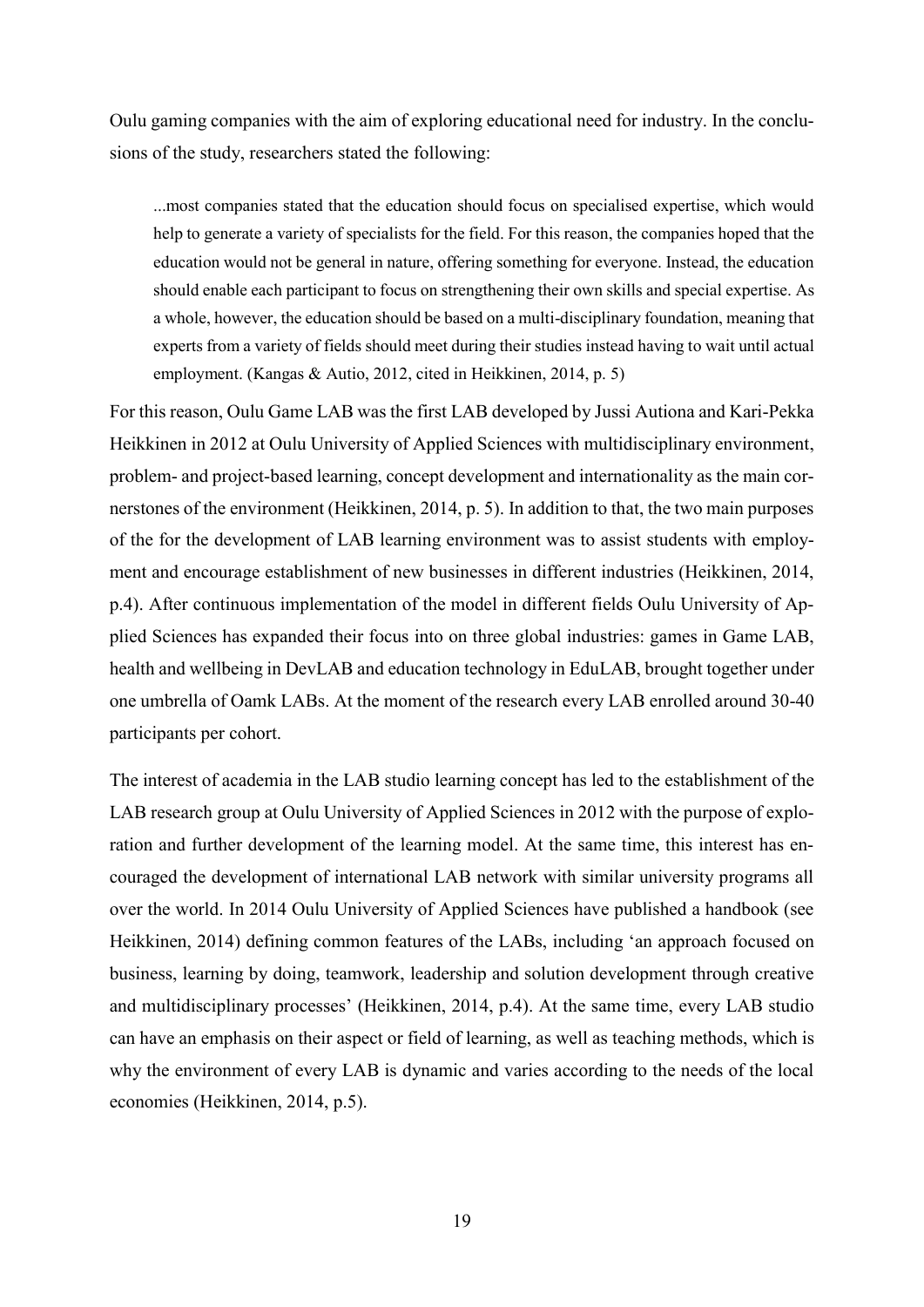Oulu gaming companies with the aim of exploring educational need for industry. In the conclusions of the study, researchers stated the following:

> ...most companies stated that the education should focus on specialised expertise, which would help to generate a variety of specialists for the field. For this reason, the companies hoped that the education would not be general in nature, offering something for everyone. Instead, the education should enable each participant to focus on strengthening their own skills and special expertise. As a whole, however, the education should be based on a multi-disciplinary foundation, meaning that experts from a variety of fields should meet during their studies instead having to wait until actual employment. (Kangas & Autio, 2012, cited in Heikkinen, 2014, p. 5)

For this reason, Oulu Game LAB was the first LAB developed by Jussi Autiona and Kari-Pekka Heikkinen in 2012 at Oulu University of Applied Sciences with multidisciplinary environment, problem- and project-based learning, concept development and internationality as the main cornerstones of the environment (Heikkinen, 2014, p. 5). In addition to that, the two main purposes of the for the development of LAB learning environment was to assist students with employment and encourage establishment of new businesses in different industries (Heikkinen, 2014, p.4). After continuous implementation of the model in different fields Oulu University of Applied Sciences has expanded their focus into on three global industries: games in Game LAB, health and wellbeing in DevLAB and education technology in EduLAB, brought together under one umbrella of Oamk LABs. At the moment of the research every LAB enrolled around 30-40 participants per cohort.

The interest of academia in the LAB studio learning concept has led to the establishment of the LAB research group at Oulu University of Applied Sciences in 2012 with the purpose of exploration and further development of the learning model. At the same time, this interest has encouraged the development of international LAB network with similar university programs all over the world. In 2014 Oulu University of Applied Sciences have published a handbook (see Heikkinen, 2014) defining common features of the LABs, including 'an approach focused on business, learning by doing, teamwork, leadership and solution development through creative and multidisciplinary processes' (Heikkinen, 2014, p.4). At the same time, every LAB studio can have an emphasis on their aspect or field of learning, as well as teaching methods, which is why the environment of every LAB is dynamic and varies according to the needs of the local economies (Heikkinen, 2014, p.5).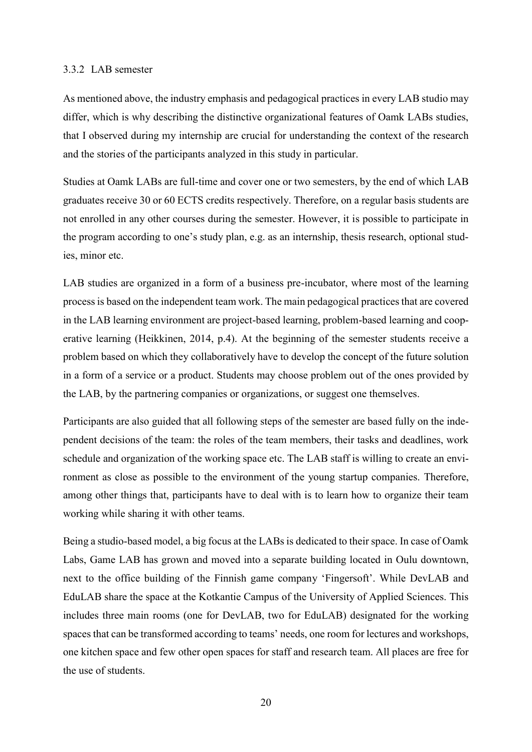### 3.3.2 LAB semester

As mentioned above, the industry emphasis and pedagogical practices in every LAB studio may differ, which is why describing the distinctive organizational features of Oamk LABs studies, that I observed during my internship are crucial for understanding the context of the research and the stories of the participants analyzed in this study in particular.

Studies at Oamk LABs are full-time and cover one or two semesters, by the end of which LAB graduates receive 30 or 60 ECTS credits respectively. Therefore, on a regular basis students are not enrolled in any other courses during the semester. However, it is possible to participate in the program according to one's study plan, e.g. as an internship, thesis research, optional studies, minor etc.

LAB studies are organized in a form of a business pre-incubator, where most of the learning process is based on the independent team work. The main pedagogical practices that are covered in the LAB learning environment are project-based learning, problem-based learning and cooperative learning (Heikkinen, 2014, p.4). At the beginning of the semester students receive a problem based on which they collaboratively have to develop the concept of the future solution in a form of a service or a product. Students may choose problem out of the ones provided by the LAB, by the partnering companies or organizations, or suggest one themselves.

Participants are also guided that all following steps of the semester are based fully on the independent decisions of the team: the roles of the team members, their tasks and deadlines, work schedule and organization of the working space etc. The LAB staff is willing to create an environment as close as possible to the environment of the young startup companies. Therefore, among other things that, participants have to deal with is to learn how to organize their team working while sharing it with other teams.

Being a studio-based model, a big focus at the LABs is dedicated to their space. In case of Oamk Labs, Game LAB has grown and moved into a separate building located in Oulu downtown, next to the office building of the Finnish game company 'Fingersoft'. While DevLAB and EduLAB share the space at the Kotkantie Campus of the University of Applied Sciences. This includes three main rooms (one for DevLAB, two for EduLAB) designated for the working spaces that can be transformed according to teams' needs, one room for lectures and workshops, one kitchen space and few other open spaces for staff and research team. All places are free for the use of students.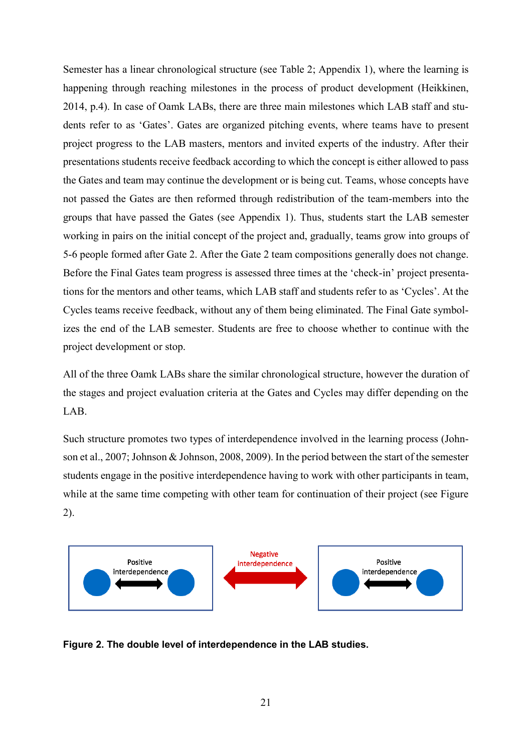Semester has a linear chronological structure (see Table 2; Appendix 1), where the learning is happening through reaching milestones in the process of product development (Heikkinen, 2014, p.4). In case of Oamk LABs, there are three main milestones which LAB staff and students refer to as 'Gates'. Gates are organized pitching events, where teams have to present project progress to the LAB masters, mentors and invited experts of the industry. After their presentations students receive feedback according to which the concept is either allowed to pass the Gates and team may continue the development or is being cut. Teams, whose concepts have not passed the Gates are then reformed through redistribution of the team-members into the groups that have passed the Gates (see Appendix 1). Thus, students start the LAB semester working in pairs on the initial concept of the project and, gradually, teams grow into groups of 5-6 people formed after Gate 2. After the Gate 2 team compositions generally does not change. Before the Final Gates team progress is assessed three times at the 'check-in' project presentations for the mentors and other teams, which LAB staff and students refer to as 'Cycles'. At the Cycles teams receive feedback, without any of them being eliminated. The Final Gate symbolizes the end of the LAB semester. Students are free to choose whether to continue with the project development or stop.

All of the three Oamk LABs share the similar chronological structure, however the duration of the stages and project evaluation criteria at the Gates and Cycles may differ depending on the LAB.

Such structure promotes two types of interdependence involved in the learning process (Johnson et al., 2007; Johnson & Johnson, 2008, 2009). In the period between the start of the semester students engage in the positive interdependence having to work with other participants in team, while at the same time competing with other team for continuation of their project (see Figure 2).

Positive interdependence | Negative interdependence | Positive interdependence

**Figure 2. The double level of interdependence in the LAB studies.**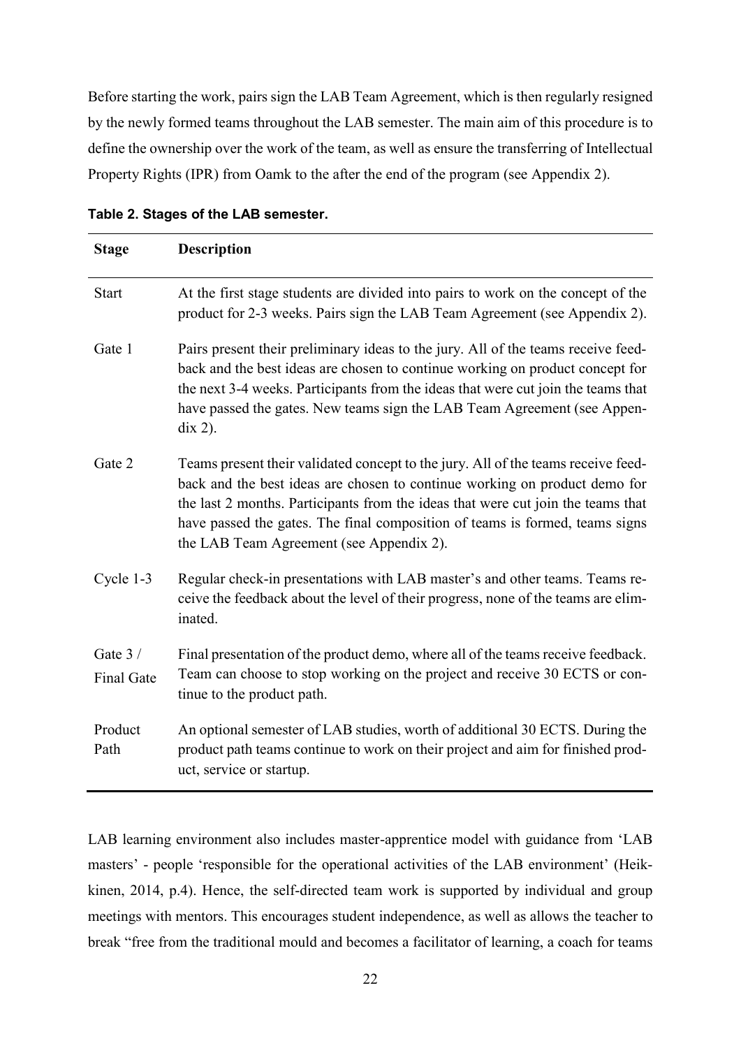Before starting the work, pairs sign the LAB Team Agreement, which is then regularly resigned by the newly formed teams throughout the LAB semester. The main aim of this procedure is to define the ownership over the work of the team, as well as ensure the transferring of Intellectual Property Rights (IPR) from Oamk to the after the end of the program (see Appendix 2).

**Table 2. Stages of the LAB semester.**

| Stage | Description |
|---|---|
| Start | At the first stage students are divided into pairs to work on the concept of the product for 2-3 weeks. Pairs sign the LAB Team Agreement (see Appendix 2). |
| Gate 1 | Pairs present their preliminary ideas to the jury. All of the teams receive feedback and the best ideas are chosen to continue working on product concept for the next 3-4 weeks. Participants from the ideas that were cut join the teams that have passed the gates. New teams sign the LAB Team Agreement (see Appendix 2). |
| Gate 2 | Teams present their validated concept to the jury. All of the teams receive feedback and the best ideas are chosen to continue working on product demo for the last 2 months. Participants from the ideas that were cut join the teams that have passed the gates. The final composition of teams is formed, teams signs the LAB Team Agreement (see Appendix 2). |
| Cycle 1-3 | Regular check-in presentations with LAB master's and other teams. Teams receive the feedback about the level of their progress, none of the teams are eliminated. |
| Gate 3 / Final Gate | Final presentation of the product demo, where all of the teams receive feedback. Team can choose to stop working on the project and receive 30 ECTS or continue to the product path. |
| Product Path | An optional semester of LAB studies, worth of additional 30 ECTS. During the product path teams continue to work on their project and aim for finished product, service or startup. |

LAB learning environment also includes master-apprentice model with guidance from 'LAB masters' - people 'responsible for the operational activities of the LAB environment' (Heikkinen, 2014, p.4). Hence, the self-directed team work is supported by individual and group meetings with mentors. This encourages student independence, as well as allows the teacher to break "free from the traditional mould and becomes a facilitator of learning, a coach for teams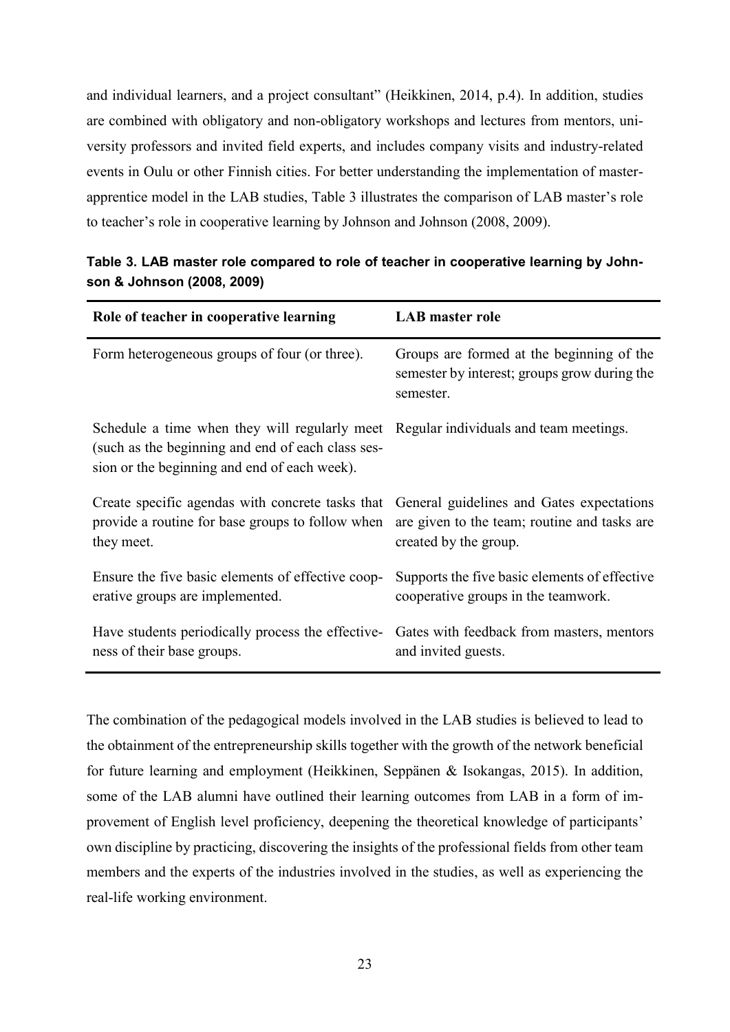and individual learners, and a project consultant" (Heikkinen, 2014, p.4). In addition, studies are combined with obligatory and non-obligatory workshops and lectures from mentors, university professors and invited field experts, and includes company visits and industry-related events in Oulu or other Finnish cities. For better understanding the implementation of master-apprentice model in the LAB studies, Table 3 illustrates the comparison of LAB master's role to teacher's role in cooperative learning by Johnson and Johnson (2008, 2009).

**Table 3. LAB master role compared to role of teacher in cooperative learning by Johnson & Johnson (2008, 2009)**

| Role of teacher in cooperative learning | LAB master role |
|---|---|
| Form heterogeneous groups of four (or three). | Groups are formed at the beginning of the semester by interest; groups grow during the semester. |
| Schedule a time when they will regularly meet (such as the beginning and end of each class session or the beginning and end of each week). | Regular individuals and team meetings. |
| Create specific agendas with concrete tasks that provide a routine for base groups to follow when they meet. | General guidelines and Gates expectations are given to the team; routine and tasks are created by the group. |
| Ensure the five basic elements of effective cooperative groups are implemented. | Supports the five basic elements of effective cooperative groups in the teamwork. |
| Have students periodically process the effectiveness of their base groups. | Gates with feedback from masters, mentors and invited guests. |

The combination of the pedagogical models involved in the LAB studies is believed to lead to the obtainment of the entrepreneurship skills together with the growth of the network beneficial for future learning and employment (Heikkinen, Seppänen & Isokangas, 2015). In addition, some of the LAB alumni have outlined their learning outcomes from LAB in a form of improvement of English level proficiency, deepening the theoretical knowledge of participants' own discipline by practicing, discovering the insights of the professional fields from other team members and the experts of the industries involved in the studies, as well as experiencing the real-life working environment.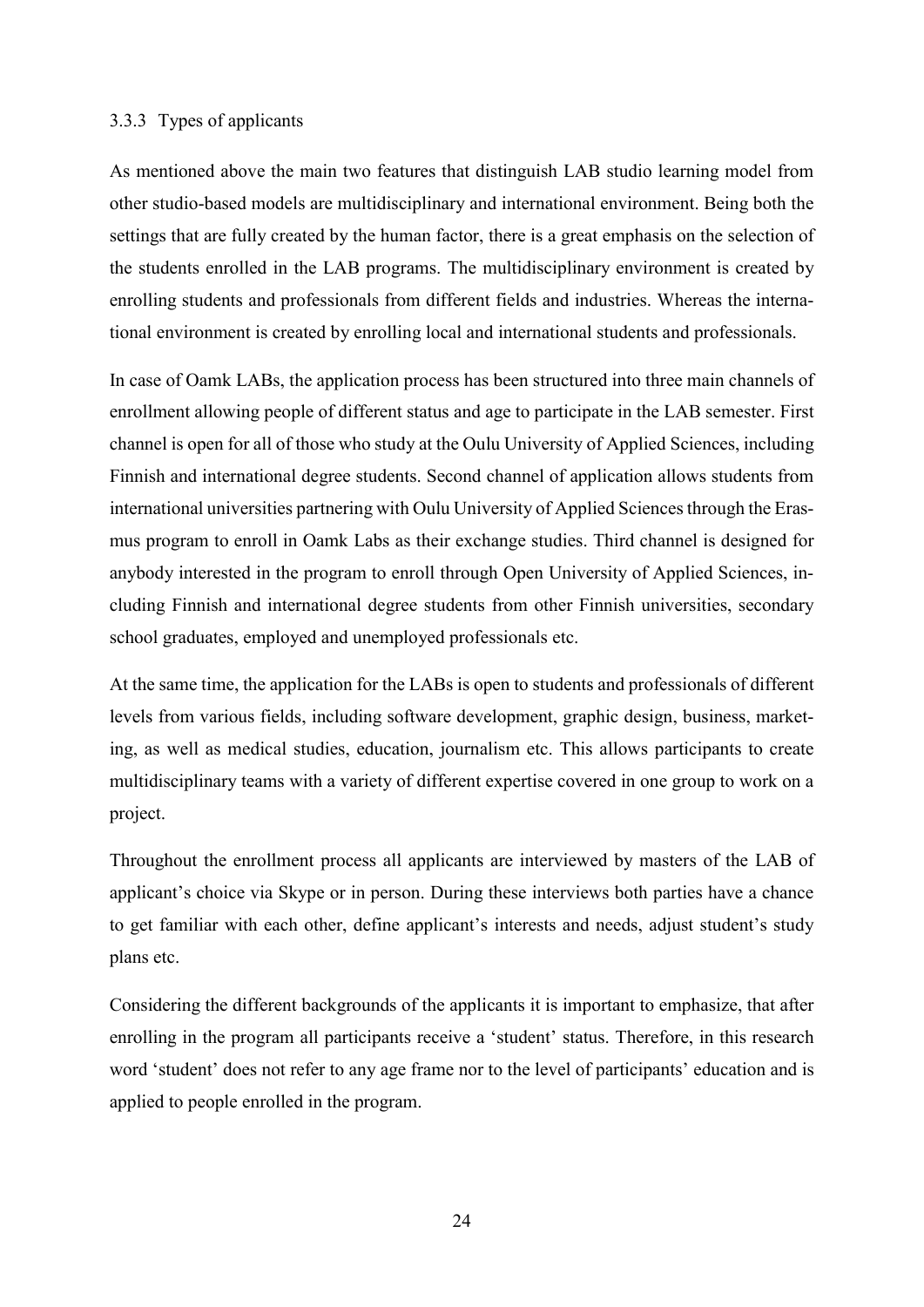### 3.3.3 Types of applicants

As mentioned above the main two features that distinguish LAB studio learning model from other studio-based models are multidisciplinary and international environment. Being both the settings that are fully created by the human factor, there is a great emphasis on the selection of the students enrolled in the LAB programs. The multidisciplinary environment is created by enrolling students and professionals from different fields and industries. Whereas the international environment is created by enrolling local and international students and professionals.

In case of Oamk LABs, the application process has been structured into three main channels of enrollment allowing people of different status and age to participate in the LAB semester. First channel is open for all of those who study at the Oulu University of Applied Sciences, including Finnish and international degree students. Second channel of application allows students from international universities partnering with Oulu University of Applied Sciences through the Erasmus program to enroll in Oamk Labs as their exchange studies. Third channel is designed for anybody interested in the program to enroll through Open University of Applied Sciences, including Finnish and international degree students from other Finnish universities, secondary school graduates, employed and unemployed professionals etc.

At the same time, the application for the LABs is open to students and professionals of different levels from various fields, including software development, graphic design, business, marketing, as well as medical studies, education, journalism etc. This allows participants to create multidisciplinary teams with a variety of different expertise covered in one group to work on a project.

Throughout the enrollment process all applicants are interviewed by masters of the LAB of applicant's choice via Skype or in person. During these interviews both parties have a chance to get familiar with each other, define applicant's interests and needs, adjust student's study plans etc.

Considering the different backgrounds of the applicants it is important to emphasize, that after enrolling in the program all participants receive a 'student' status. Therefore, in this research word 'student' does not refer to any age frame nor to the level of participants' education and is applied to people enrolled in the program.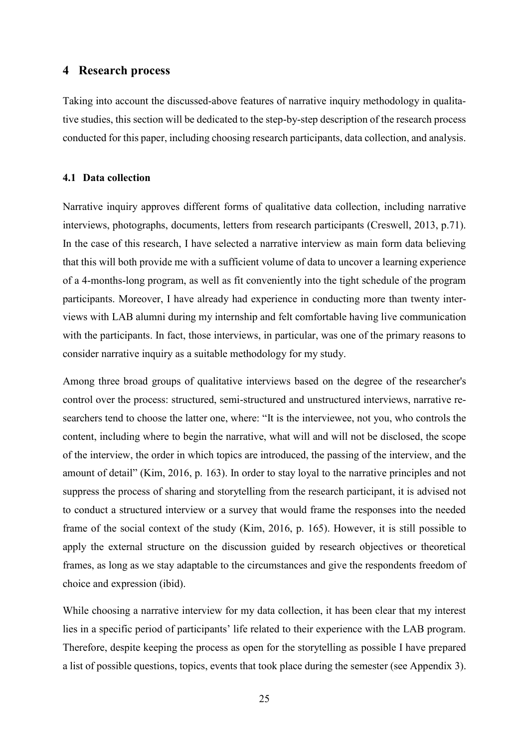# 4 Research process

Taking into account the discussed-above features of narrative inquiry methodology in qualitative studies, this section will be dedicated to the step-by-step description of the research process conducted for this paper, including choosing research participants, data collection, and analysis.

## 4.1 Data collection

Narrative inquiry approves different forms of qualitative data collection, including narrative interviews, photographs, documents, letters from research participants (Creswell, 2013, p.71). In the case of this research, I have selected a narrative interview as main form data believing that this will both provide me with a sufficient volume of data to uncover a learning experience of a 4-months-long program, as well as fit conveniently into the tight schedule of the program participants. Moreover, I have already had experience in conducting more than twenty interviews with LAB alumni during my internship and felt comfortable having live communication with the participants. In fact, those interviews, in particular, was one of the primary reasons to consider narrative inquiry as a suitable methodology for my study.

Among three broad groups of qualitative interviews based on the degree of the researcher's control over the process: structured, semi-structured and unstructured interviews, narrative researchers tend to choose the latter one, where: "It is the interviewee, not you, who controls the content, including where to begin the narrative, what will and will not be disclosed, the scope of the interview, the order in which topics are introduced, the passing of the interview, and the amount of detail" (Kim, 2016, p. 163). In order to stay loyal to the narrative principles and not suppress the process of sharing and storytelling from the research participant, it is advised not to conduct a structured interview or a survey that would frame the responses into the needed frame of the social context of the study (Kim, 2016, p. 165). However, it is still possible to apply the external structure on the discussion guided by research objectives or theoretical frames, as long as we stay adaptable to the circumstances and give the respondents freedom of choice and expression (ibid).

While choosing a narrative interview for my data collection, it has been clear that my interest lies in a specific period of participants' life related to their experience with the LAB program. Therefore, despite keeping the process as open for the storytelling as possible I have prepared a list of possible questions, topics, events that took place during the semester (see Appendix 3).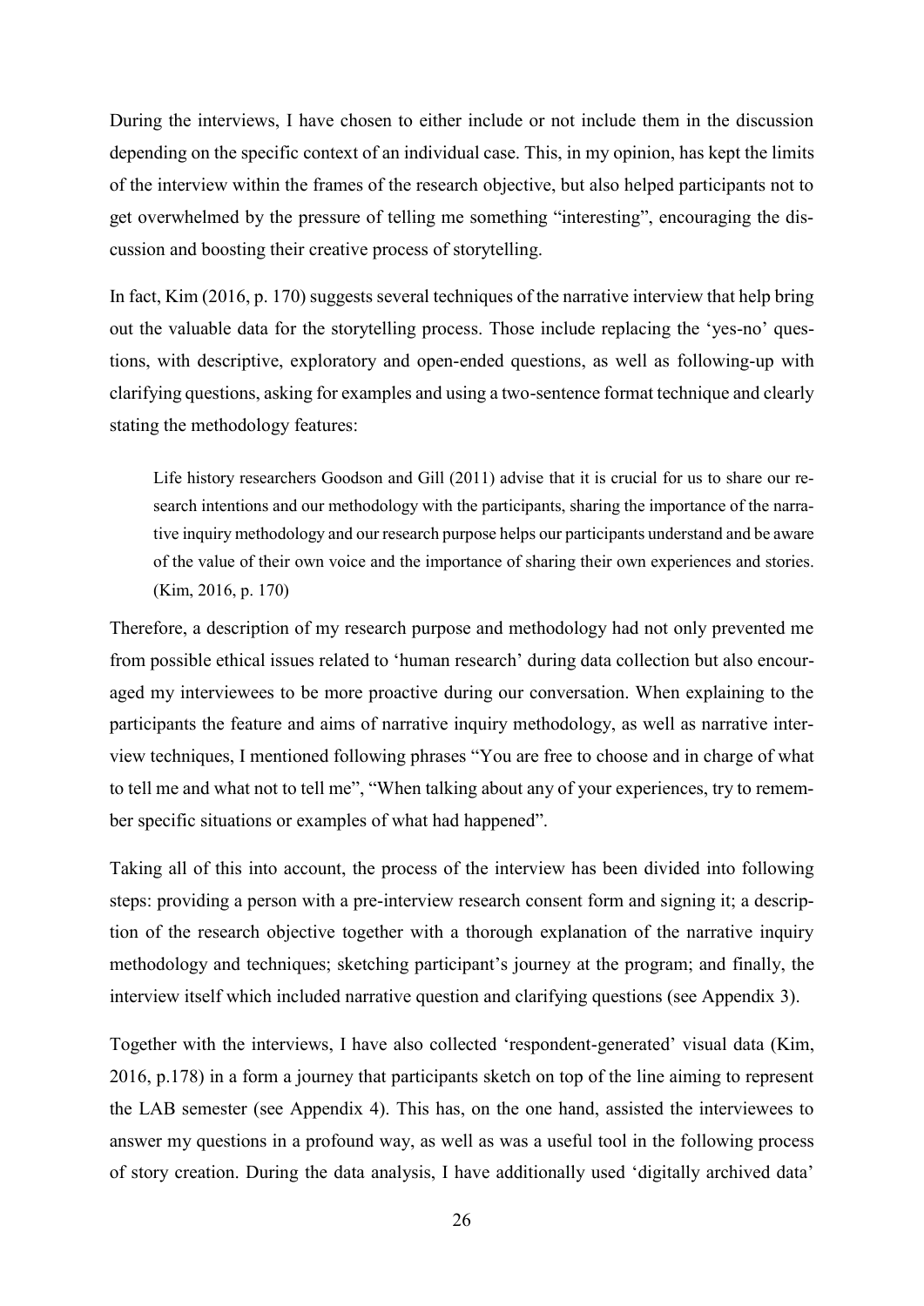During the interviews, I have chosen to either include or not include them in the discussion depending on the specific context of an individual case. This, in my opinion, has kept the limits of the interview within the frames of the research objective, but also helped participants not to get overwhelmed by the pressure of telling me something "interesting", encouraging the discussion and boosting their creative process of storytelling.

In fact, Kim (2016, p. 170) suggests several techniques of the narrative interview that help bring out the valuable data for the storytelling process. Those include replacing the 'yes-no' questions, with descriptive, exploratory and open-ended questions, as well as following-up with clarifying questions, asking for examples and using a two-sentence format technique and clearly stating the methodology features:

> Life history researchers Goodson and Gill (2011) advise that it is crucial for us to share our research intentions and our methodology with the participants, sharing the importance of the narrative inquiry methodology and our research purpose helps our participants understand and be aware of the value of their own voice and the importance of sharing their own experiences and stories. (Kim, 2016, p. 170)

Therefore, a description of my research purpose and methodology had not only prevented me from possible ethical issues related to 'human research' during data collection but also encouraged my interviewees to be more proactive during our conversation. When explaining to the participants the feature and aims of narrative inquiry methodology, as well as narrative interview techniques, I mentioned following phrases "You are free to choose and in charge of what to tell me and what not to tell me", "When talking about any of your experiences, try to remember specific situations or examples of what had happened".

Taking all of this into account, the process of the interview has been divided into following steps: providing a person with a pre-interview research consent form and signing it; a description of the research objective together with a thorough explanation of the narrative inquiry methodology and techniques; sketching participant's journey at the program; and finally, the interview itself which included narrative question and clarifying questions (see Appendix 3).

Together with the interviews, I have also collected 'respondent-generated' visual data (Kim, 2016, p.178) in a form a journey that participants sketch on top of the line aiming to represent the LAB semester (see Appendix 4). This has, on the one hand, assisted the interviewees to answer my questions in a profound way, as well as was a useful tool in the following process of story creation. During the data analysis, I have additionally used 'digitally archived data'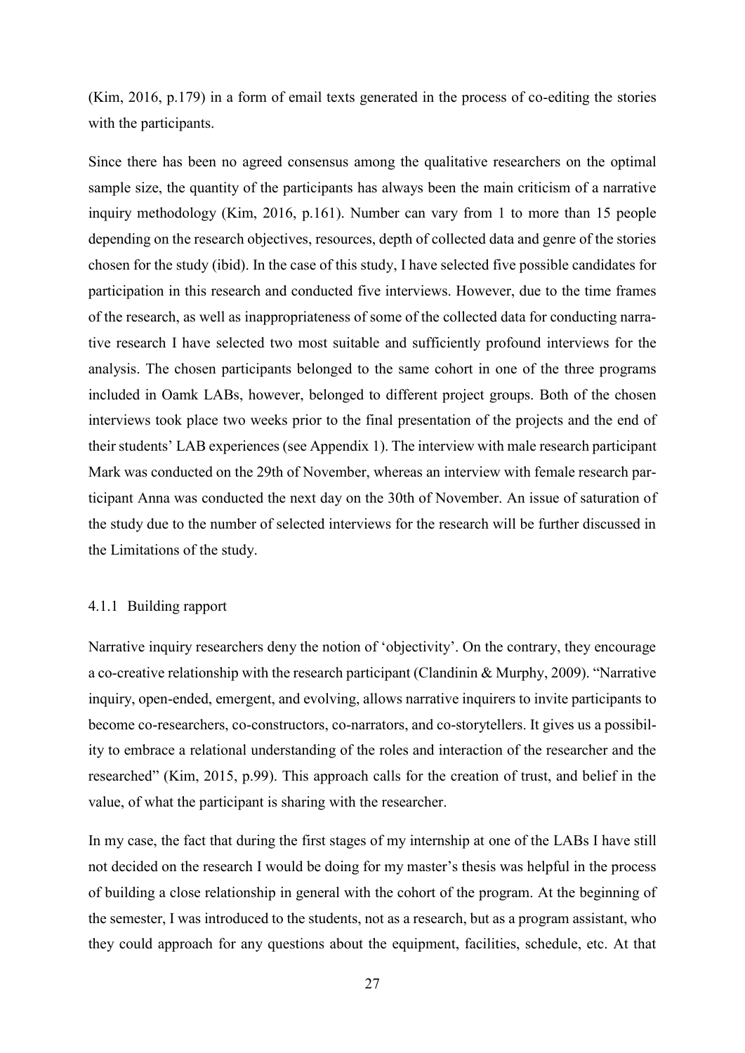(Kim, 2016, p.179) in a form of email texts generated in the process of co-editing the stories with the participants.

Since there has been no agreed consensus among the qualitative researchers on the optimal sample size, the quantity of the participants has always been the main criticism of a narrative inquiry methodology (Kim, 2016, p.161). Number can vary from 1 to more than 15 people depending on the research objectives, resources, depth of collected data and genre of the stories chosen for the study (ibid). In the case of this study, I have selected five possible candidates for participation in this research and conducted five interviews. However, due to the time frames of the research, as well as inappropriateness of some of the collected data for conducting narrative research I have selected two most suitable and sufficiently profound interviews for the analysis. The chosen participants belonged to the same cohort in one of the three programs included in Oamk LABs, however, belonged to different project groups. Both of the chosen interviews took place two weeks prior to the final presentation of the projects and the end of their students' LAB experiences (see Appendix 1). The interview with male research participant Mark was conducted on the 29th of November, whereas an interview with female research participant Anna was conducted the next day on the 30th of November. An issue of saturation of the study due to the number of selected interviews for the research will be further discussed in the Limitations of the study.

### 4.1.1 Building rapport

Narrative inquiry researchers deny the notion of 'objectivity'. On the contrary, they encourage a co-creative relationship with the research participant (Clandinin & Murphy, 2009). "Narrative inquiry, open-ended, emergent, and evolving, allows narrative inquirers to invite participants to become co-researchers, co-constructors, co-narrators, and co-storytellers. It gives us a possibility to embrace a relational understanding of the roles and interaction of the researcher and the researched" (Kim, 2015, p.99). This approach calls for the creation of trust, and belief in the value, of what the participant is sharing with the researcher.

In my case, the fact that during the first stages of my internship at one of the LABs I have still not decided on the research I would be doing for my master's thesis was helpful in the process of building a close relationship in general with the cohort of the program. At the beginning of the semester, I was introduced to the students, not as a research, but as a program assistant, who they could approach for any questions about the equipment, facilities, schedule, etc. At that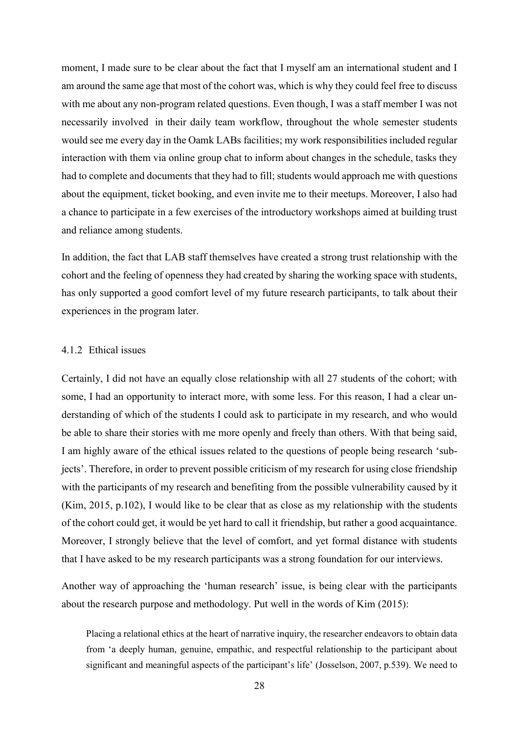moment, I made sure to be clear about the fact that I myself am an international student and I am around the same age that most of the cohort was, which is why they could feel free to discuss with me about any non-program related questions. Even though, I was a staff member I was not necessarily involved in their daily team workflow, throughout the whole semester students would see me every day in the Oamk LABs facilities; my work responsibilities included regular interaction with them via online group chat to inform about changes in the schedule, tasks they had to complete and documents that they had to fill; students would approach me with questions about the equipment, ticket booking, and even invite me to their meetups. Moreover, I also had a chance to participate in a few exercises of the introductory workshops aimed at building trust and reliance among students.

In addition, the fact that LAB staff themselves have created a strong trust relationship with the cohort and the feeling of openness they had created by sharing the working space with students, has only supported a good comfort level of my future research participants, to talk about their experiences in the program later.

### 4.1.2 Ethical issues

Certainly, I did not have an equally close relationship with all 27 students of the cohort; with some, I had an opportunity to interact more, with some less. For this reason, I had a clear understanding of which of the students I could ask to participate in my research, and who would be able to share their stories with me more openly and freely than others. With that being said, I am highly aware of the ethical issues related to the questions of people being research 'subjects'. Therefore, in order to prevent possible criticism of my research for using close friendship with the participants of my research and benefiting from the possible vulnerability caused by it (Kim, 2015, p.102), I would like to be clear that as close as my relationship with the students of the cohort could get, it would be yet hard to call it friendship, but rather a good acquaintance. Moreover, I strongly believe that the level of comfort, and yet formal distance with students that I have asked to be my research participants was a strong foundation for our interviews.

Another way of approaching the 'human research' issue, is being clear with the participants about the research purpose and methodology. Put well in the words of Kim (2015):

> Placing a relational ethics at the heart of narrative inquiry, the researcher endeavors to obtain data from 'a deeply human, genuine, empathic, and respectful relationship to the participant about significant and meaningful aspects of the participant's life' (Josselson, 2007, p.539). We need to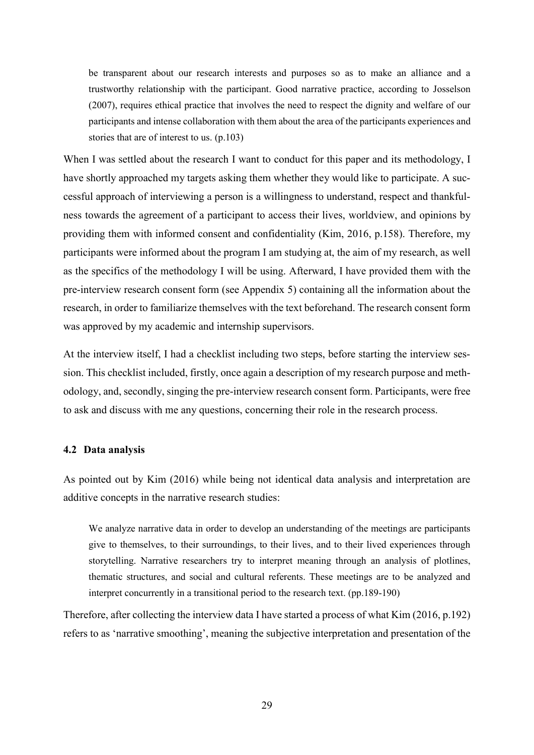> be transparent about our research interests and purposes so as to make an alliance and a trustworthy relationship with the participant. Good narrative practice, according to Josselson (2007), requires ethical practice that involves the need to respect the dignity and welfare of our participants and intense collaboration with them about the area of the participants experiences and stories that are of interest to us. (p.103)

When I was settled about the research I want to conduct for this paper and its methodology, I have shortly approached my targets asking them whether they would like to participate. A successful approach of interviewing a person is a willingness to understand, respect and thankfulness towards the agreement of a participant to access their lives, worldview, and opinions by providing them with informed consent and confidentiality (Kim, 2016, p.158). Therefore, my participants were informed about the program I am studying at, the aim of my research, as well as the specifics of the methodology I will be using. Afterward, I have provided them with the pre-interview research consent form (see Appendix 5) containing all the information about the research, in order to familiarize themselves with the text beforehand. The research consent form was approved by my academic and internship supervisors.

At the interview itself, I had a checklist including two steps, before starting the interview session. This checklist included, firstly, once again a description of my research purpose and methodology, and, secondly, singing the pre-interview research consent form. Participants, were free to ask and discuss with me any questions, concerning their role in the research process.

### 4.2 Data analysis

As pointed out by Kim (2016) while being not identical data analysis and interpretation are additive concepts in the narrative research studies:

> We analyze narrative data in order to develop an understanding of the meetings are participants give to themselves, to their surroundings, to their lives, and to their lived experiences through storytelling. Narrative researchers try to interpret meaning through an analysis of plotlines, thematic structures, and social and cultural referents. These meetings are to be analyzed and interpret concurrently in a transitional period to the research text. (pp.189-190)

Therefore, after collecting the interview data I have started a process of what Kim (2016, p.192) refers to as 'narrative smoothing', meaning the subjective interpretation and presentation of the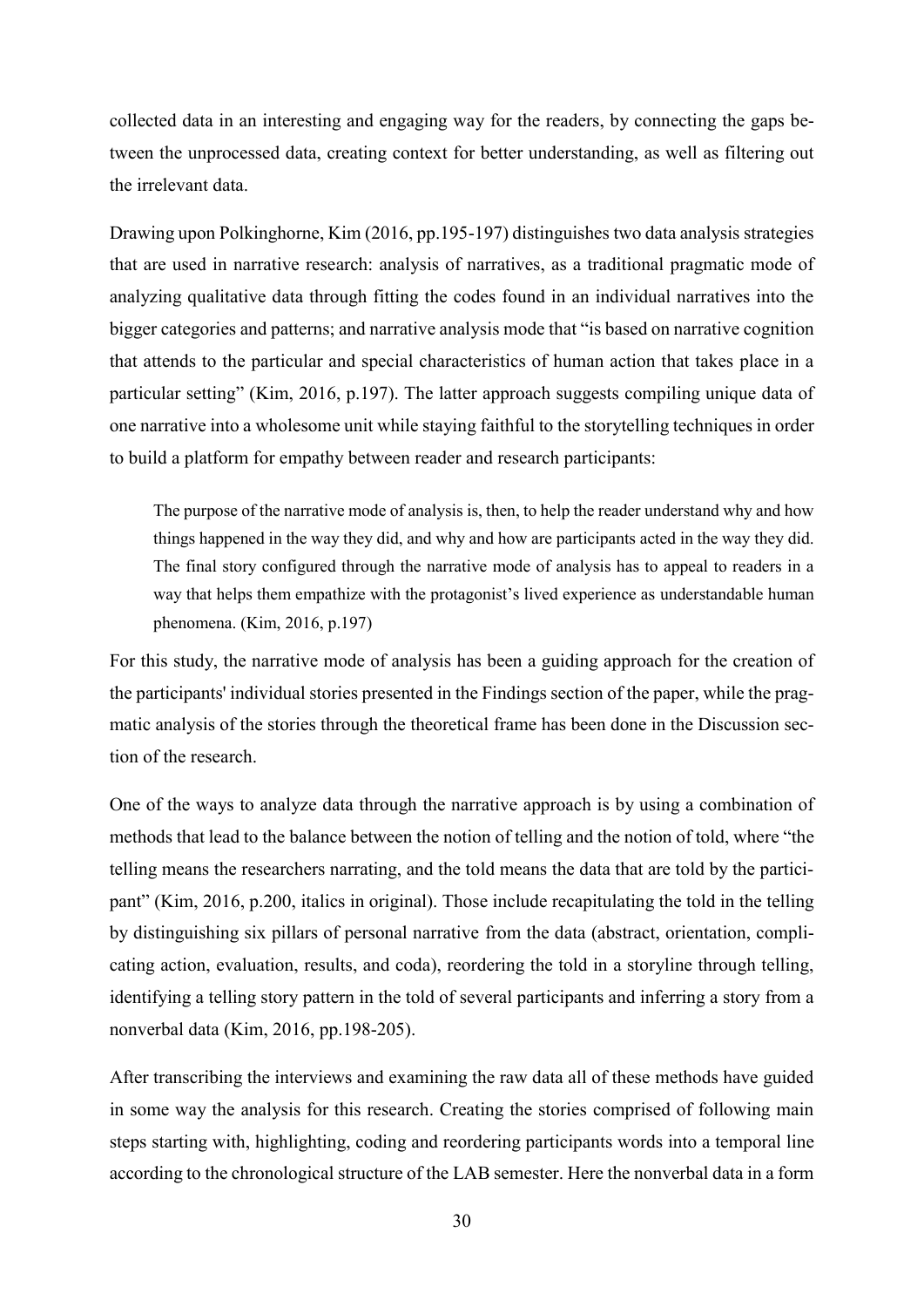collected data in an interesting and engaging way for the readers, by connecting the gaps between the unprocessed data, creating context for better understanding, as well as filtering out the irrelevant data.

Drawing upon Polkinghorne, Kim (2016, pp.195-197) distinguishes two data analysis strategies that are used in narrative research: analysis of narratives, as a traditional pragmatic mode of analyzing qualitative data through fitting the codes found in an individual narratives into the bigger categories and patterns; and narrative analysis mode that "is based on narrative cognition that attends to the particular and special characteristics of human action that takes place in a particular setting" (Kim, 2016, p.197). The latter approach suggests compiling unique data of one narrative into a wholesome unit while staying faithful to the storytelling techniques in order to build a platform for empathy between reader and research participants:

> The purpose of the narrative mode of analysis is, then, to help the reader understand why and how things happened in the way they did, and why and how are participants acted in the way they did. The final story configured through the narrative mode of analysis has to appeal to readers in a way that helps them empathize with the protagonist's lived experience as understandable human phenomena. (Kim, 2016, p.197)

For this study, the narrative mode of analysis has been a guiding approach for the creation of the participants' individual stories presented in the Findings section of the paper, while the pragmatic analysis of the stories through the theoretical frame has been done in the Discussion section of the research.

One of the ways to analyze data through the narrative approach is by using a combination of methods that lead to the balance between the notion of telling and the notion of told, where "the telling means the researchers narrating, and the told means the data that are told by the participant" (Kim, 2016, p.200, italics in original). Those include recapitulating the told in the telling by distinguishing six pillars of personal narrative from the data (abstract, orientation, complicating action, evaluation, results, and coda), reordering the told in a storyline through telling, identifying a telling story pattern in the told of several participants and inferring a story from a nonverbal data (Kim, 2016, pp.198-205).

After transcribing the interviews and examining the raw data all of these methods have guided in some way the analysis for this research. Creating the stories comprised of following main steps starting with, highlighting, coding and reordering participants words into a temporal line according to the chronological structure of the LAB semester. Here the nonverbal data in a form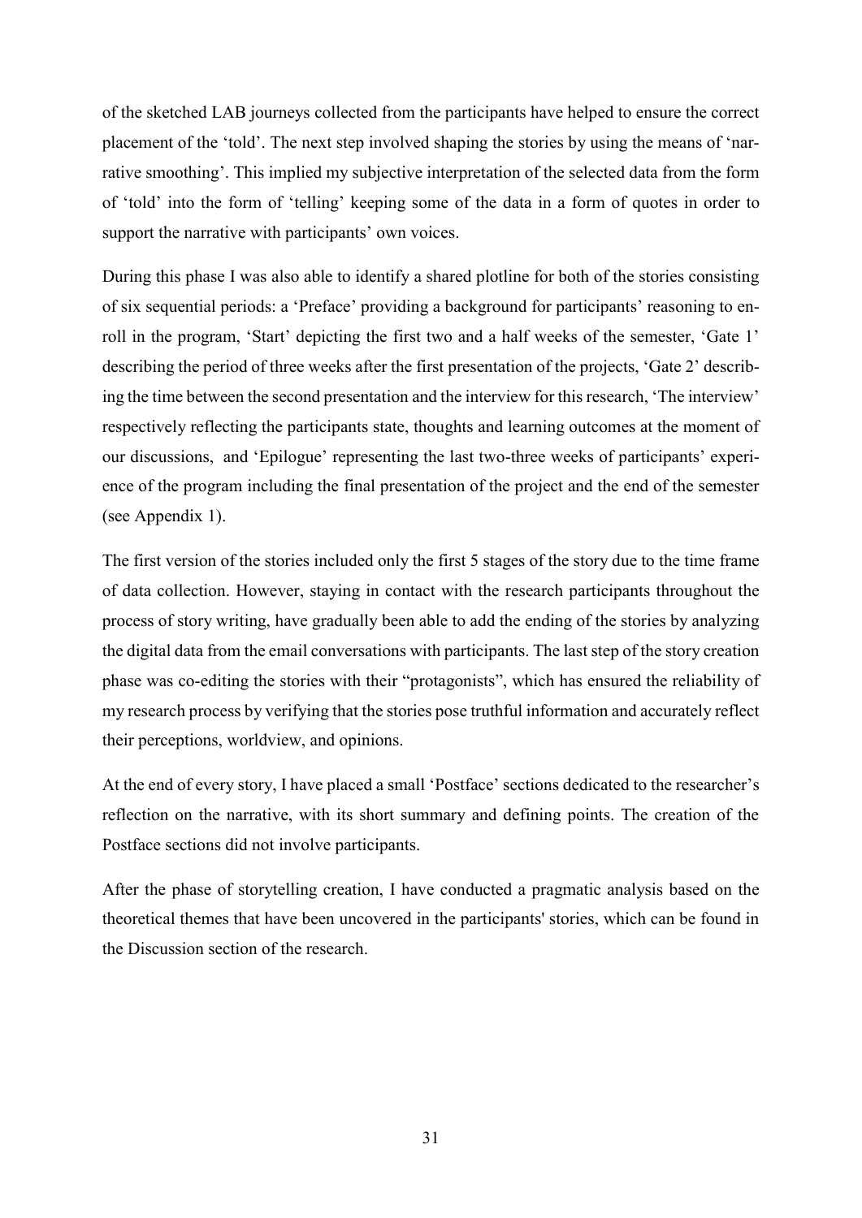of the sketched LAB journeys collected from the participants have helped to ensure the correct placement of the 'told'. The next step involved shaping the stories by using the means of 'narrative smoothing'. This implied my subjective interpretation of the selected data from the form of 'told' into the form of 'telling' keeping some of the data in a form of quotes in order to support the narrative with participants' own voices.

During this phase I was also able to identify a shared plotline for both of the stories consisting of six sequential periods: a 'Preface' providing a background for participants' reasoning to enroll in the program, 'Start' depicting the first two and a half weeks of the semester, 'Gate 1' describing the period of three weeks after the first presentation of the projects, 'Gate 2' describing the time between the second presentation and the interview for this research, 'The interview' respectively reflecting the participants state, thoughts and learning outcomes at the moment of our discussions, and 'Epilogue' representing the last two-three weeks of participants' experience of the program including the final presentation of the project and the end of the semester (see Appendix 1).

The first version of the stories included only the first 5 stages of the story due to the time frame of data collection. However, staying in contact with the research participants throughout the process of story writing, have gradually been able to add the ending of the stories by analyzing the digital data from the email conversations with participants. The last step of the story creation phase was co-editing the stories with their "protagonists", which has ensured the reliability of my research process by verifying that the stories pose truthful information and accurately reflect their perceptions, worldview, and opinions.

At the end of every story, I have placed a small 'Postface' sections dedicated to the researcher's reflection on the narrative, with its short summary and defining points. The creation of the Postface sections did not involve participants.

After the phase of storytelling creation, I have conducted a pragmatic analysis based on the theoretical themes that have been uncovered in the participants' stories, which can be found in the Discussion section of the research.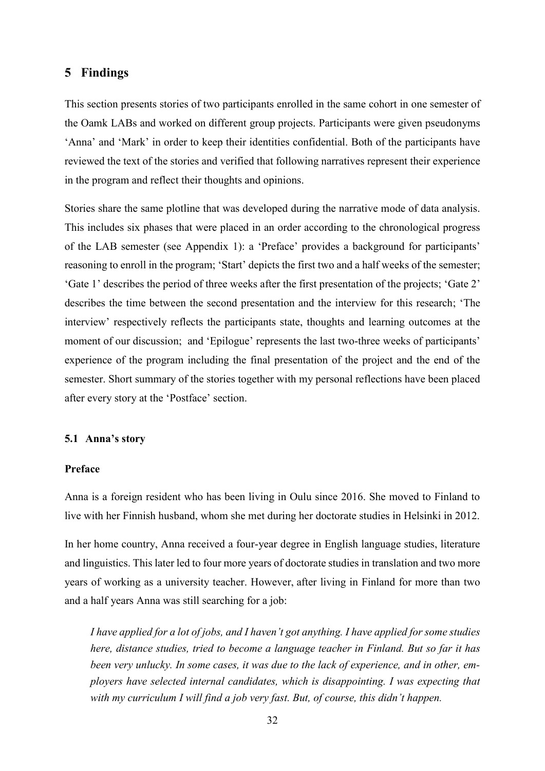# 5 Findings

This section presents stories of two participants enrolled in the same cohort in one semester of the Oamk LABs and worked on different group projects. Participants were given pseudonyms 'Anna' and 'Mark' in order to keep their identities confidential. Both of the participants have reviewed the text of the stories and verified that following narratives represent their experience in the program and reflect their thoughts and opinions.

Stories share the same plotline that was developed during the narrative mode of data analysis. This includes six phases that were placed in an order according to the chronological progress of the LAB semester (see Appendix 1): a 'Preface' provides a background for participants' reasoning to enroll in the program; 'Start' depicts the first two and a half weeks of the semester; 'Gate 1' describes the period of three weeks after the first presentation of the projects; 'Gate 2' describes the time between the second presentation and the interview for this research; 'The interview' respectively reflects the participants state, thoughts and learning outcomes at the moment of our discussion; and 'Epilogue' represents the last two-three weeks of participants' experience of the program including the final presentation of the project and the end of the semester. Short summary of the stories together with my personal reflections have been placed after every story at the 'Postface' section.

## 5.1 Anna's story

**Preface**

Anna is a foreign resident who has been living in Oulu since 2016. She moved to Finland to live with her Finnish husband, whom she met during her doctorate studies in Helsinki in 2012.

In her home country, Anna received a four-year degree in English language studies, literature and linguistics. This later led to four more years of doctorate studies in translation and two more years of working as a university teacher. However, after living in Finland for more than two and a half years Anna was still searching for a job:

> *I have applied for a lot of jobs, and I haven't got anything. I have applied for some studies here, distance studies, tried to become a language teacher in Finland. But so far it has been very unlucky. In some cases, it was due to the lack of experience, and in other, employers have selected internal candidates, which is disappointing. I was expecting that with my curriculum I will find a job very fast. But, of course, this didn't happen.*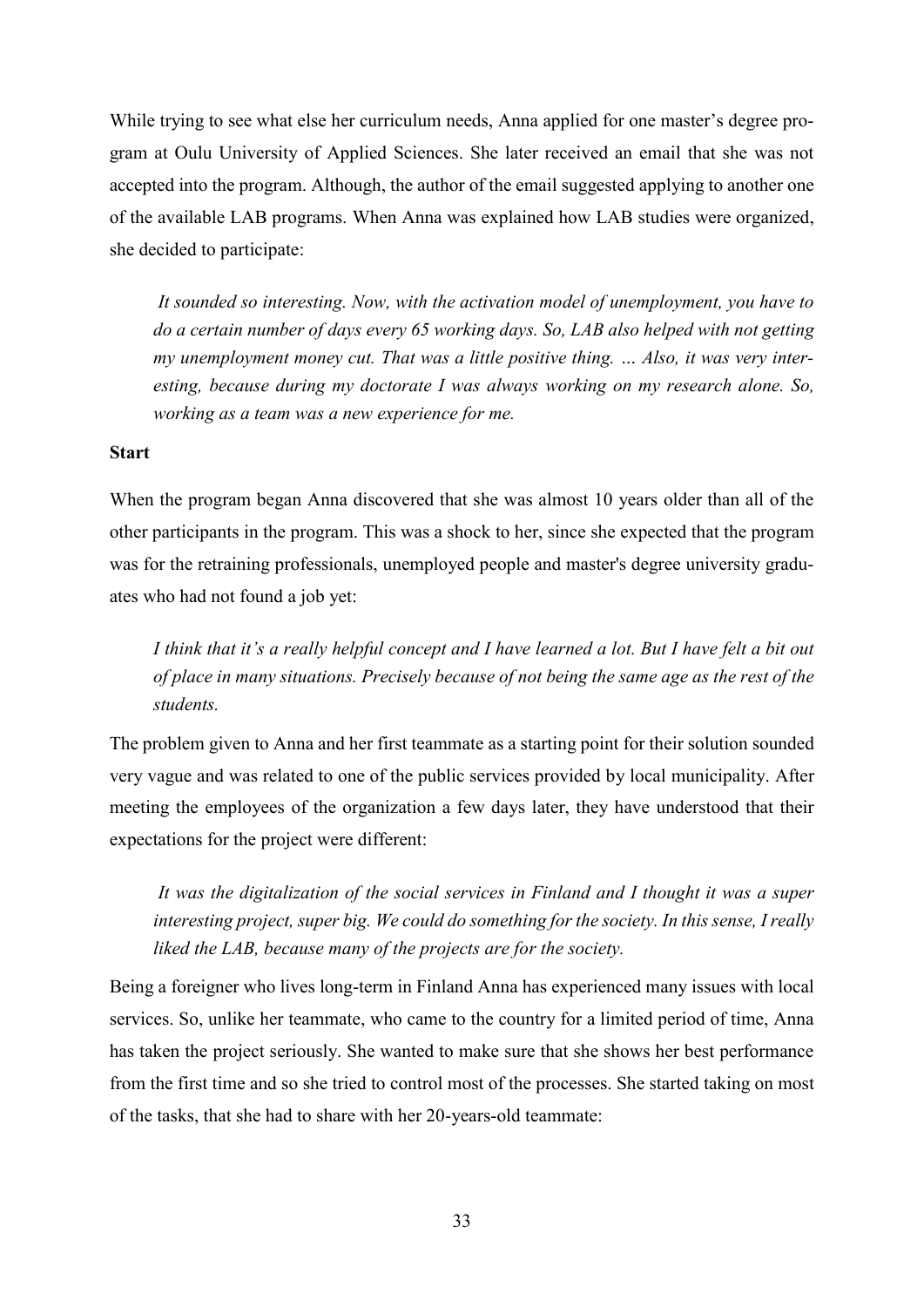While trying to see what else her curriculum needs, Anna applied for one master's degree program at Oulu University of Applied Sciences. She later received an email that she was not accepted into the program. Although, the author of the email suggested applying to another one of the available LAB programs. When Anna was explained how LAB studies were organized, she decided to participate:

> *It sounded so interesting. Now, with the activation model of unemployment, you have to do a certain number of days every 65 working days. So, LAB also helped with not getting my unemployment money cut. That was a little positive thing. … Also, it was very interesting, because during my doctorate I was always working on my research alone. So, working as a team was a new experience for me.*

**Start**

When the program began Anna discovered that she was almost 10 years older than all of the other participants in the program. This was a shock to her, since she expected that the program was for the retraining professionals, unemployed people and master's degree university graduates who had not found a job yet:

> *I think that it's a really helpful concept and I have learned a lot. But I have felt a bit out of place in many situations. Precisely because of not being the same age as the rest of the students.*

The problem given to Anna and her first teammate as a starting point for their solution sounded very vague and was related to one of the public services provided by local municipality. After meeting the employees of the organization a few days later, they have understood that their expectations for the project were different:

> *It was the digitalization of the social services in Finland and I thought it was a super interesting project, super big. We could do something for the society. In this sense, I really liked the LAB, because many of the projects are for the society.*

Being a foreigner who lives long-term in Finland Anna has experienced many issues with local services. So, unlike her teammate, who came to the country for a limited period of time, Anna has taken the project seriously. She wanted to make sure that she shows her best performance from the first time and so she tried to control most of the processes. She started taking on most of the tasks, that she had to share with her 20-years-old teammate: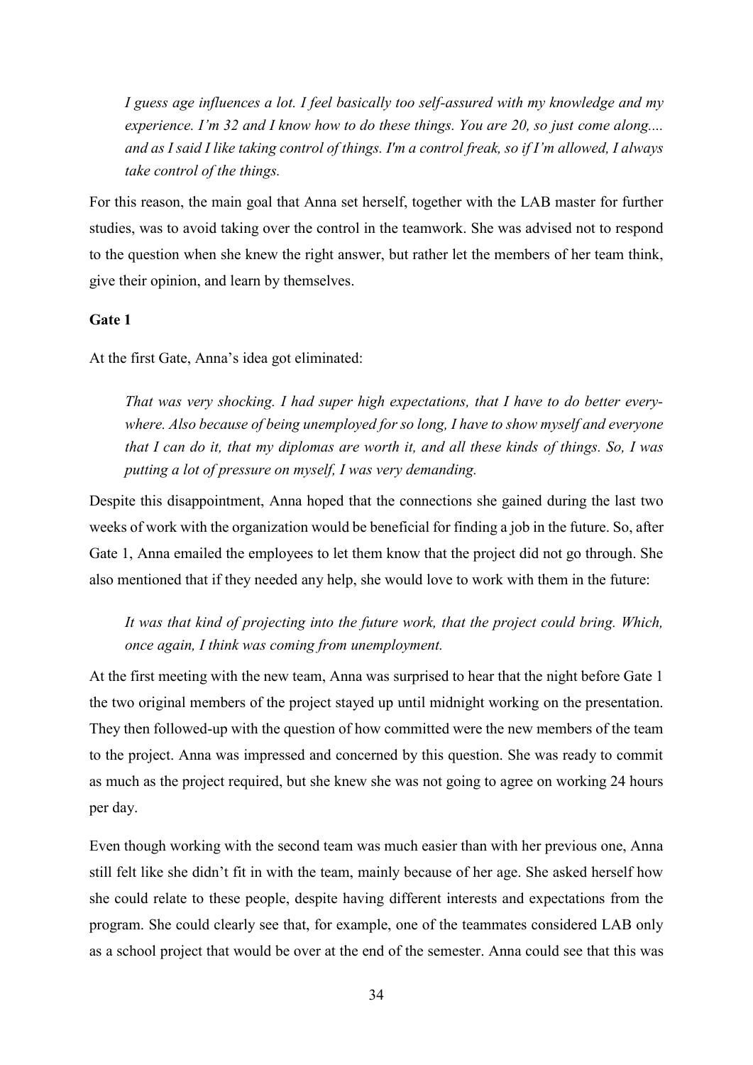*I guess age influences a lot. I feel basically too self-assured with my knowledge and my experience. I'm 32 and I know how to do these things. You are 20, so just come along.... and as I said I like taking control of things. I'm a control freak, so if I'm allowed, I always take control of the things.*

For this reason, the main goal that Anna set herself, together with the LAB master for further studies, was to avoid taking over the control in the teamwork. She was advised not to respond to the question when she knew the right answer, but rather let the members of her team think, give their opinion, and learn by themselves.

**Gate 1**

At the first Gate, Anna's idea got eliminated:

*That was very shocking. I had super high expectations, that I have to do better everywhere. Also because of being unemployed for so long, I have to show myself and everyone that I can do it, that my diplomas are worth it, and all these kinds of things. So, I was putting a lot of pressure on myself, I was very demanding.*

Despite this disappointment, Anna hoped that the connections she gained during the last two weeks of work with the organization would be beneficial for finding a job in the future. So, after Gate 1, Anna emailed the employees to let them know that the project did not go through. She also mentioned that if they needed any help, she would love to work with them in the future:

*It was that kind of projecting into the future work, that the project could bring. Which, once again, I think was coming from unemployment.*

At the first meeting with the new team, Anna was surprised to hear that the night before Gate 1 the two original members of the project stayed up until midnight working on the presentation. They then followed-up with the question of how committed were the new members of the team to the project. Anna was impressed and concerned by this question. She was ready to commit as much as the project required, but she knew she was not going to agree on working 24 hours per day.

Even though working with the second team was much easier than with her previous one, Anna still felt like she didn't fit in with the team, mainly because of her age. She asked herself how she could relate to these people, despite having different interests and expectations from the program. She could clearly see that, for example, one of the teammates considered LAB only as a school project that would be over at the end of the semester. Anna could see that this was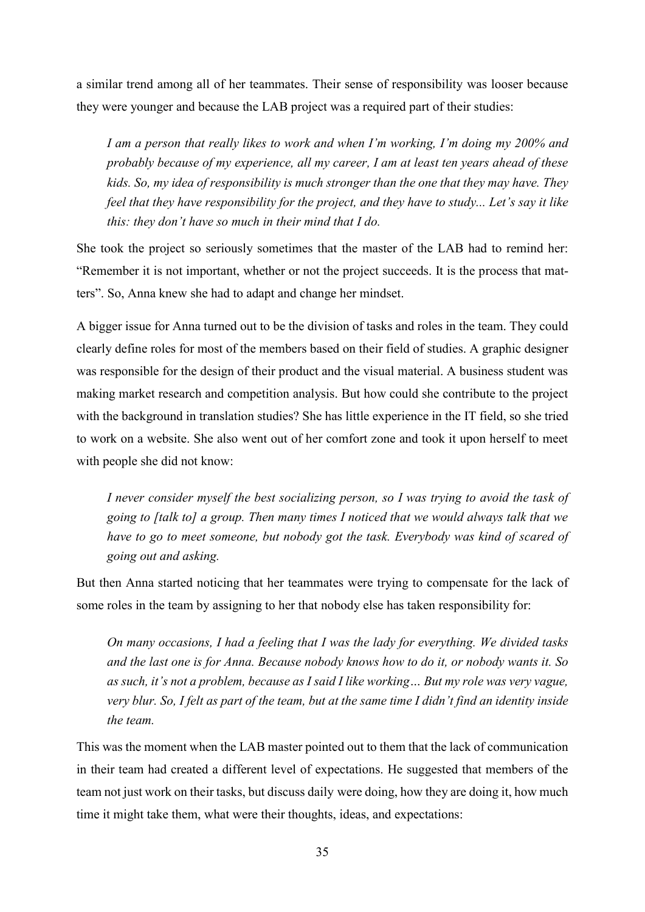a similar trend among all of her teammates. Their sense of responsibility was looser because they were younger and because the LAB project was a required part of their studies:

> *I am a person that really likes to work and when I'm working, I'm doing my 200% and probably because of my experience, all my career, I am at least ten years ahead of these kids. So, my idea of responsibility is much stronger than the one that they may have. They feel that they have responsibility for the project, and they have to study... Let's say it like this: they don't have so much in their mind that I do.*

She took the project so seriously sometimes that the master of the LAB had to remind her: "Remember it is not important, whether or not the project succeeds. It is the process that matters". So, Anna knew she had to adapt and change her mindset.

A bigger issue for Anna turned out to be the division of tasks and roles in the team. They could clearly define roles for most of the members based on their field of studies. A graphic designer was responsible for the design of their product and the visual material. A business student was making market research and competition analysis. But how could she contribute to the project with the background in translation studies? She has little experience in the IT field, so she tried to work on a website. She also went out of her comfort zone and took it upon herself to meet with people she did not know:

> *I never consider myself the best socializing person, so I was trying to avoid the task of going to [talk to] a group. Then many times I noticed that we would always talk that we have to go to meet someone, but nobody got the task. Everybody was kind of scared of going out and asking.*

But then Anna started noticing that her teammates were trying to compensate for the lack of some roles in the team by assigning to her that nobody else has taken responsibility for:

> *On many occasions, I had a feeling that I was the lady for everything. We divided tasks and the last one is for Anna. Because nobody knows how to do it, or nobody wants it. So as such, it's not a problem, because as I said I like working… But my role was very vague, very blur. So, I felt as part of the team, but at the same time I didn't find an identity inside the team.*

This was the moment when the LAB master pointed out to them that the lack of communication in their team had created a different level of expectations. He suggested that members of the team not just work on their tasks, but discuss daily were doing, how they are doing it, how much time it might take them, what were their thoughts, ideas, and expectations: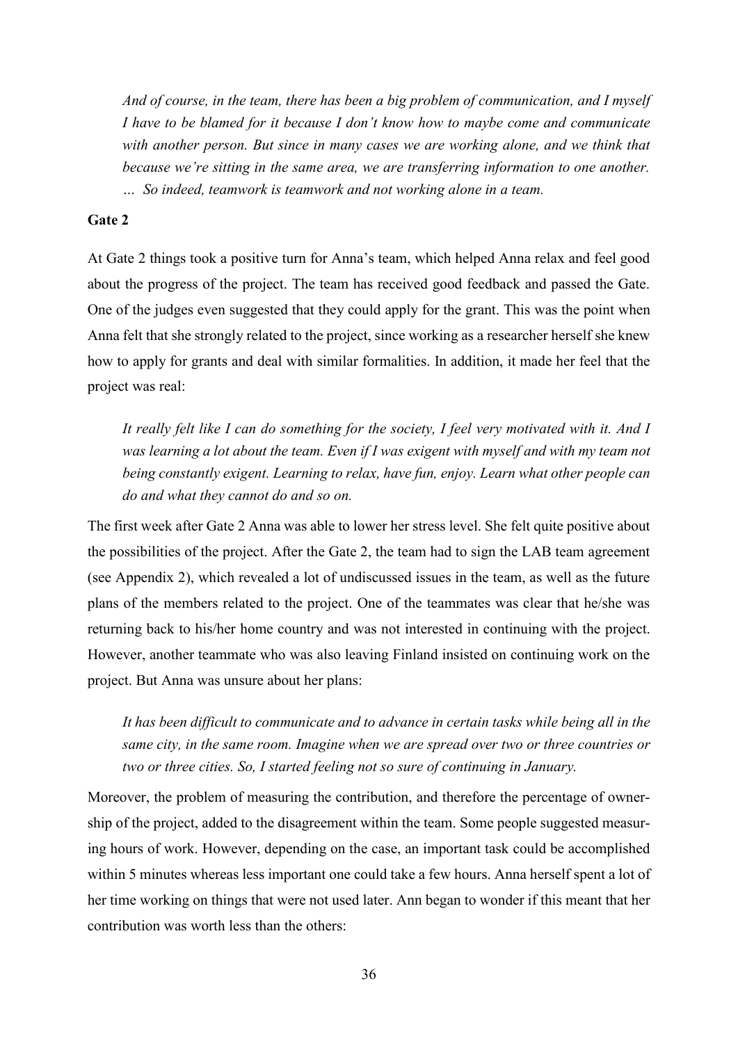*And of course, in the team, there has been a big problem of communication, and I myself I have to be blamed for it because I don't know how to maybe come and communicate with another person. But since in many cases we are working alone, and we think that because we're sitting in the same area, we are transferring information to one another. … So indeed, teamwork is teamwork and not working alone in a team.*

**Gate 2**

At Gate 2 things took a positive turn for Anna's team, which helped Anna relax and feel good about the progress of the project. The team has received good feedback and passed the Gate. One of the judges even suggested that they could apply for the grant. This was the point when Anna felt that she strongly related to the project, since working as a researcher herself she knew how to apply for grants and deal with similar formalities. In addition, it made her feel that the project was real:

*It really felt like I can do something for the society, I feel very motivated with it. And I was learning a lot about the team. Even if I was exigent with myself and with my team not being constantly exigent. Learning to relax, have fun, enjoy. Learn what other people can do and what they cannot do and so on.*

The first week after Gate 2 Anna was able to lower her stress level. She felt quite positive about the possibilities of the project. After the Gate 2, the team had to sign the LAB team agreement (see Appendix 2), which revealed a lot of undiscussed issues in the team, as well as the future plans of the members related to the project. One of the teammates was clear that he/she was returning back to his/her home country and was not interested in continuing with the project. However, another teammate who was also leaving Finland insisted on continuing work on the project. But Anna was unsure about her plans:

*It has been difficult to communicate and to advance in certain tasks while being all in the same city, in the same room. Imagine when we are spread over two or three countries or two or three cities. So, I started feeling not so sure of continuing in January.*

Moreover, the problem of measuring the contribution, and therefore the percentage of ownership of the project, added to the disagreement within the team. Some people suggested measuring hours of work. However, depending on the case, an important task could be accomplished within 5 minutes whereas less important one could take a few hours. Anna herself spent a lot of her time working on things that were not used later. Ann began to wonder if this meant that her contribution was worth less than the others: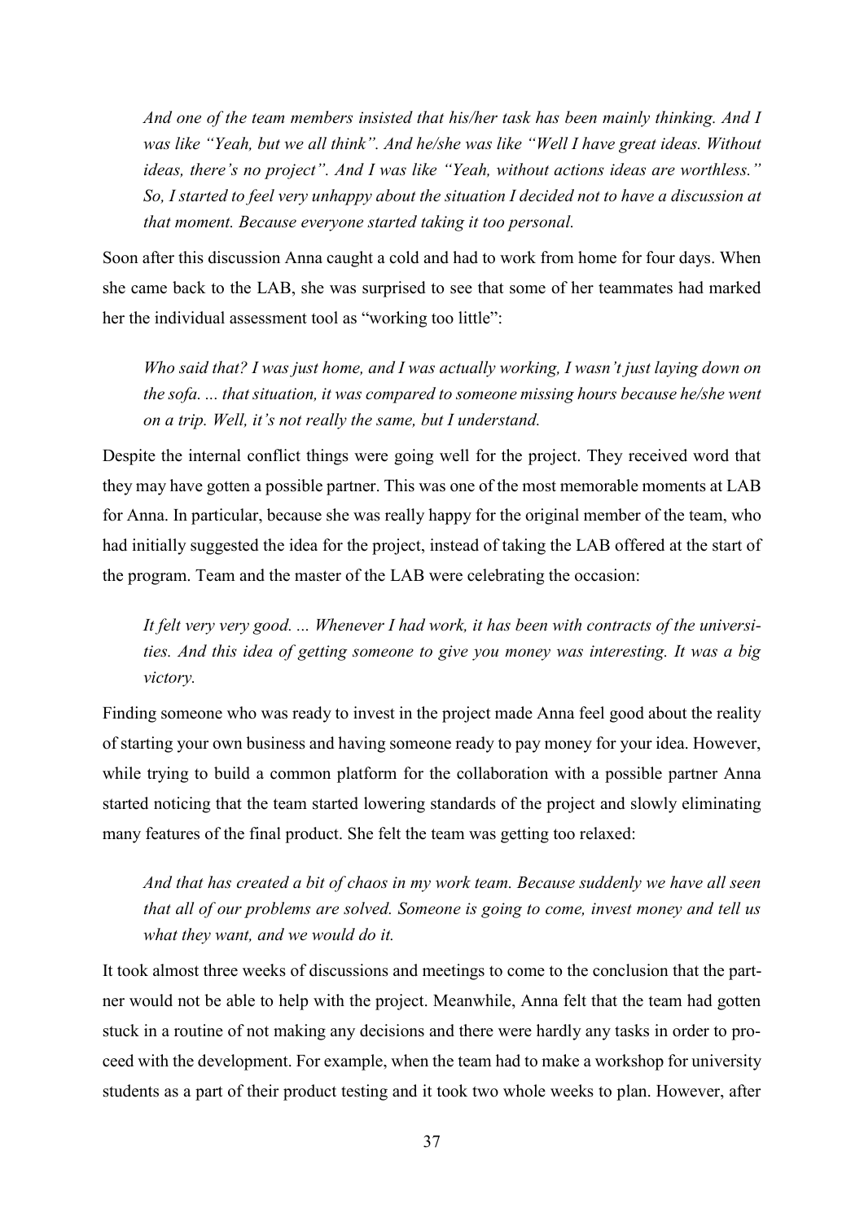*And one of the team members insisted that his/her task has been mainly thinking. And I was like "Yeah, but we all think". And he/she was like "Well I have great ideas. Without ideas, there's no project". And I was like "Yeah, without actions ideas are worthless." So, I started to feel very unhappy about the situation I decided not to have a discussion at that moment. Because everyone started taking it too personal.*

Soon after this discussion Anna caught a cold and had to work from home for four days. When she came back to the LAB, she was surprised to see that some of her teammates had marked her the individual assessment tool as "working too little":

*Who said that? I was just home, and I was actually working, I wasn't just laying down on the sofa. ... that situation, it was compared to someone missing hours because he/she went on a trip. Well, it's not really the same, but I understand.*

Despite the internal conflict things were going well for the project. They received word that they may have gotten a possible partner. This was one of the most memorable moments at LAB for Anna. In particular, because she was really happy for the original member of the team, who had initially suggested the idea for the project, instead of taking the LAB offered at the start of the program. Team and the master of the LAB were celebrating the occasion:

*It felt very very good. ... Whenever I had work, it has been with contracts of the universities. And this idea of getting someone to give you money was interesting. It was a big victory.*

Finding someone who was ready to invest in the project made Anna feel good about the reality of starting your own business and having someone ready to pay money for your idea. However, while trying to build a common platform for the collaboration with a possible partner Anna started noticing that the team started lowering standards of the project and slowly eliminating many features of the final product. She felt the team was getting too relaxed:

*And that has created a bit of chaos in my work team. Because suddenly we have all seen that all of our problems are solved. Someone is going to come, invest money and tell us what they want, and we would do it.*

It took almost three weeks of discussions and meetings to come to the conclusion that the partner would not be able to help with the project. Meanwhile, Anna felt that the team had gotten stuck in a routine of not making any decisions and there were hardly any tasks in order to proceed with the development. For example, when the team had to make a workshop for university students as a part of their product testing and it took two whole weeks to plan. However, after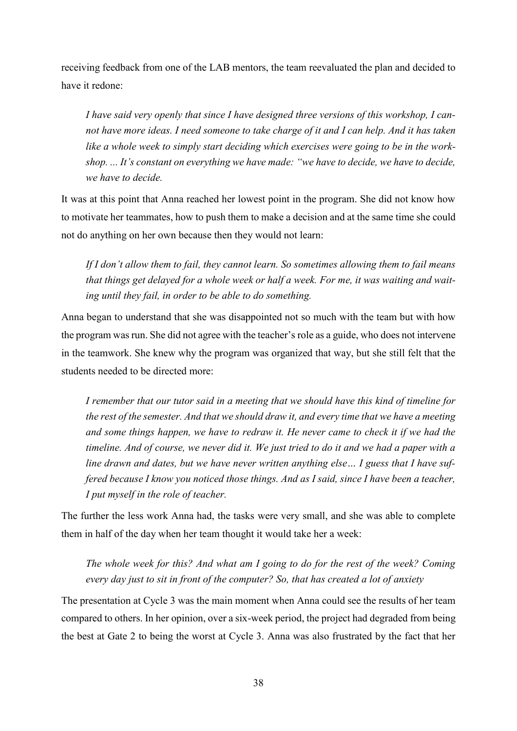receiving feedback from one of the LAB mentors, the team reevaluated the plan and decided to have it redone:

> *I have said very openly that since I have designed three versions of this workshop, I cannot have more ideas. I need someone to take charge of it and I can help. And it has taken like a whole week to simply start deciding which exercises were going to be in the workshop. ... It's constant on everything we have made: "we have to decide, we have to decide, we have to decide.*

It was at this point that Anna reached her lowest point in the program. She did not know how to motivate her teammates, how to push them to make a decision and at the same time she could not do anything on her own because then they would not learn:

> *If I don't allow them to fail, they cannot learn. So sometimes allowing them to fail means that things get delayed for a whole week or half a week. For me, it was waiting and waiting until they fail, in order to be able to do something.*

Anna began to understand that she was disappointed not so much with the team but with how the program was run. She did not agree with the teacher's role as a guide, who does not intervene in the teamwork. She knew why the program was organized that way, but she still felt that the students needed to be directed more:

> *I remember that our tutor said in a meeting that we should have this kind of timeline for the rest of the semester. And that we should draw it, and every time that we have a meeting and some things happen, we have to redraw it. He never came to check it if we had the timeline. And of course, we never did it. We just tried to do it and we had a paper with a line drawn and dates, but we have never written anything else… I guess that I have suffered because I know you noticed those things. And as I said, since I have been a teacher, I put myself in the role of teacher.*

The further the less work Anna had, the tasks were very small, and she was able to complete them in half of the day when her team thought it would take her a week:

> *The whole week for this? And what am I going to do for the rest of the week? Coming every day just to sit in front of the computer? So, that has created a lot of anxiety*

The presentation at Cycle 3 was the main moment when Anna could see the results of her team compared to others. In her opinion, over a six-week period, the project had degraded from being the best at Gate 2 to being the worst at Cycle 3. Anna was also frustrated by the fact that her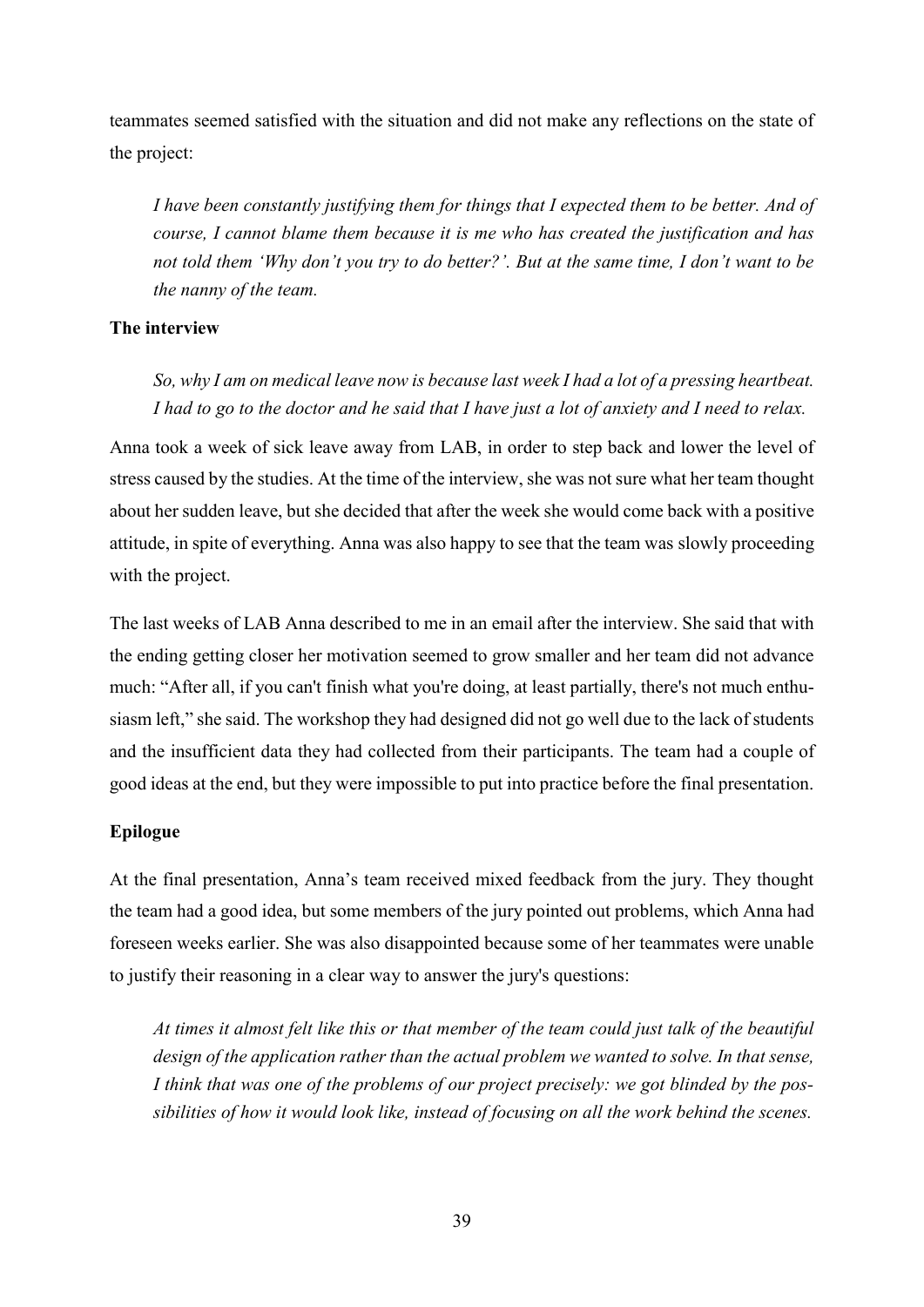teammates seemed satisfied with the situation and did not make any reflections on the state of the project:

> *I have been constantly justifying them for things that I expected them to be better. And of course, I cannot blame them because it is me who has created the justification and has not told them 'Why don't you try to do better?'. But at the same time, I don't want to be the nanny of the team.*

**The interview**

> *So, why I am on medical leave now is because last week I had a lot of a pressing heartbeat. I had to go to the doctor and he said that I have just a lot of anxiety and I need to relax.*

Anna took a week of sick leave away from LAB, in order to step back and lower the level of stress caused by the studies. At the time of the interview, she was not sure what her team thought about her sudden leave, but she decided that after the week she would come back with a positive attitude, in spite of everything. Anna was also happy to see that the team was slowly proceeding with the project.

The last weeks of LAB Anna described to me in an email after the interview. She said that with the ending getting closer her motivation seemed to grow smaller and her team did not advance much: "After all, if you can't finish what you're doing, at least partially, there's not much enthusiasm left," she said. The workshop they had designed did not go well due to the lack of students and the insufficient data they had collected from their participants. The team had a couple of good ideas at the end, but they were impossible to put into practice before the final presentation.

**Epilogue**

At the final presentation, Anna's team received mixed feedback from the jury. They thought the team had a good idea, but some members of the jury pointed out problems, which Anna had foreseen weeks earlier. She was also disappointed because some of her teammates were unable to justify their reasoning in a clear way to answer the jury's questions:

> *At times it almost felt like this or that member of the team could just talk of the beautiful design of the application rather than the actual problem we wanted to solve. In that sense, I think that was one of the problems of our project precisely: we got blinded by the possibilities of how it would look like, instead of focusing on all the work behind the scenes.*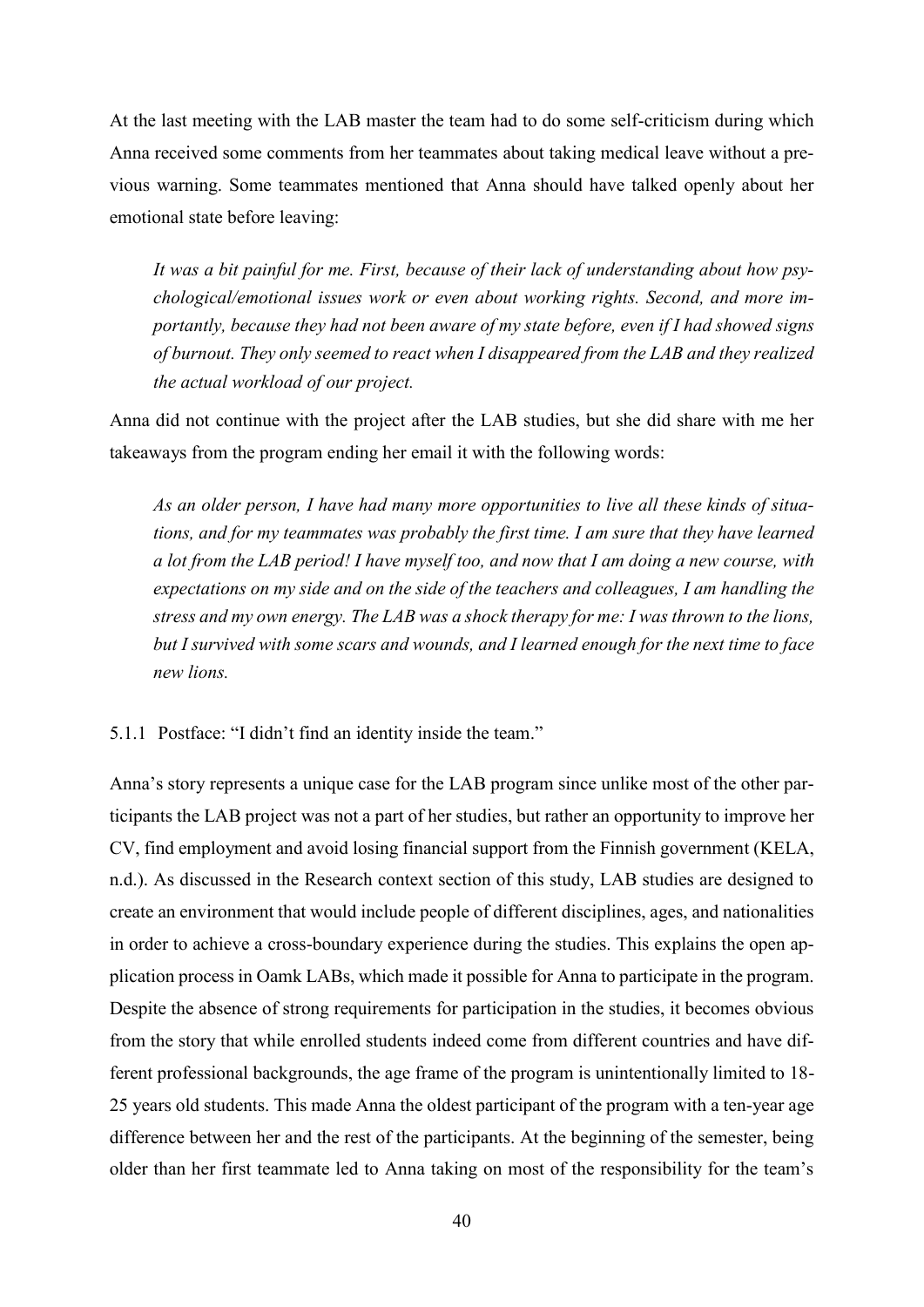At the last meeting with the LAB master the team had to do some self-criticism during which Anna received some comments from her teammates about taking medical leave without a previous warning. Some teammates mentioned that Anna should have talked openly about her emotional state before leaving:

> *It was a bit painful for me. First, because of their lack of understanding about how psychological/emotional issues work or even about working rights. Second, and more importantly, because they had not been aware of my state before, even if I had showed signs of burnout. They only seemed to react when I disappeared from the LAB and they realized the actual workload of our project.*

Anna did not continue with the project after the LAB studies, but she did share with me her takeaways from the program ending her email it with the following words:

> *As an older person, I have had many more opportunities to live all these kinds of situations, and for my teammates was probably the first time. I am sure that they have learned a lot from the LAB period! I have myself too, and now that I am doing a new course, with expectations on my side and on the side of the teachers and colleagues, I am handling the stress and my own energy. The LAB was a shock therapy for me: I was thrown to the lions, but I survived with some scars and wounds, and I learned enough for the next time to face new lions.*

### 5.1.1 Postface: "I didn't find an identity inside the team."

Anna's story represents a unique case for the LAB program since unlike most of the other participants the LAB project was not a part of her studies, but rather an opportunity to improve her CV, find employment and avoid losing financial support from the Finnish government (KELA, n.d.). As discussed in the Research context section of this study, LAB studies are designed to create an environment that would include people of different disciplines, ages, and nationalities in order to achieve a cross-boundary experience during the studies. This explains the open application process in Oamk LABs, which made it possible for Anna to participate in the program. Despite the absence of strong requirements for participation in the studies, it becomes obvious from the story that while enrolled students indeed come from different countries and have different professional backgrounds, the age frame of the program is unintentionally limited to 18-25 years old students. This made Anna the oldest participant of the program with a ten-year age difference between her and the rest of the participants. At the beginning of the semester, being older than her first teammate led to Anna taking on most of the responsibility for the team's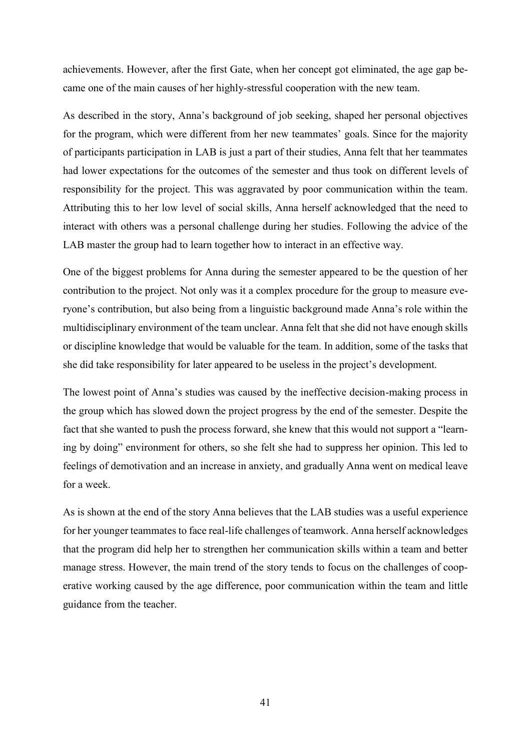achievements. However, after the first Gate, when her concept got eliminated, the age gap became one of the main causes of her highly-stressful cooperation with the new team.

As described in the story, Anna's background of job seeking, shaped her personal objectives for the program, which were different from her new teammates' goals. Since for the majority of participants participation in LAB is just a part of their studies, Anna felt that her teammates had lower expectations for the outcomes of the semester and thus took on different levels of responsibility for the project. This was aggravated by poor communication within the team. Attributing this to her low level of social skills, Anna herself acknowledged that the need to interact with others was a personal challenge during her studies. Following the advice of the LAB master the group had to learn together how to interact in an effective way.

One of the biggest problems for Anna during the semester appeared to be the question of her contribution to the project. Not only was it a complex procedure for the group to measure everyone's contribution, but also being from a linguistic background made Anna's role within the multidisciplinary environment of the team unclear. Anna felt that she did not have enough skills or discipline knowledge that would be valuable for the team. In addition, some of the tasks that she did take responsibility for later appeared to be useless in the project's development.

The lowest point of Anna's studies was caused by the ineffective decision-making process in the group which has slowed down the project progress by the end of the semester. Despite the fact that she wanted to push the process forward, she knew that this would not support a "learning by doing" environment for others, so she felt she had to suppress her opinion. This led to feelings of demotivation and an increase in anxiety, and gradually Anna went on medical leave for a week.

As is shown at the end of the story Anna believes that the LAB studies was a useful experience for her younger teammates to face real-life challenges of teamwork. Anna herself acknowledges that the program did help her to strengthen her communication skills within a team and better manage stress. However, the main trend of the story tends to focus on the challenges of cooperative working caused by the age difference, poor communication within the team and little guidance from the teacher.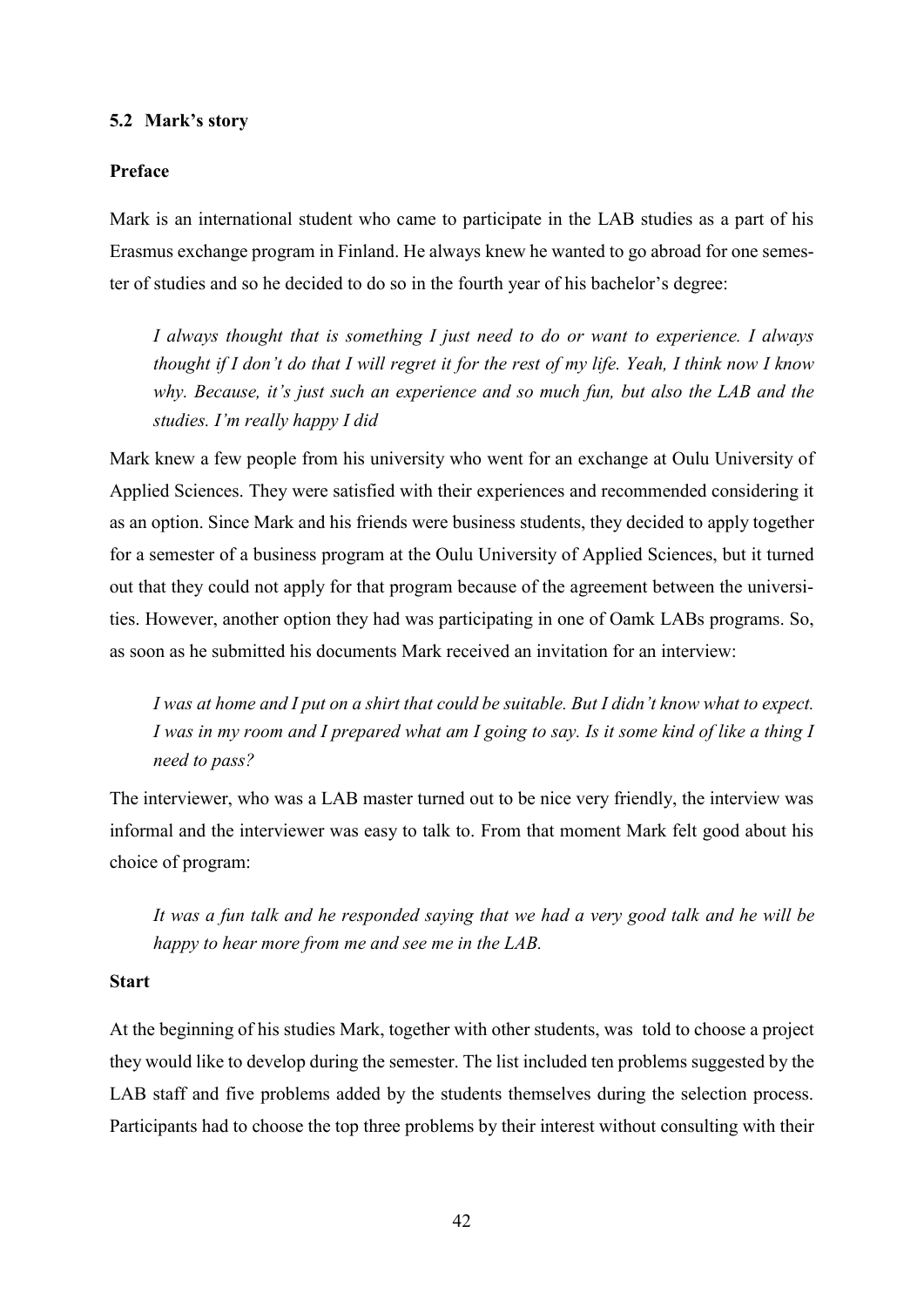### 5.2 Mark's story

**Preface**

Mark is an international student who came to participate in the LAB studies as a part of his Erasmus exchange program in Finland. He always knew he wanted to go abroad for one semester of studies and so he decided to do so in the fourth year of his bachelor's degree:

> *I always thought that is something I just need to do or want to experience. I always thought if I don't do that I will regret it for the rest of my life. Yeah, I think now I know why. Because, it's just such an experience and so much fun, but also the LAB and the studies. I'm really happy I did*

Mark knew a few people from his university who went for an exchange at Oulu University of Applied Sciences. They were satisfied with their experiences and recommended considering it as an option. Since Mark and his friends were business students, they decided to apply together for a semester of a business program at the Oulu University of Applied Sciences, but it turned out that they could not apply for that program because of the agreement between the universities. However, another option they had was participating in one of Oamk LABs programs. So, as soon as he submitted his documents Mark received an invitation for an interview:

> *I was at home and I put on a shirt that could be suitable. But I didn't know what to expect. I was in my room and I prepared what am I going to say. Is it some kind of like a thing I need to pass?*

The interviewer, who was a LAB master turned out to be nice very friendly, the interview was informal and the interviewer was easy to talk to. From that moment Mark felt good about his choice of program:

> *It was a fun talk and he responded saying that we had a very good talk and he will be happy to hear more from me and see me in the LAB.*

**Start**

At the beginning of his studies Mark, together with other students, was told to choose a project they would like to develop during the semester. The list included ten problems suggested by the LAB staff and five problems added by the students themselves during the selection process. Participants had to choose the top three problems by their interest without consulting with their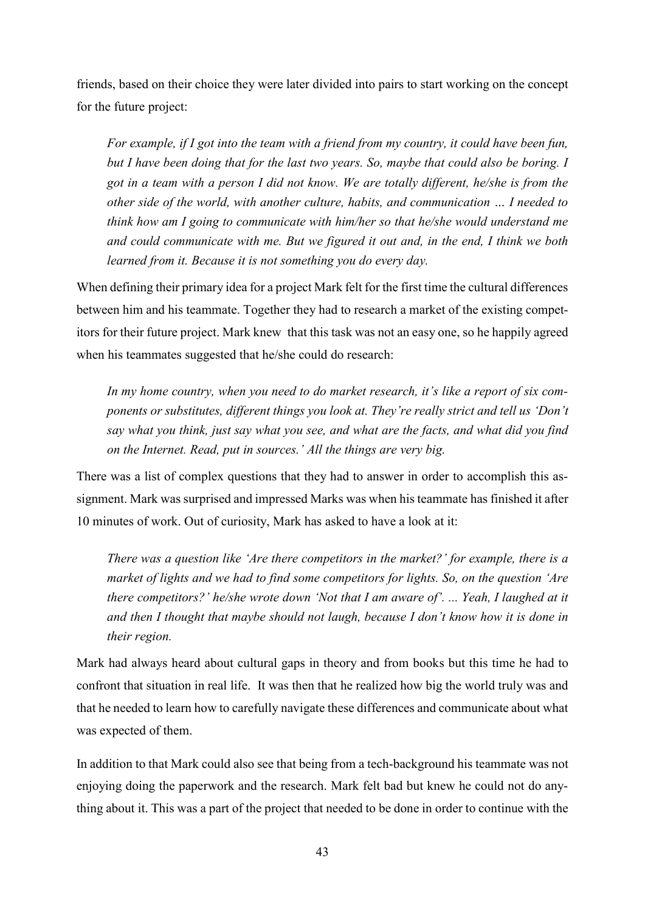friends, based on their choice they were later divided into pairs to start working on the concept for the future project:

> *For example, if I got into the team with a friend from my country, it could have been fun, but I have been doing that for the last two years. So, maybe that could also be boring. I got in a team with a person I did not know. We are totally different, he/she is from the other side of the world, with another culture, habits, and communication … I needed to think how am I going to communicate with him/her so that he/she would understand me and could communicate with me. But we figured it out and, in the end, I think we both learned from it. Because it is not something you do every day.*

When defining their primary idea for a project Mark felt for the first time the cultural differences between him and his teammate. Together they had to research a market of the existing competitors for their future project. Mark knew that this task was not an easy one, so he happily agreed when his teammates suggested that he/she could do research:

> *In my home country, when you need to do market research, it's like a report of six components or substitutes, different things you look at. They're really strict and tell us 'Don't say what you think, just say what you see, and what are the facts, and what did you find on the Internet. Read, put in sources.' All the things are very big.*

There was a list of complex questions that they had to answer in order to accomplish this assignment. Mark was surprised and impressed Marks was when his teammate has finished it after 10 minutes of work. Out of curiosity, Mark has asked to have a look at it:

> *There was a question like 'Are there competitors in the market?' for example, there is a market of lights and we had to find some competitors for lights. So, on the question 'Are there competitors?' he/she wrote down 'Not that I am aware of'. ... Yeah, I laughed at it and then I thought that maybe should not laugh, because I don't know how it is done in their region.*

Mark had always heard about cultural gaps in theory and from books but this time he had to confront that situation in real life. It was then that he realized how big the world truly was and that he needed to learn how to carefully navigate these differences and communicate about what was expected of them.

In addition to that Mark could also see that being from a tech-background his teammate was not enjoying doing the paperwork and the research. Mark felt bad but knew he could not do anything about it. This was a part of the project that needed to be done in order to continue with the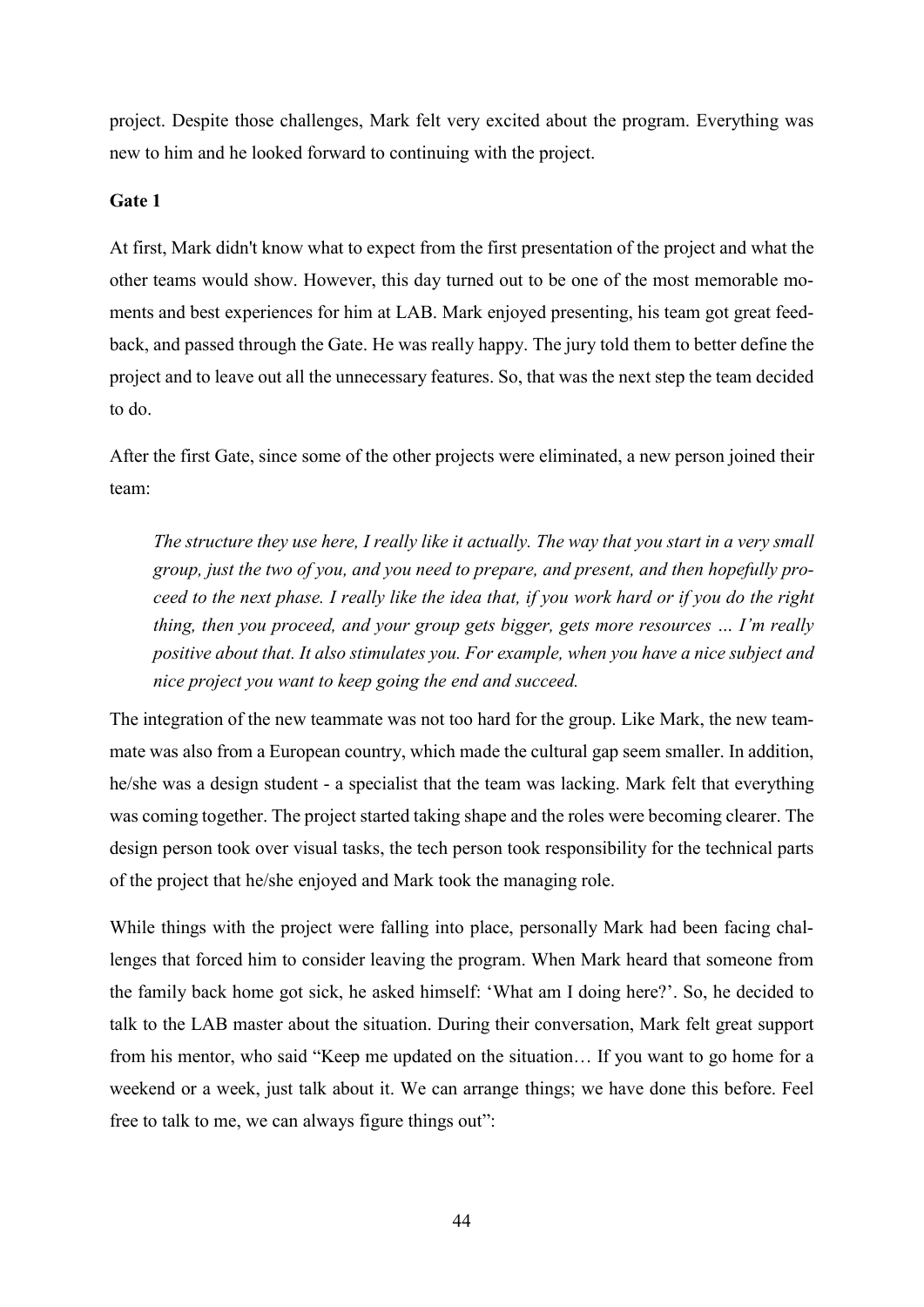project. Despite those challenges, Mark felt very excited about the program. Everything was new to him and he looked forward to continuing with the project.

**Gate 1**

At first, Mark didn't know what to expect from the first presentation of the project and what the other teams would show. However, this day turned out to be one of the most memorable moments and best experiences for him at LAB. Mark enjoyed presenting, his team got great feedback, and passed through the Gate. He was really happy. The jury told them to better define the project and to leave out all the unnecessary features. So, that was the next step the team decided to do.

After the first Gate, since some of the other projects were eliminated, a new person joined their team:

> *The structure they use here, I really like it actually. The way that you start in a very small group, just the two of you, and you need to prepare, and present, and then hopefully proceed to the next phase. I really like the idea that, if you work hard or if you do the right thing, then you proceed, and your group gets bigger, gets more resources … I'm really positive about that. It also stimulates you. For example, when you have a nice subject and nice project you want to keep going the end and succeed.*

The integration of the new teammate was not too hard for the group. Like Mark, the new teammate was also from a European country, which made the cultural gap seem smaller. In addition, he/she was a design student - a specialist that the team was lacking. Mark felt that everything was coming together. The project started taking shape and the roles were becoming clearer. The design person took over visual tasks, the tech person took responsibility for the technical parts of the project that he/she enjoyed and Mark took the managing role.

While things with the project were falling into place, personally Mark had been facing challenges that forced him to consider leaving the program. When Mark heard that someone from the family back home got sick, he asked himself: 'What am I doing here?'. So, he decided to talk to the LAB master about the situation. During their conversation, Mark felt great support from his mentor, who said "Keep me updated on the situation… If you want to go home for a weekend or a week, just talk about it. We can arrange things; we have done this before. Feel free to talk to me, we can always figure things out":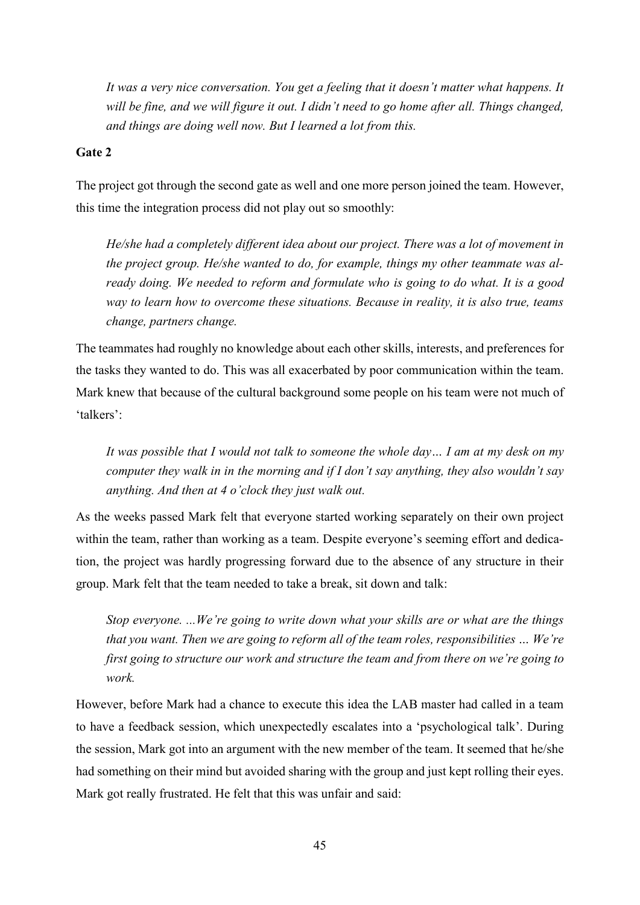*It was a very nice conversation. You get a feeling that it doesn't matter what happens. It will be fine, and we will figure it out. I didn't need to go home after all. Things changed, and things are doing well now. But I learned a lot from this.*

**Gate 2**

The project got through the second gate as well and one more person joined the team. However, this time the integration process did not play out so smoothly:

*He/she had a completely different idea about our project. There was a lot of movement in the project group. He/she wanted to do, for example, things my other teammate was already doing. We needed to reform and formulate who is going to do what. It is a good way to learn how to overcome these situations. Because in reality, it is also true, teams change, partners change.*

The teammates had roughly no knowledge about each other skills, interests, and preferences for the tasks they wanted to do. This was all exacerbated by poor communication within the team. Mark knew that because of the cultural background some people on his team were not much of 'talkers':

*It was possible that I would not talk to someone the whole day… I am at my desk on my computer they walk in in the morning and if I don't say anything, they also wouldn't say anything. And then at 4 o'clock they just walk out.*

As the weeks passed Mark felt that everyone started working separately on their own project within the team, rather than working as a team. Despite everyone's seeming effort and dedication, the project was hardly progressing forward due to the absence of any structure in their group. Mark felt that the team needed to take a break, sit down and talk:

*Stop everyone. …We're going to write down what your skills are or what are the things that you want. Then we are going to reform all of the team roles, responsibilities … We're first going to structure our work and structure the team and from there on we're going to work.*

However, before Mark had a chance to execute this idea the LAB master had called in a team to have a feedback session, which unexpectedly escalates into a 'psychological talk'. During the session, Mark got into an argument with the new member of the team. It seemed that he/she had something on their mind but avoided sharing with the group and just kept rolling their eyes. Mark got really frustrated. He felt that this was unfair and said: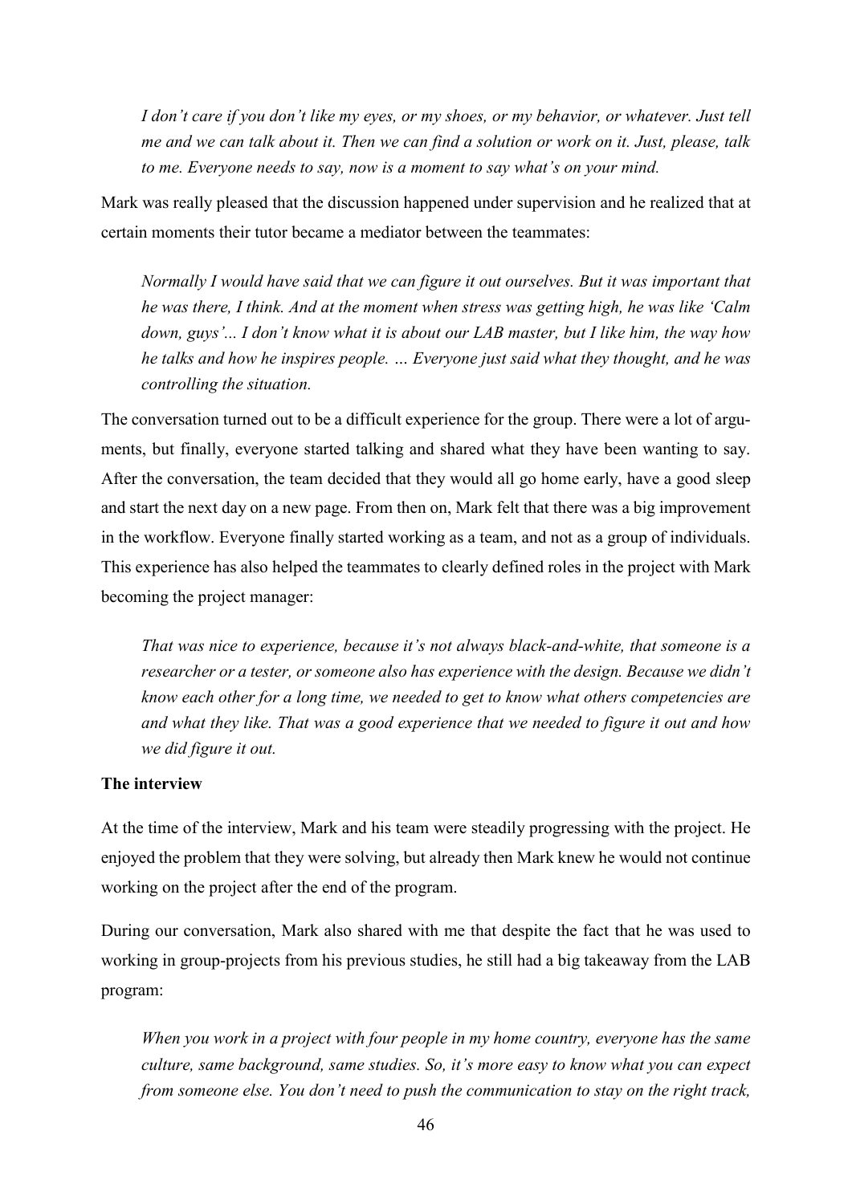*I don't care if you don't like my eyes, or my shoes, or my behavior, or whatever. Just tell me and we can talk about it. Then we can find a solution or work on it. Just, please, talk to me. Everyone needs to say, now is a moment to say what's on your mind.*

Mark was really pleased that the discussion happened under supervision and he realized that at certain moments their tutor became a mediator between the teammates:

*Normally I would have said that we can figure it out ourselves. But it was important that he was there, I think. And at the moment when stress was getting high, he was like 'Calm down, guys'... I don't know what it is about our LAB master, but I like him, the way how he talks and how he inspires people. … Everyone just said what they thought, and he was controlling the situation.*

The conversation turned out to be a difficult experience for the group. There were a lot of arguments, but finally, everyone started talking and shared what they have been wanting to say. After the conversation, the team decided that they would all go home early, have a good sleep and start the next day on a new page. From then on, Mark felt that there was a big improvement in the workflow. Everyone finally started working as a team, and not as a group of individuals. This experience has also helped the teammates to clearly defined roles in the project with Mark becoming the project manager:

*That was nice to experience, because it's not always black-and-white, that someone is a researcher or a tester, or someone also has experience with the design. Because we didn't know each other for a long time, we needed to get to know what others competencies are and what they like. That was a good experience that we needed to figure it out and how we did figure it out.*

**The interview**

At the time of the interview, Mark and his team were steadily progressing with the project. He enjoyed the problem that they were solving, but already then Mark knew he would not continue working on the project after the end of the program.

During our conversation, Mark also shared with me that despite the fact that he was used to working in group-projects from his previous studies, he still had a big takeaway from the LAB program:

*When you work in a project with four people in my home country, everyone has the same culture, same background, same studies. So, it's more easy to know what you can expect from someone else. You don't need to push the communication to stay on the right track,*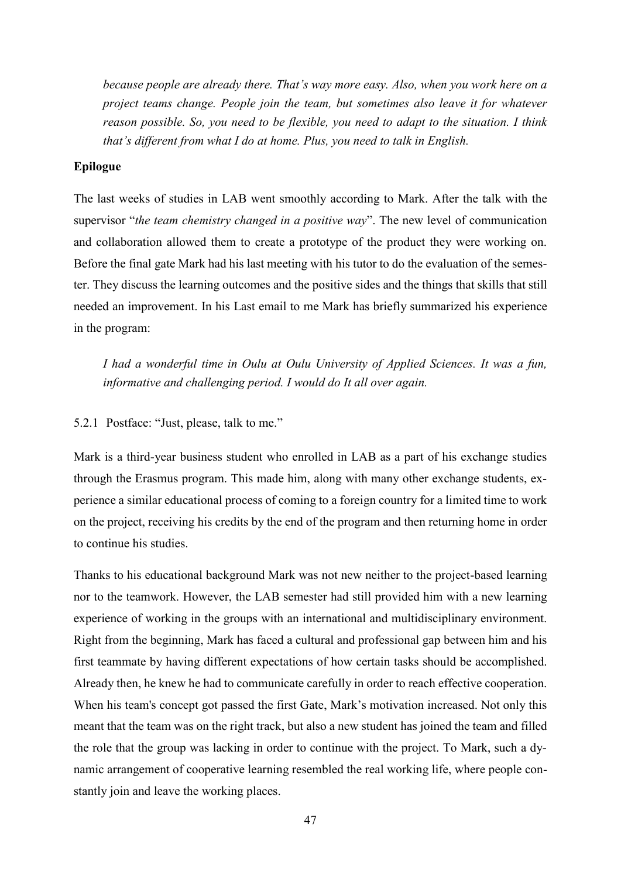*because people are already there. That's way more easy. Also, when you work here on a project teams change. People join the team, but sometimes also leave it for whatever reason possible. So, you need to be flexible, you need to adapt to the situation. I think that's different from what I do at home. Plus, you need to talk in English.*

**Epilogue**

The last weeks of studies in LAB went smoothly according to Mark. After the talk with the supervisor "*the team chemistry changed in a positive way*". The new level of communication and collaboration allowed them to create a prototype of the product they were working on. Before the final gate Mark had his last meeting with his tutor to do the evaluation of the semester. They discuss the learning outcomes and the positive sides and the things that skills that still needed an improvement. In his Last email to me Mark has briefly summarized his experience in the program:

*I had a wonderful time in Oulu at Oulu University of Applied Sciences. It was a fun, informative and challenging period. I would do It all over again.*

### 5.2.1 Postface: "Just, please, talk to me."

Mark is a third-year business student who enrolled in LAB as a part of his exchange studies through the Erasmus program. This made him, along with many other exchange students, experience a similar educational process of coming to a foreign country for a limited time to work on the project, receiving his credits by the end of the program and then returning home in order to continue his studies.

Thanks to his educational background Mark was not new neither to the project-based learning nor to the teamwork. However, the LAB semester had still provided him with a new learning experience of working in the groups with an international and multidisciplinary environment. Right from the beginning, Mark has faced a cultural and professional gap between him and his first teammate by having different expectations of how certain tasks should be accomplished. Already then, he knew he had to communicate carefully in order to reach effective cooperation. When his team's concept got passed the first Gate, Mark's motivation increased. Not only this meant that the team was on the right track, but also a new student has joined the team and filled the role that the group was lacking in order to continue with the project. To Mark, such a dynamic arrangement of cooperative learning resembled the real working life, where people constantly join and leave the working places.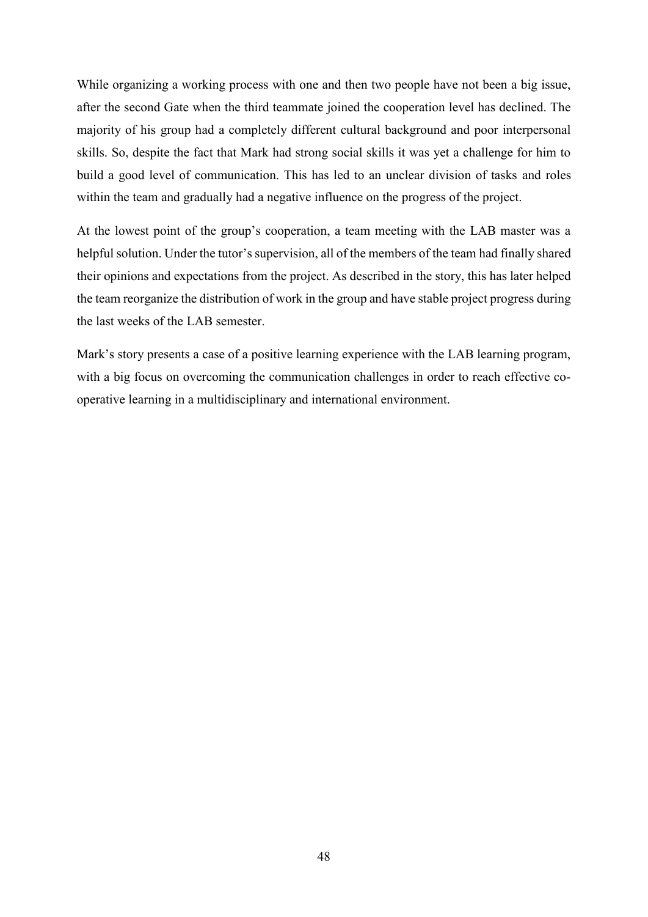While organizing a working process with one and then two people have not been a big issue, after the second Gate when the third teammate joined the cooperation level has declined. The majority of his group had a completely different cultural background and poor interpersonal skills. So, despite the fact that Mark had strong social skills it was yet a challenge for him to build a good level of communication. This has led to an unclear division of tasks and roles within the team and gradually had a negative influence on the progress of the project.

At the lowest point of the group's cooperation, a team meeting with the LAB master was a helpful solution. Under the tutor's supervision, all of the members of the team had finally shared their opinions and expectations from the project. As described in the story, this has later helped the team reorganize the distribution of work in the group and have stable project progress during the last weeks of the LAB semester.

Mark's story presents a case of a positive learning experience with the LAB learning program, with a big focus on overcoming the communication challenges in order to reach effective co-operative learning in a multidisciplinary and international environment.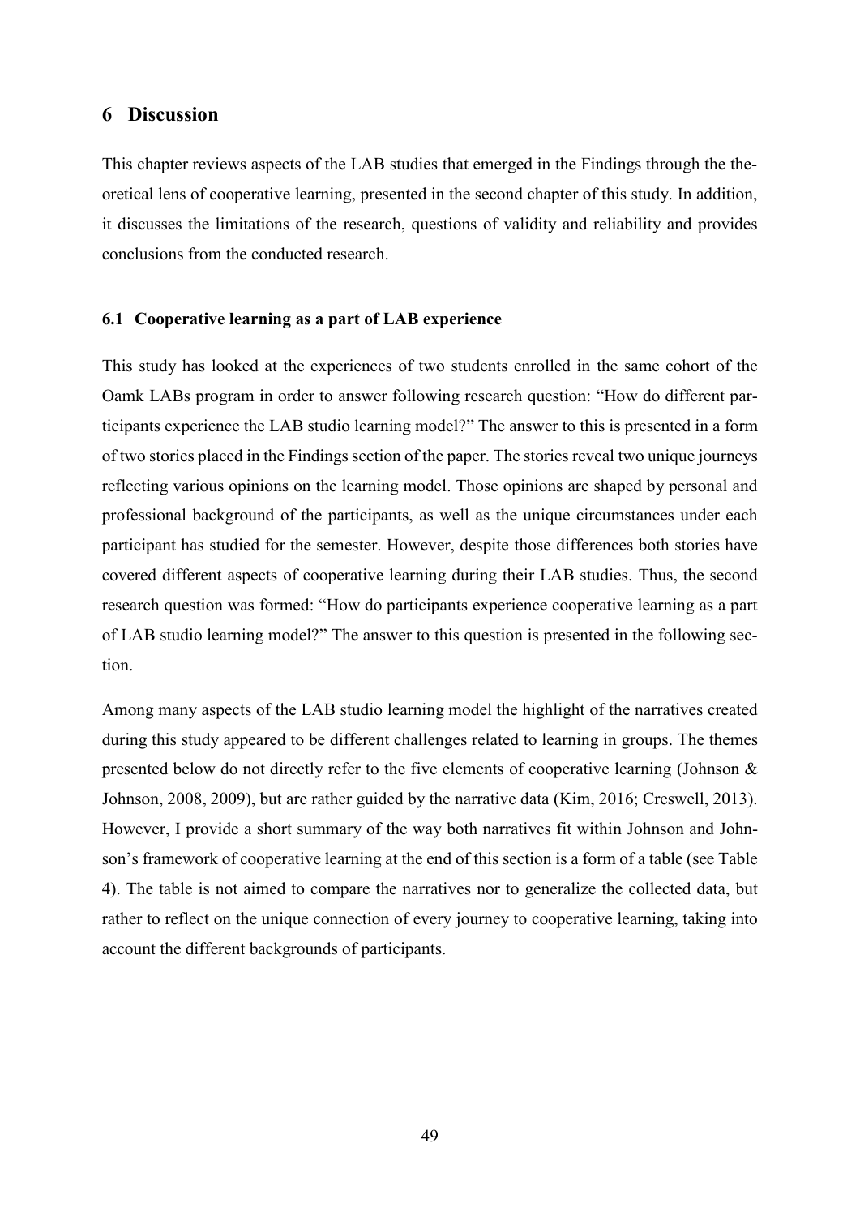# 6 Discussion

This chapter reviews aspects of the LAB studies that emerged in the Findings through the theoretical lens of cooperative learning, presented in the second chapter of this study. In addition, it discusses the limitations of the research, questions of validity and reliability and provides conclusions from the conducted research.

## 6.1 Cooperative learning as a part of LAB experience

This study has looked at the experiences of two students enrolled in the same cohort of the Oamk LABs program in order to answer following research question: "How do different participants experience the LAB studio learning model?" The answer to this is presented in a form of two stories placed in the Findings section of the paper. The stories reveal two unique journeys reflecting various opinions on the learning model. Those opinions are shaped by personal and professional background of the participants, as well as the unique circumstances under each participant has studied for the semester. However, despite those differences both stories have covered different aspects of cooperative learning during their LAB studies. Thus, the second research question was formed: "How do participants experience cooperative learning as a part of LAB studio learning model?" The answer to this question is presented in the following section.

Among many aspects of the LAB studio learning model the highlight of the narratives created during this study appeared to be different challenges related to learning in groups. The themes presented below do not directly refer to the five elements of cooperative learning (Johnson & Johnson, 2008, 2009), but are rather guided by the narrative data (Kim, 2016; Creswell, 2013). However, I provide a short summary of the way both narratives fit within Johnson and Johnson's framework of cooperative learning at the end of this section is a form of a table (see Table 4). The table is not aimed to compare the narratives nor to generalize the collected data, but rather to reflect on the unique connection of every journey to cooperative learning, taking into account the different backgrounds of participants.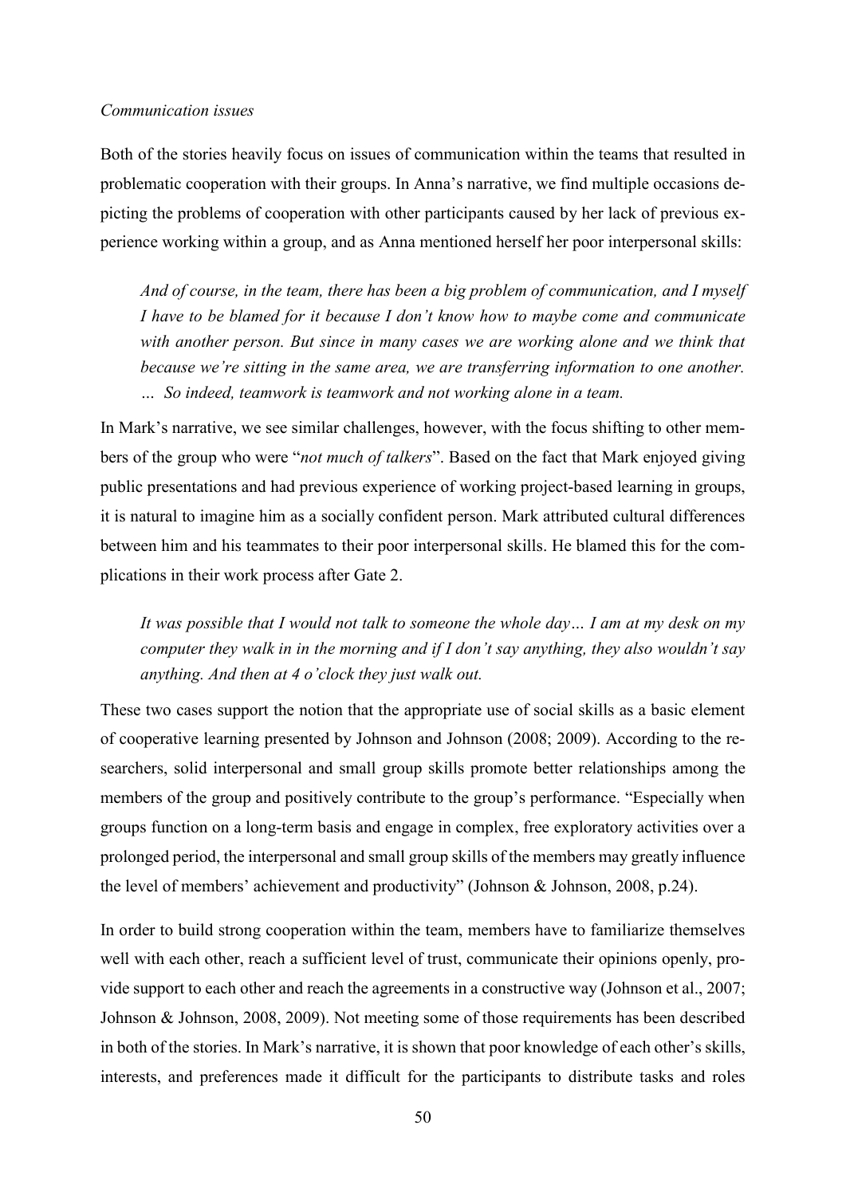*Communication issues*

Both of the stories heavily focus on issues of communication within the teams that resulted in problematic cooperation with their groups. In Anna's narrative, we find multiple occasions depicting the problems of cooperation with other participants caused by her lack of previous experience working within a group, and as Anna mentioned herself her poor interpersonal skills:

> *And of course, in the team, there has been a big problem of communication, and I myself I have to be blamed for it because I don't know how to maybe come and communicate with another person. But since in many cases we are working alone and we think that because we're sitting in the same area, we are transferring information to one another. … So indeed, teamwork is teamwork and not working alone in a team.*

In Mark's narrative, we see similar challenges, however, with the focus shifting to other members of the group who were "*not much of talkers*". Based on the fact that Mark enjoyed giving public presentations and had previous experience of working project-based learning in groups, it is natural to imagine him as a socially confident person. Mark attributed cultural differences between him and his teammates to their poor interpersonal skills. He blamed this for the complications in their work process after Gate 2.

> *It was possible that I would not talk to someone the whole day… I am at my desk on my computer they walk in in the morning and if I don't say anything, they also wouldn't say anything. And then at 4 o'clock they just walk out.*

These two cases support the notion that the appropriate use of social skills as a basic element of cooperative learning presented by Johnson and Johnson (2008; 2009). According to the researchers, solid interpersonal and small group skills promote better relationships among the members of the group and positively contribute to the group's performance. "Especially when groups function on a long-term basis and engage in complex, free exploratory activities over a prolonged period, the interpersonal and small group skills of the members may greatly influence the level of members' achievement and productivity" (Johnson & Johnson, 2008, p.24).

In order to build strong cooperation within the team, members have to familiarize themselves well with each other, reach a sufficient level of trust, communicate their opinions openly, provide support to each other and reach the agreements in a constructive way (Johnson et al., 2007; Johnson & Johnson, 2008, 2009). Not meeting some of those requirements has been described in both of the stories. In Mark's narrative, it is shown that poor knowledge of each other's skills, interests, and preferences made it difficult for the participants to distribute tasks and roles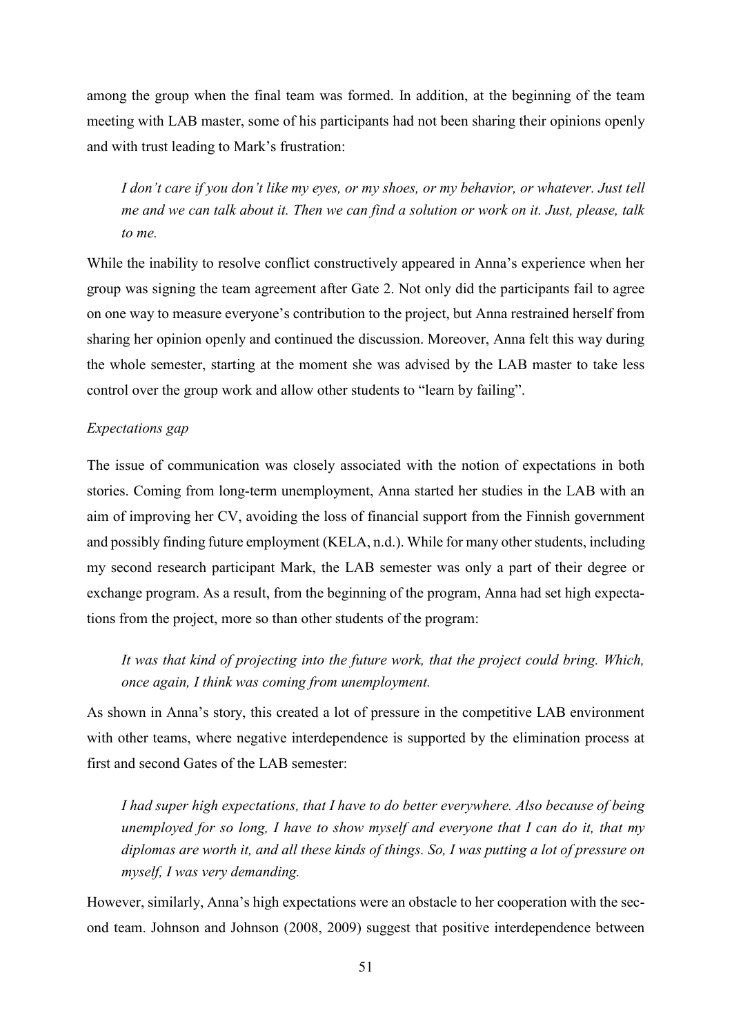among the group when the final team was formed. In addition, at the beginning of the team meeting with LAB master, some of his participants had not been sharing their opinions openly and with trust leading to Mark's frustration:

> *I don't care if you don't like my eyes, or my shoes, or my behavior, or whatever. Just tell me and we can talk about it. Then we can find a solution or work on it. Just, please, talk to me.*

While the inability to resolve conflict constructively appeared in Anna's experience when her group was signing the team agreement after Gate 2. Not only did the participants fail to agree on one way to measure everyone's contribution to the project, but Anna restrained herself from sharing her opinion openly and continued the discussion. Moreover, Anna felt this way during the whole semester, starting at the moment she was advised by the LAB master to take less control over the group work and allow other students to "learn by failing".

*Expectations gap*

The issue of communication was closely associated with the notion of expectations in both stories. Coming from long-term unemployment, Anna started her studies in the LAB with an aim of improving her CV, avoiding the loss of financial support from the Finnish government and possibly finding future employment (KELA, n.d.). While for many other students, including my second research participant Mark, the LAB semester was only a part of their degree or exchange program. As a result, from the beginning of the program, Anna had set high expectations from the project, more so than other students of the program:

> *It was that kind of projecting into the future work, that the project could bring. Which, once again, I think was coming from unemployment.*

As shown in Anna's story, this created a lot of pressure in the competitive LAB environment with other teams, where negative interdependence is supported by the elimination process at first and second Gates of the LAB semester:

> *I had super high expectations, that I have to do better everywhere. Also because of being unemployed for so long, I have to show myself and everyone that I can do it, that my diplomas are worth it, and all these kinds of things. So, I was putting a lot of pressure on myself, I was very demanding.*

However, similarly, Anna's high expectations were an obstacle to her cooperation with the second team. Johnson and Johnson (2008, 2009) suggest that positive interdependence between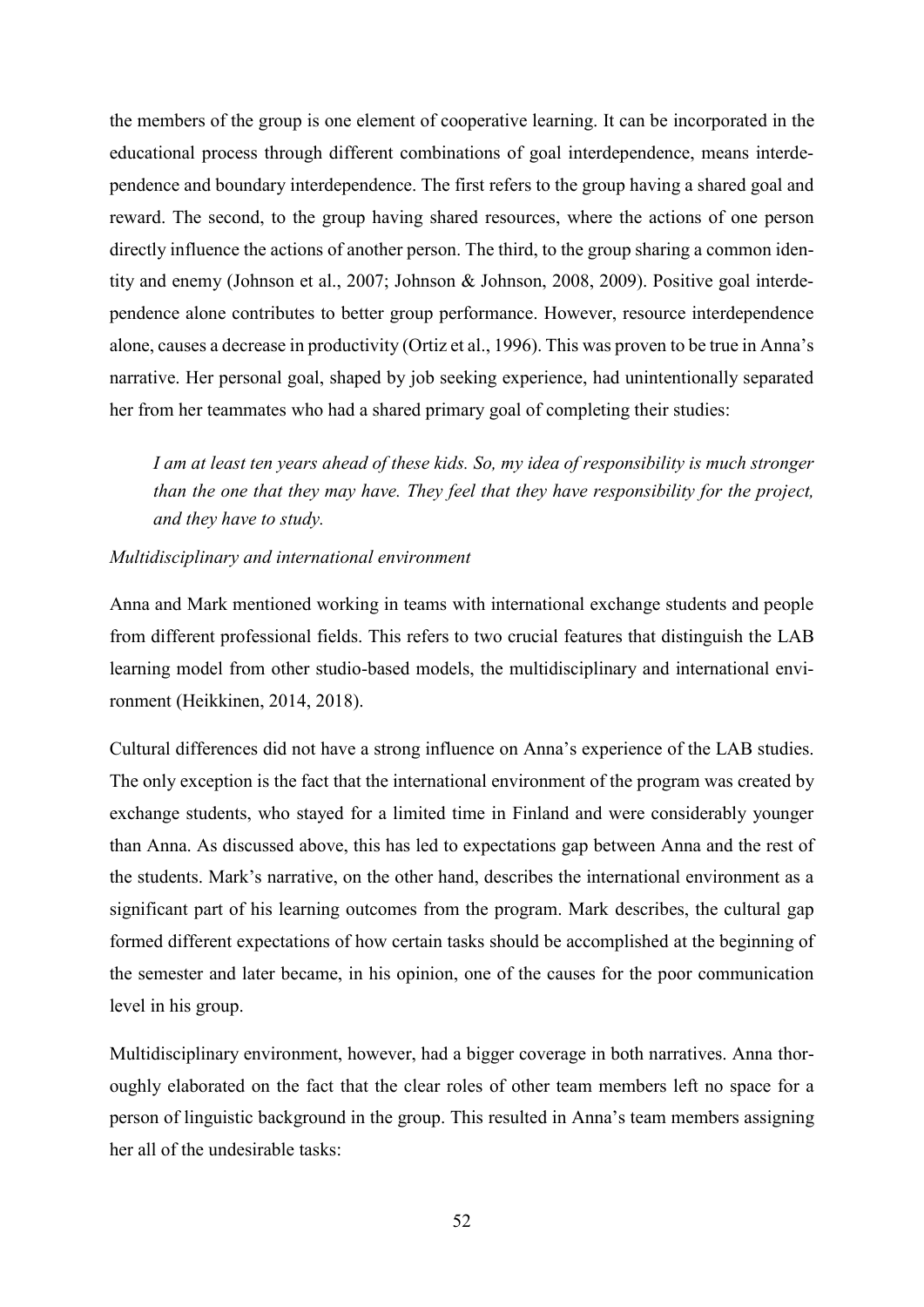the members of the group is one element of cooperative learning. It can be incorporated in the educational process through different combinations of goal interdependence, means interdependence and boundary interdependence. The first refers to the group having a shared goal and reward. The second, to the group having shared resources, where the actions of one person directly influence the actions of another person. The third, to the group sharing a common identity and enemy (Johnson et al., 2007; Johnson & Johnson, 2008, 2009). Positive goal interdependence alone contributes to better group performance. However, resource interdependence alone, causes a decrease in productivity (Ortiz et al., 1996). This was proven to be true in Anna's narrative. Her personal goal, shaped by job seeking experience, had unintentionally separated her from her teammates who had a shared primary goal of completing their studies:

> *I am at least ten years ahead of these kids. So, my idea of responsibility is much stronger than the one that they may have. They feel that they have responsibility for the project, and they have to study.*

*Multidisciplinary and international environment*

Anna and Mark mentioned working in teams with international exchange students and people from different professional fields. This refers to two crucial features that distinguish the LAB learning model from other studio-based models, the multidisciplinary and international environment (Heikkinen, 2014, 2018).

Cultural differences did not have a strong influence on Anna's experience of the LAB studies. The only exception is the fact that the international environment of the program was created by exchange students, who stayed for a limited time in Finland and were considerably younger than Anna. As discussed above, this has led to expectations gap between Anna and the rest of the students. Mark's narrative, on the other hand, describes the international environment as a significant part of his learning outcomes from the program. Mark describes, the cultural gap formed different expectations of how certain tasks should be accomplished at the beginning of the semester and later became, in his opinion, one of the causes for the poor communication level in his group.

Multidisciplinary environment, however, had a bigger coverage in both narratives. Anna thoroughly elaborated on the fact that the clear roles of other team members left no space for a person of linguistic background in the group. This resulted in Anna's team members assigning her all of the undesirable tasks: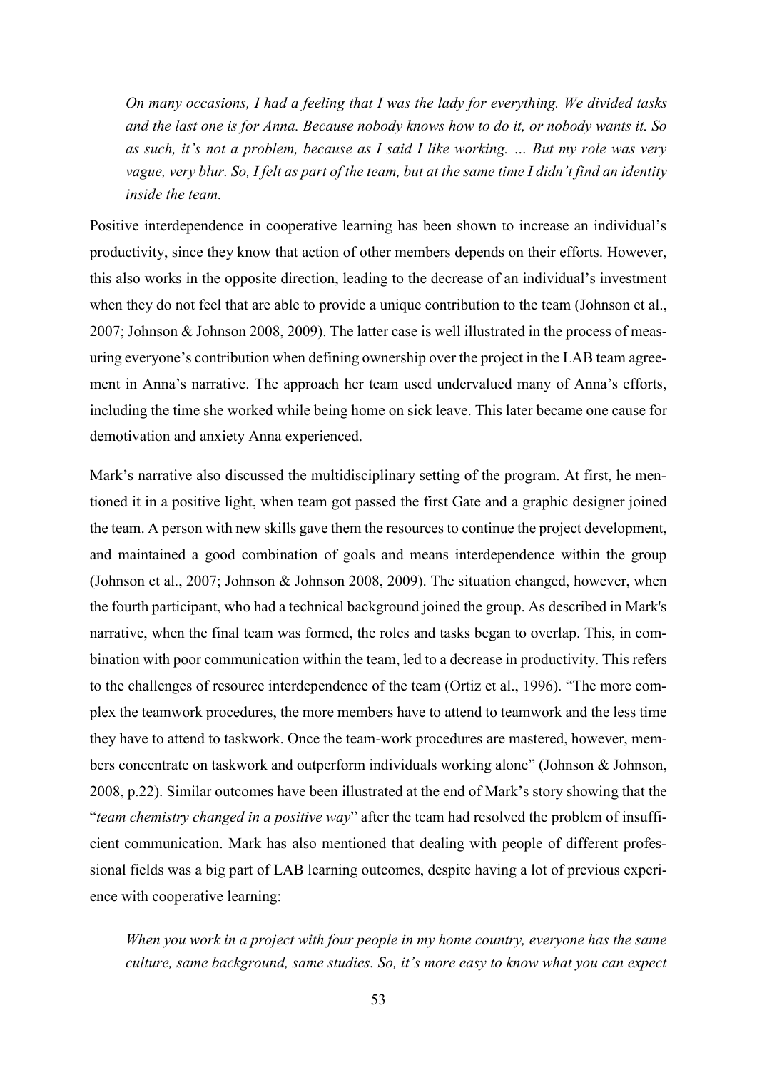*On many occasions, I had a feeling that I was the lady for everything. We divided tasks and the last one is for Anna. Because nobody knows how to do it, or nobody wants it. So as such, it's not a problem, because as I said I like working. … But my role was very vague, very blur. So, I felt as part of the team, but at the same time I didn't find an identity inside the team.*

Positive interdependence in cooperative learning has been shown to increase an individual's productivity, since they know that action of other members depends on their efforts. However, this also works in the opposite direction, leading to the decrease of an individual's investment when they do not feel that are able to provide a unique contribution to the team (Johnson et al., 2007; Johnson & Johnson 2008, 2009). The latter case is well illustrated in the process of measuring everyone's contribution when defining ownership over the project in the LAB team agreement in Anna's narrative. The approach her team used undervalued many of Anna's efforts, including the time she worked while being home on sick leave. This later became one cause for demotivation and anxiety Anna experienced.

Mark's narrative also discussed the multidisciplinary setting of the program. At first, he mentioned it in a positive light, when team got passed the first Gate and a graphic designer joined the team. A person with new skills gave them the resources to continue the project development, and maintained a good combination of goals and means interdependence within the group (Johnson et al., 2007; Johnson & Johnson 2008, 2009). The situation changed, however, when the fourth participant, who had a technical background joined the group. As described in Mark's narrative, when the final team was formed, the roles and tasks began to overlap. This, in combination with poor communication within the team, led to a decrease in productivity. This refers to the challenges of resource interdependence of the team (Ortiz et al., 1996). "The more complex the teamwork procedures, the more members have to attend to teamwork and the less time they have to attend to taskwork. Once the team-work procedures are mastered, however, members concentrate on taskwork and outperform individuals working alone" (Johnson & Johnson, 2008, p.22). Similar outcomes have been illustrated at the end of Mark's story showing that the "*team chemistry changed in a positive way*" after the team had resolved the problem of insufficient communication. Mark has also mentioned that dealing with people of different professional fields was a big part of LAB learning outcomes, despite having a lot of previous experience with cooperative learning:

*When you work in a project with four people in my home country, everyone has the same culture, same background, same studies. So, it's more easy to know what you can expect*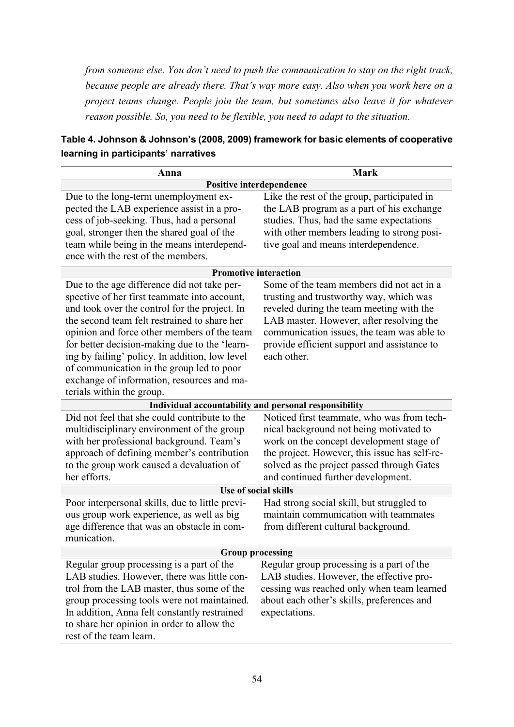*from someone else. You don't need to push the communication to stay on the right track, because people are already there. That's way more easy. Also when you work here on a project teams change. People join the team, but sometimes also leave it for whatever reason possible. So, you need to be flexible, you need to adapt to the situation.*

**Table 4. Johnson & Johnson's (2008, 2009) framework for basic elements of cooperative learning in participants' narratives**

| Anna | Mark |
|---|---|
| **Positive interdependence** | |
| Due to the long-term unemployment expected the LAB experience assist in a process of job-seeking. Thus, had a personal goal, stronger then the shared goal of the team while being in the means interdependence with the rest of the members. | Like the rest of the group, participated in the LAB program as a part of his exchange studies. Thus, had the same expectations with other members leading to strong positive goal and means interdependence. |
| **Promotive interaction** | |
| Due to the age difference did not take perspective of her first teammate into account, and took over the control for the project. In the second team felt restrained to share her opinion and force other members of the team for better decision-making due to the 'learning by failing' policy. In addition, low level of communication in the group led to poor exchange of information, resources and materials within the group. | Some of the team members did not act in a trusting and trustworthy way, which was reveled during the team meeting with the LAB master. However, after resolving the communication issues, the team was able to provide efficient support and assistance to each other. |
| **Individual accountability and personal responsibility** | |
| Did not feel that she could contribute to the multidisciplinary environment of the group with her professional background. Team's approach of defining member's contribution to the group work caused a devaluation of her efforts. | Noticed first teammate, who was from technical background not being motivated to work on the concept development stage of the project. However, this issue has self-resolved as the project passed through Gates and continued further development. |
| **Use of social skills** | |
| Poor interpersonal skills, due to little previous group work experience, as well as big age difference that was an obstacle in communication. | Had strong social skill, but struggled to maintain communication with teammates from different cultural background. |
| **Group processing** | |
| Regular group processing is a part of the LAB studies. However, there was little control from the LAB master, thus some of the group processing tools were not maintained. In addition, Anna felt constantly restrained to share her opinion in order to allow the rest of the team learn. | Regular group processing is a part of the LAB studies. However, the effective processing was reached only when team learned about each other's skills, preferences and expectations. |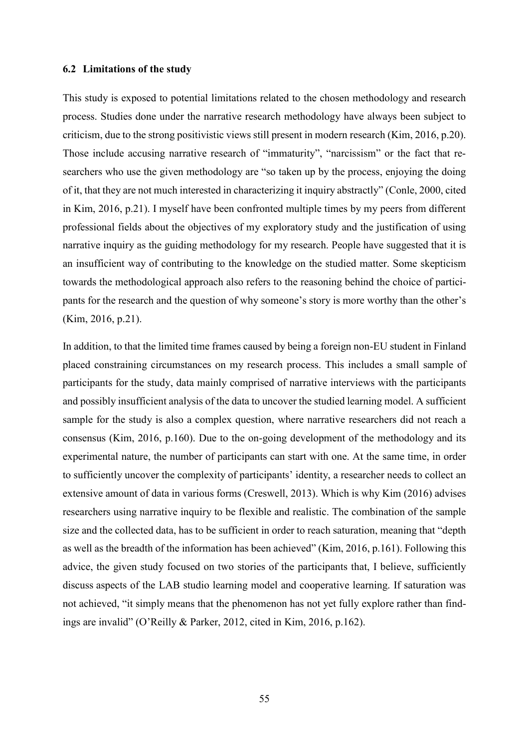### 6.2 Limitations of the study

This study is exposed to potential limitations related to the chosen methodology and research process. Studies done under the narrative research methodology have always been subject to criticism, due to the strong positivistic views still present in modern research (Kim, 2016, p.20). Those include accusing narrative research of "immaturity", "narcissism" or the fact that researchers who use the given methodology are "so taken up by the process, enjoying the doing of it, that they are not much interested in characterizing it inquiry abstractly" (Conle, 2000, cited in Kim, 2016, p.21). I myself have been confronted multiple times by my peers from different professional fields about the objectives of my exploratory study and the justification of using narrative inquiry as the guiding methodology for my research. People have suggested that it is an insufficient way of contributing to the knowledge on the studied matter. Some skepticism towards the methodological approach also refers to the reasoning behind the choice of participants for the research and the question of why someone's story is more worthy than the other's (Kim, 2016, p.21).

In addition, to that the limited time frames caused by being a foreign non-EU student in Finland placed constraining circumstances on my research process. This includes a small sample of participants for the study, data mainly comprised of narrative interviews with the participants and possibly insufficient analysis of the data to uncover the studied learning model. A sufficient sample for the study is also a complex question, where narrative researchers did not reach a consensus (Kim, 2016, p.160). Due to the on-going development of the methodology and its experimental nature, the number of participants can start with one. At the same time, in order to sufficiently uncover the complexity of participants' identity, a researcher needs to collect an extensive amount of data in various forms (Creswell, 2013). Which is why Kim (2016) advises researchers using narrative inquiry to be flexible and realistic. The combination of the sample size and the collected data, has to be sufficient in order to reach saturation, meaning that "depth as well as the breadth of the information has been achieved" (Kim, 2016, p.161). Following this advice, the given study focused on two stories of the participants that, I believe, sufficiently discuss aspects of the LAB studio learning model and cooperative learning. If saturation was not achieved, "it simply means that the phenomenon has not yet fully explore rather than findings are invalid" (O'Reilly & Parker, 2012, cited in Kim, 2016, p.162).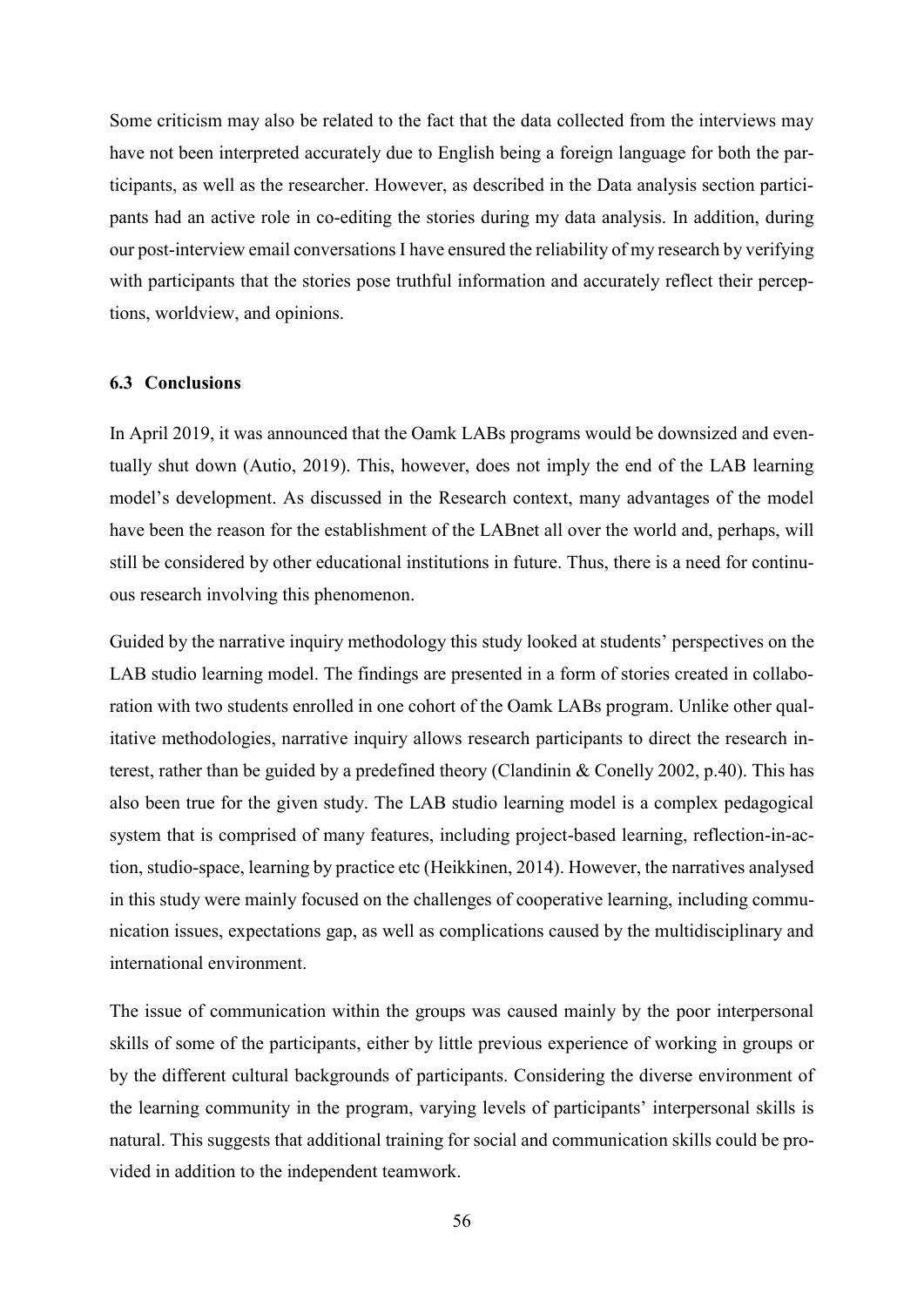Some criticism may also be related to the fact that the data collected from the interviews may have not been interpreted accurately due to English being a foreign language for both the participants, as well as the researcher. However, as described in the Data analysis section participants had an active role in co-editing the stories during my data analysis. In addition, during our post-interview email conversations I have ensured the reliability of my research by verifying with participants that the stories pose truthful information and accurately reflect their perceptions, worldview, and opinions.

### 6.3 Conclusions

In April 2019, it was announced that the Oamk LABs programs would be downsized and eventually shut down (Autio, 2019). This, however, does not imply the end of the LAB learning model's development. As discussed in the Research context, many advantages of the model have been the reason for the establishment of the LABnet all over the world and, perhaps, will still be considered by other educational institutions in future. Thus, there is a need for continuous research involving this phenomenon.

Guided by the narrative inquiry methodology this study looked at students' perspectives on the LAB studio learning model. The findings are presented in a form of stories created in collaboration with two students enrolled in one cohort of the Oamk LABs program. Unlike other qualitative methodologies, narrative inquiry allows research participants to direct the research interest, rather than be guided by a predefined theory (Clandinin & Conelly 2002, p.40). This has also been true for the given study. The LAB studio learning model is a complex pedagogical system that is comprised of many features, including project-based learning, reflection-in-action, studio-space, learning by practice etc (Heikkinen, 2014). However, the narratives analysed in this study were mainly focused on the challenges of cooperative learning, including communication issues, expectations gap, as well as complications caused by the multidisciplinary and international environment.

The issue of communication within the groups was caused mainly by the poor interpersonal skills of some of the participants, either by little previous experience of working in groups or by the different cultural backgrounds of participants. Considering the diverse environment of the learning community in the program, varying levels of participants' interpersonal skills is natural. This suggests that additional training for social and communication skills could be provided in addition to the independent teamwork.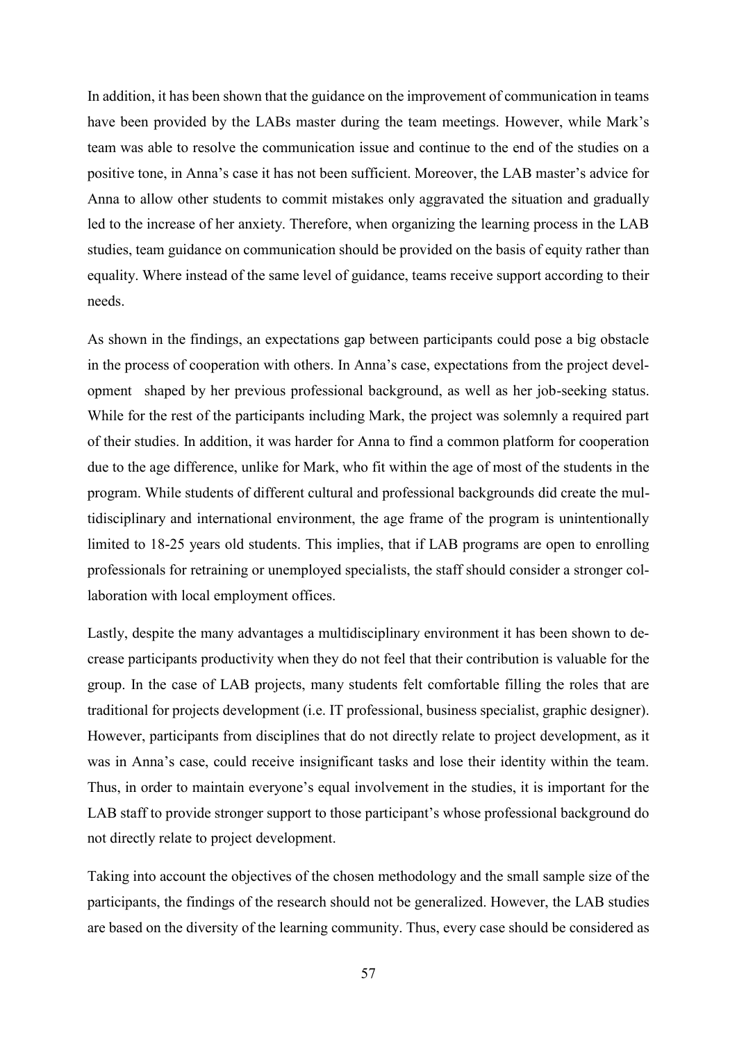In addition, it has been shown that the guidance on the improvement of communication in teams have been provided by the LABs master during the team meetings. However, while Mark's team was able to resolve the communication issue and continue to the end of the studies on a positive tone, in Anna's case it has not been sufficient. Moreover, the LAB master's advice for Anna to allow other students to commit mistakes only aggravated the situation and gradually led to the increase of her anxiety. Therefore, when organizing the learning process in the LAB studies, team guidance on communication should be provided on the basis of equity rather than equality. Where instead of the same level of guidance, teams receive support according to their needs.

As shown in the findings, an expectations gap between participants could pose a big obstacle in the process of cooperation with others. In Anna's case, expectations from the project development shaped by her previous professional background, as well as her job-seeking status. While for the rest of the participants including Mark, the project was solemnly a required part of their studies. In addition, it was harder for Anna to find a common platform for cooperation due to the age difference, unlike for Mark, who fit within the age of most of the students in the program. While students of different cultural and professional backgrounds did create the multidisciplinary and international environment, the age frame of the program is unintentionally limited to 18-25 years old students. This implies, that if LAB programs are open to enrolling professionals for retraining or unemployed specialists, the staff should consider a stronger collaboration with local employment offices.

Lastly, despite the many advantages a multidisciplinary environment it has been shown to decrease participants productivity when they do not feel that their contribution is valuable for the group. In the case of LAB projects, many students felt comfortable filling the roles that are traditional for projects development (i.e. IT professional, business specialist, graphic designer). However, participants from disciplines that do not directly relate to project development, as it was in Anna's case, could receive insignificant tasks and lose their identity within the team. Thus, in order to maintain everyone's equal involvement in the studies, it is important for the LAB staff to provide stronger support to those participant's whose professional background do not directly relate to project development.

Taking into account the objectives of the chosen methodology and the small sample size of the participants, the findings of the research should not be generalized. However, the LAB studies are based on the diversity of the learning community. Thus, every case should be considered as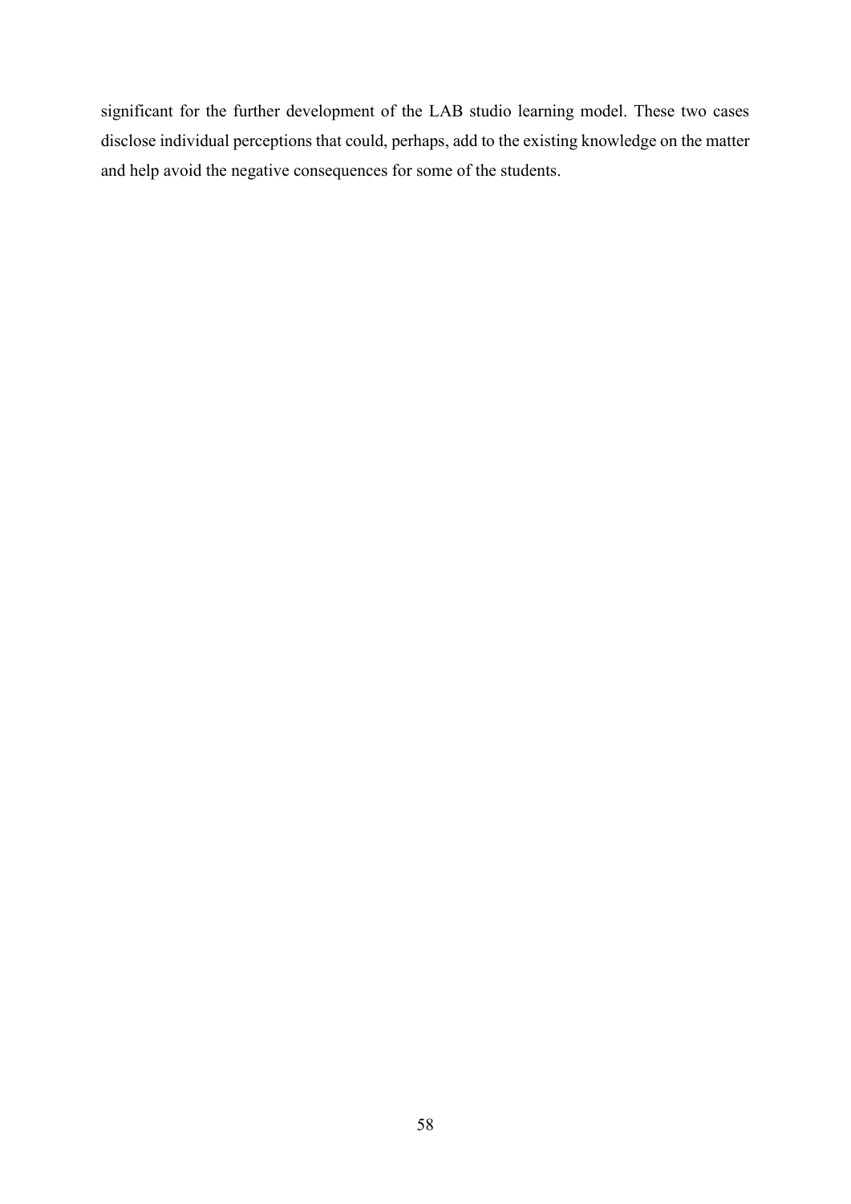significant for the further development of the LAB studio learning model. These two cases disclose individual perceptions that could, perhaps, add to the existing knowledge on the matter and help avoid the negative consequences for some of the students.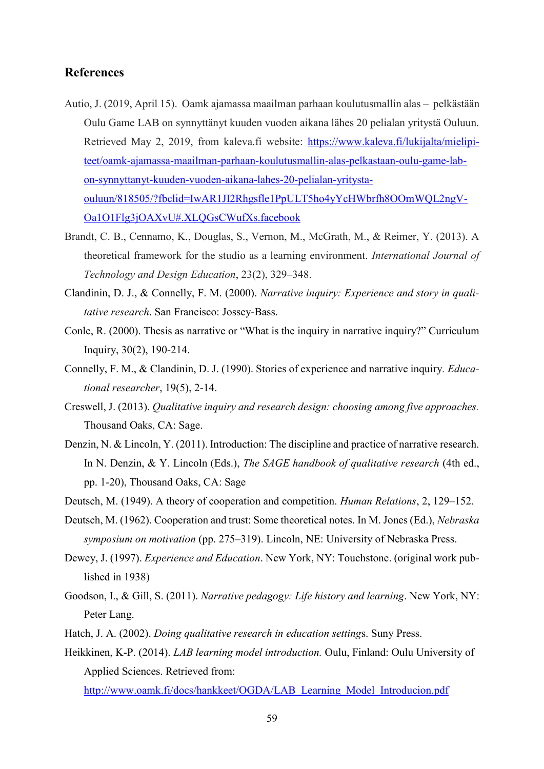## References

Autio, J. (2019, April 15). Oamk ajamassa maailman parhaan koulutusmallin alas – pelkästään Oulu Game LAB on synnyttänyt kuuden vuoden aikana lähes 20 pelialan yritystä Ouluun. Retrieved May 2, 2019, from kaleva.fi website: https://www.kaleva.fi/lukijalta/mielipiteet/oamk-ajamassa-maailman-parhaan-koulutusmallin-alas-pelkastaan-oulu-game-lab-on-synnyttanyt-kuuden-vuoden-aikana-lahes-20-pelialan-yritysta-ouluun/818505/?fbclid=IwAR1JI2Rhgsfle1PpULT5ho4yYcHWbrfh8OOmWQL2ngV-Oa1O1Flg3jOAXvU#.XLQGsCWufXs.facebook

Brandt, C. B., Cennamo, K., Douglas, S., Vernon, M., McGrath, M., & Reimer, Y. (2013). A theoretical framework for the studio as a learning environment. *International Journal of Technology and Design Education*, 23(2), 329–348.

Clandinin, D. J., & Connelly, F. M. (2000). *Narrative inquiry: Experience and story in qualitative research*. San Francisco: Jossey-Bass.

Conle, R. (2000). Thesis as narrative or "What is the inquiry in narrative inquiry?" Curriculum Inquiry, 30(2), 190-214.

Connelly, F. M., & Clandinin, D. J. (1990). Stories of experience and narrative inquiry. *Educational researcher*, 19(5), 2-14.

Creswell, J. (2013). *Qualitative inquiry and research design: choosing among five approaches.* Thousand Oaks, CA: Sage.

Denzin, N. & Lincoln, Y. (2011). Introduction: The discipline and practice of narrative research. In N. Denzin, & Y. Lincoln (Eds.), *The SAGE handbook of qualitative research* (4th ed., pp. 1-20), Thousand Oaks, CA: Sage

Deutsch, M. (1949). A theory of cooperation and competition. *Human Relations*, 2, 129–152.

Deutsch, M. (1962). Cooperation and trust: Some theoretical notes. In M. Jones (Ed.), *Nebraska symposium on motivation* (pp. 275–319). Lincoln, NE: University of Nebraska Press.

Dewey, J. (1997). *Experience and Education*. New York, NY: Touchstone. (original work published in 1938)

Goodson, I., & Gill, S. (2011). *Narrative pedagogy: Life history and learning*. New York, NY: Peter Lang.

Hatch, J. A. (2002). *Doing qualitative research in education settings*. Suny Press.

Heikkinen, K-P. (2014). *LAB learning model introduction.* Oulu, Finland: Oulu University of Applied Sciences. Retrieved from: http://www.oamk.fi/docs/hankkeet/OGDA/LAB_Learning_Model_Introducion.pdf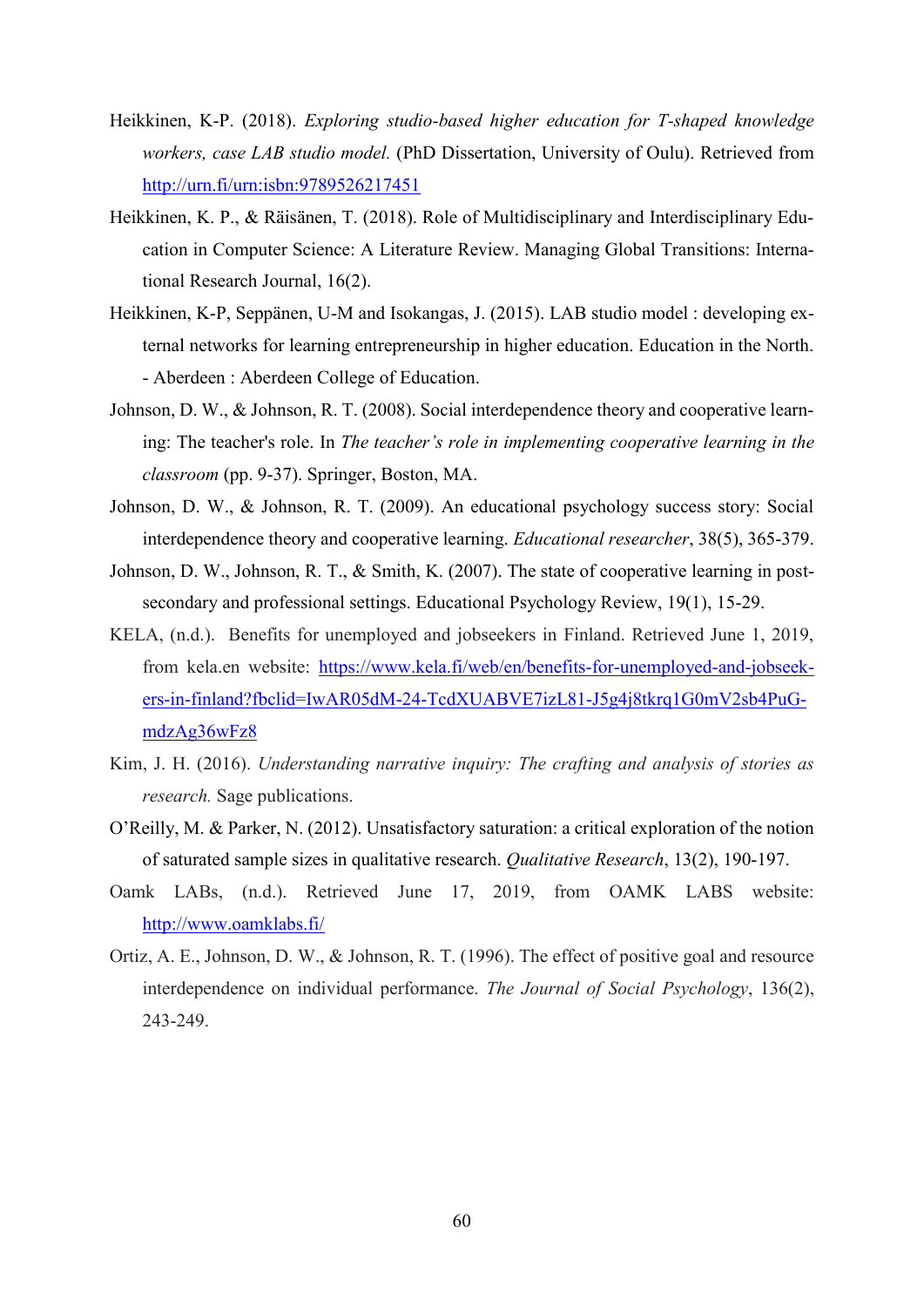Heikkinen, K-P. (2018). *Exploring studio-based higher education for T-shaped knowledge workers, case LAB studio model.* (PhD Dissertation, University of Oulu). Retrieved from http://urn.fi/urn:isbn:9789526217451

Heikkinen, K. P., & Räisänen, T. (2018). Role of Multidisciplinary and Interdisciplinary Education in Computer Science: A Literature Review. Managing Global Transitions: International Research Journal, 16(2).

Heikkinen, K-P, Seppänen, U-M and Isokangas, J. (2015). LAB studio model : developing external networks for learning entrepreneurship in higher education. Education in the North. - Aberdeen : Aberdeen College of Education.

Johnson, D. W., & Johnson, R. T. (2008). Social interdependence theory and cooperative learning: The teacher's role. In *The teacher's role in implementing cooperative learning in the classroom* (pp. 9-37). Springer, Boston, MA.

Johnson, D. W., & Johnson, R. T. (2009). An educational psychology success story: Social interdependence theory and cooperative learning. *Educational researcher*, 38(5), 365-379.

Johnson, D. W., Johnson, R. T., & Smith, K. (2007). The state of cooperative learning in postsecondary and professional settings. Educational Psychology Review, 19(1), 15-29.

KELA, (n.d.). Benefits for unemployed and jobseekers in Finland. Retrieved June 1, 2019, from kela.en website: https://www.kela.fi/web/en/benefits-for-unemployed-and-jobseekers-in-finland?fbclid=IwAR05dM-24-TcdXUABVE7izL81-J5g4j8tkrq1G0mV2sb4PuG-mdzAg36wFz8

Kim, J. H. (2016). *Understanding narrative inquiry: The crafting and analysis of stories as research.* Sage publications.

O'Reilly, M. & Parker, N. (2012). Unsatisfactory saturation: a critical exploration of the notion of saturated sample sizes in qualitative research. *Qualitative Research*, 13(2), 190-197.

Oamk LABs, (n.d.). Retrieved June 17, 2019, from OAMK LABS website: http://www.oamklabs.fi/

Ortiz, A. E., Johnson, D. W., & Johnson, R. T. (1996). The effect of positive goal and resource interdependence on individual performance. *The Journal of Social Psychology*, 136(2), 243-249.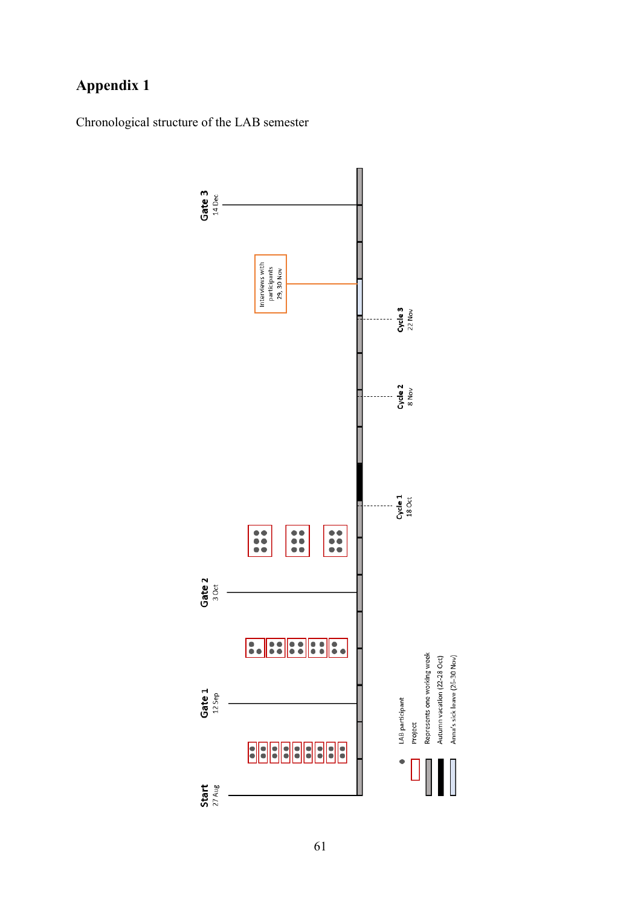# Appendix 1

Chronological structure of the LAB semester

Start
27 Aug

Gate 1
12 Sep

Gate 2
3 Oct

Cycle 1
18 Oct

Cycle 2
8 Nov

Cycle 3
22 Nov

Interviews with participants
29, 30 Nov

Gate 3
14 Dec

● LAB participant

☐ Project

Represents one working week

Autumn vacation (22-28 Oct)

Anna's sick leave (26-30 Nov)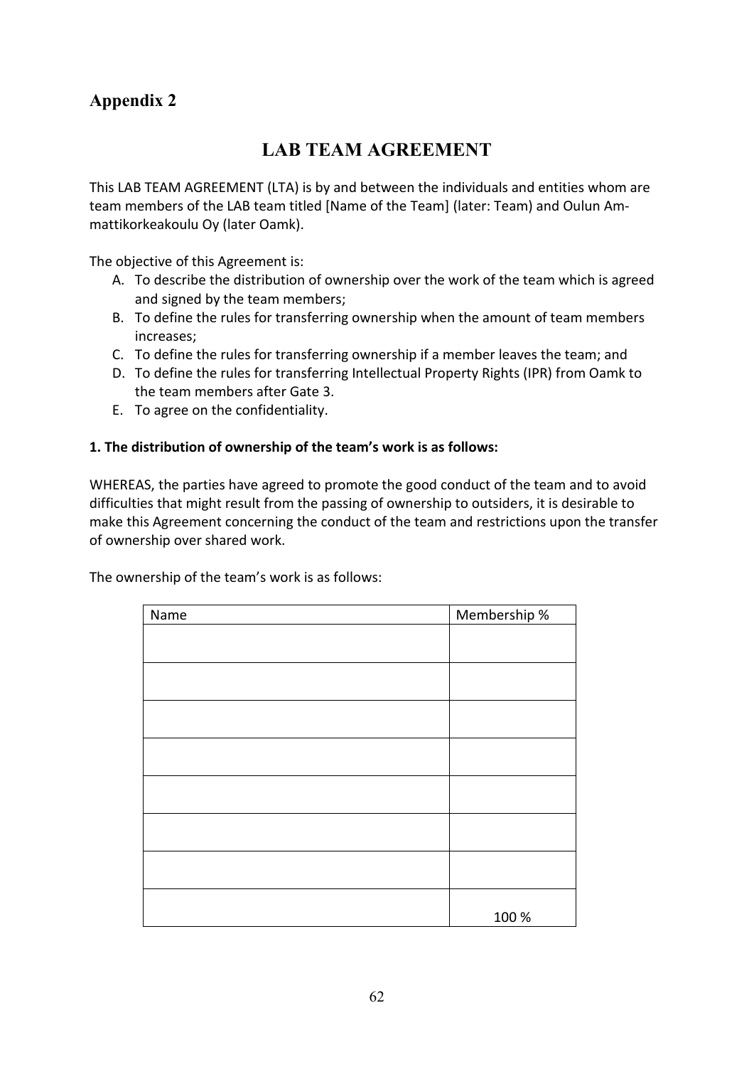## Appendix 2

# LAB TEAM AGREEMENT

This LAB TEAM AGREEMENT (LTA) is by and between the individuals and entities whom are team members of the LAB team titled [Name of the Team] (later: Team) and Oulun Ammattikorkeakoulu Oy (later Oamk).

The objective of this Agreement is:

A. To describe the distribution of ownership over the work of the team which is agreed and signed by the team members;
B. To define the rules for transferring ownership when the amount of team members increases;
C. To define the rules for transferring ownership if a member leaves the team; and
D. To define the rules for transferring Intellectual Property Rights (IPR) from Oamk to the team members after Gate 3.
E. To agree on the confidentiality.

**1. The distribution of ownership of the team's work is as follows:**

WHEREAS, the parties have agreed to promote the good conduct of the team and to avoid difficulties that might result from the passing of ownership to outsiders, it is desirable to make this Agreement concerning the conduct of the team and restrictions upon the transfer of ownership over shared work.

The ownership of the team's work is as follows:

| Name | Membership % |
|---|---|
| | |
| | |
| | |
| | |
| | |
| | |
| | |
| | 100 % |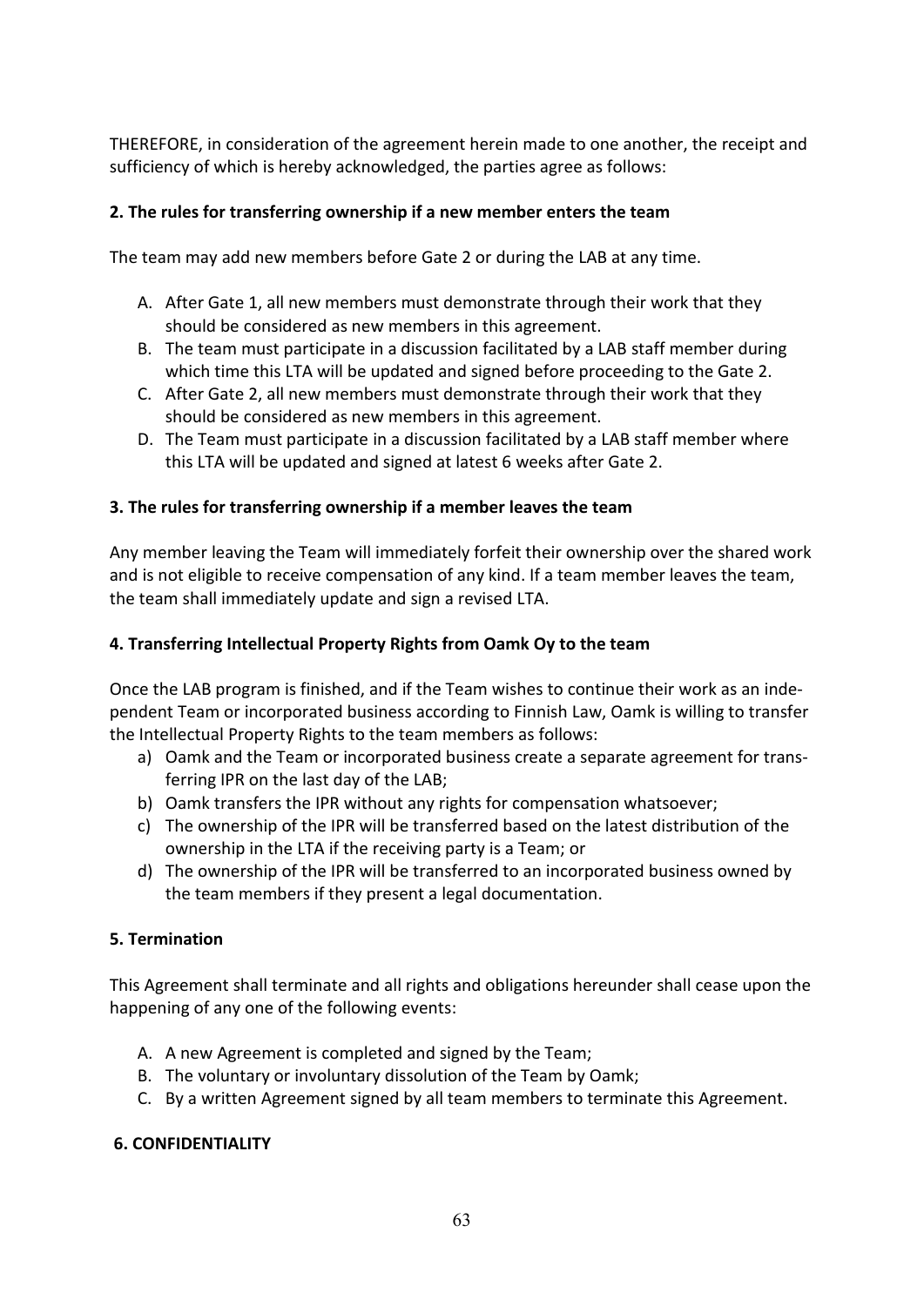THEREFORE, in consideration of the agreement herein made to one another, the receipt and sufficiency of which is hereby acknowledged, the parties agree as follows:

**2. The rules for transferring ownership if a new member enters the team**

The team may add new members before Gate 2 or during the LAB at any time.

A. After Gate 1, all new members must demonstrate through their work that they should be considered as new members in this agreement.
B. The team must participate in a discussion facilitated by a LAB staff member during which time this LTA will be updated and signed before proceeding to the Gate 2.
C. After Gate 2, all new members must demonstrate through their work that they should be considered as new members in this agreement.
D. The Team must participate in a discussion facilitated by a LAB staff member where this LTA will be updated and signed at latest 6 weeks after Gate 2.

**3. The rules for transferring ownership if a member leaves the team**

Any member leaving the Team will immediately forfeit their ownership over the shared work and is not eligible to receive compensation of any kind. If a team member leaves the team, the team shall immediately update and sign a revised LTA.

**4. Transferring Intellectual Property Rights from Oamk Oy to the team**

Once the LAB program is finished, and if the Team wishes to continue their work as an independent Team or incorporated business according to Finnish Law, Oamk is willing to transfer the Intellectual Property Rights to the team members as follows:

a) Oamk and the Team or incorporated business create a separate agreement for transferring IPR on the last day of the LAB;
b) Oamk transfers the IPR without any rights for compensation whatsoever;
c) The ownership of the IPR will be transferred based on the latest distribution of the ownership in the LTA if the receiving party is a Team; or
d) The ownership of the IPR will be transferred to an incorporated business owned by the team members if they present a legal documentation.

**5. Termination**

This Agreement shall terminate and all rights and obligations hereunder shall cease upon the happening of any one of the following events:

A. A new Agreement is completed and signed by the Team;
B. The voluntary or involuntary dissolution of the Team by Oamk;
C. By a written Agreement signed by all team members to terminate this Agreement.

**6. CONFIDENTIALITY**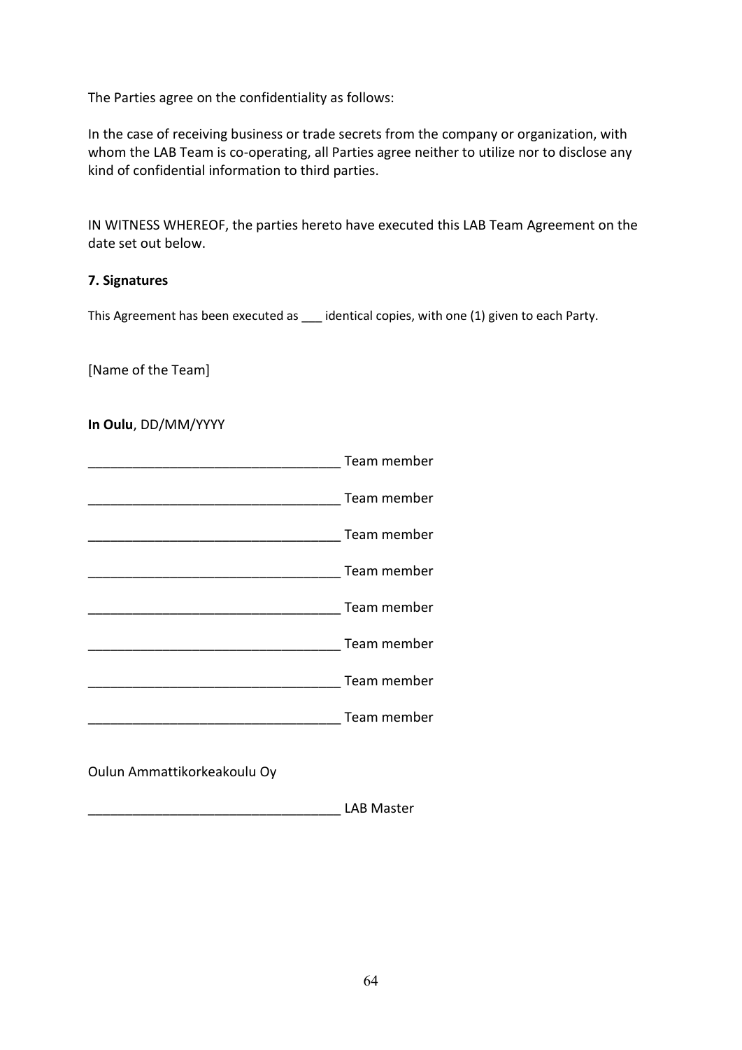The Parties agree on the confidentiality as follows:

In the case of receiving business or trade secrets from the company or organization, with whom the LAB Team is co-operating, all Parties agree neither to utilize nor to disclose any kind of confidential information to third parties.

IN WITNESS WHEREOF, the parties hereto have executed this LAB Team Agreement on the date set out below.

**7. Signatures**

This Agreement has been executed as ___ identical copies, with one (1) given to each Party.

[Name of the Team]

**In Oulu**, DD/MM/YYYY

__________________________________ Team member

__________________________________ Team member

__________________________________ Team member

__________________________________ Team member

__________________________________ Team member

__________________________________ Team member

__________________________________ Team member

__________________________________ Team member

Oulun Ammattikorkeakoulu Oy

__________________________________ LAB Master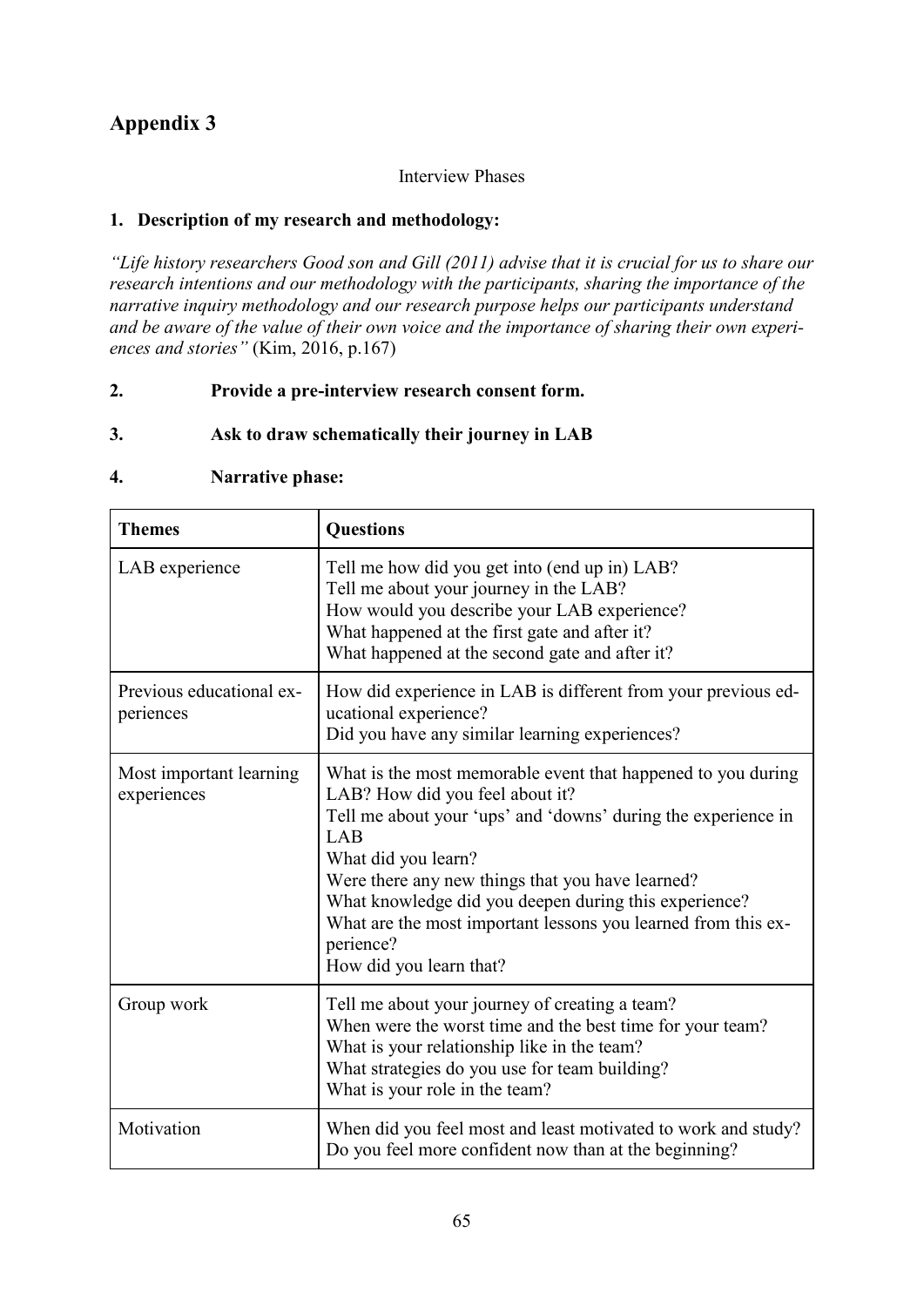# Appendix 3

Interview Phases

**1. Description of my research and methodology:**

*"Life history researchers Good son and Gill (2011) advise that it is crucial for us to share our research intentions and our methodology with the participants, sharing the importance of the narrative inquiry methodology and our research purpose helps our participants understand and be aware of the value of their own voice and the importance of sharing their own experiences and stories"* (Kim, 2016, p.167)

**2. Provide a pre-interview research consent form.**

**3. Ask to draw schematically their journey in LAB**

**4. Narrative phase:**

| **Themes** | **Questions** |
|---|---|
| LAB experience | Tell me how did you get into (end up in) LAB?<br>Tell me about your journey in the LAB?<br>How would you describe your LAB experience?<br>What happened at the first gate and after it?<br>What happened at the second gate and after it? |
| Previous educational experiences | How did experience in LAB is different from your previous educational experience?<br>Did you have any similar learning experiences? |
| Most important learning experiences | What is the most memorable event that happened to you during LAB? How did you feel about it?<br>Tell me about your 'ups' and 'downs' during the experience in LAB<br>What did you learn?<br>Were there any new things that you have learned?<br>What knowledge did you deepen during this experience?<br>What are the most important lessons you learned from this experience?<br>How did you learn that? |
| Group work | Tell me about your journey of creating a team?<br>When were the worst time and the best time for your team?<br>What is your relationship like in the team?<br>What strategies do you use for team building?<br>What is your role in the team? |
| Motivation | When did you feel most and least motivated to work and study?<br>Do you feel more confident now than at the beginning? |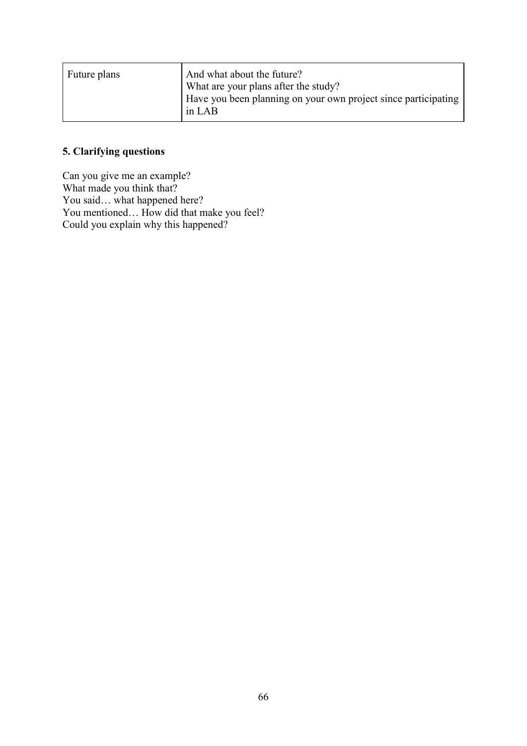| Future plans | And what about the future?<br>What are your plans after the study?<br>Have you been planning on your own project since participating in LAB |
|---|---|

**5. Clarifying questions**

Can you give me an example?
What made you think that?
You said… what happened here?
You mentioned… How did that make you feel?
Could you explain why this happened?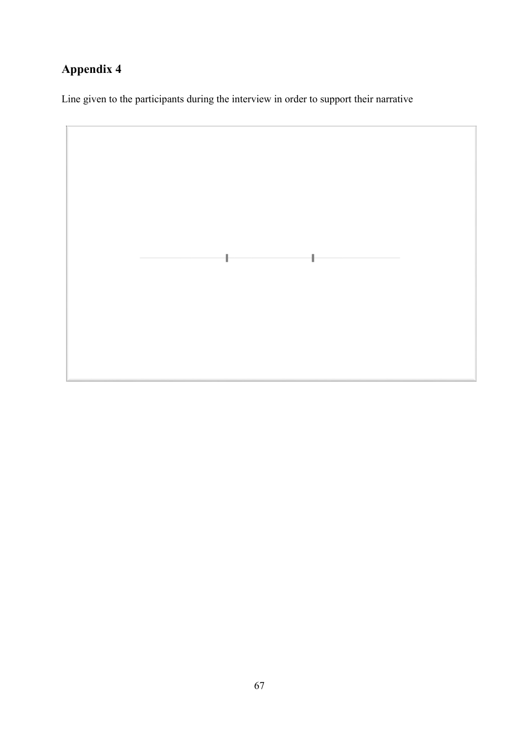## Appendix 4

Line given to the participants during the interview in order to support their narrative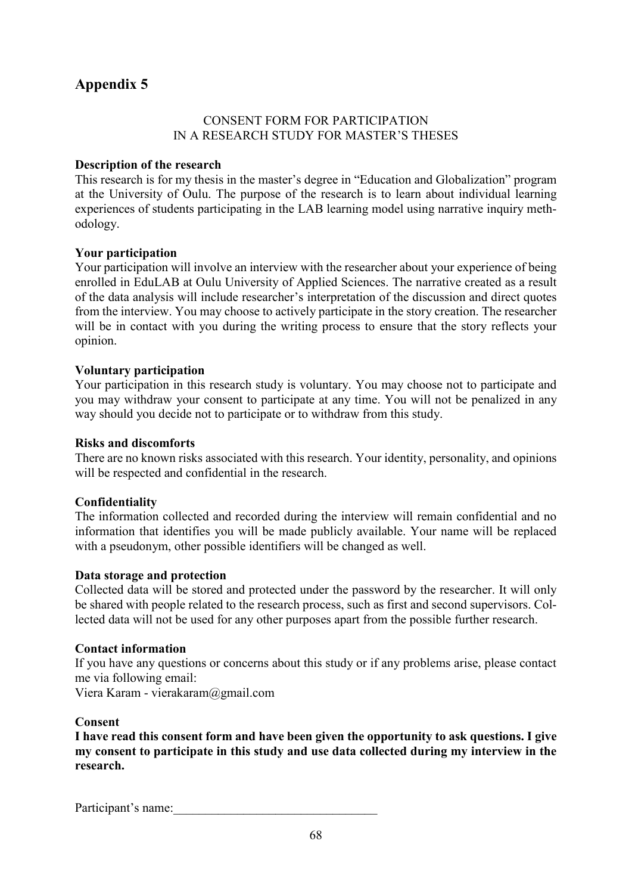# Appendix 5

CONSENT FORM FOR PARTICIPATION
IN A RESEARCH STUDY FOR MASTER'S THESES

**Description of the research**
This research is for my thesis in the master's degree in "Education and Globalization" program at the University of Oulu. The purpose of the research is to learn about individual learning experiences of students participating in the LAB learning model using narrative inquiry methodology.

**Your participation**
Your participation will involve an interview with the researcher about your experience of being enrolled in EduLAB at Oulu University of Applied Sciences. The narrative created as a result of the data analysis will include researcher's interpretation of the discussion and direct quotes from the interview. You may choose to actively participate in the story creation. The researcher will be in contact with you during the writing process to ensure that the story reflects your opinion.

**Voluntary participation**
Your participation in this research study is voluntary. You may choose not to participate and you may withdraw your consent to participate at any time. You will not be penalized in any way should you decide not to participate or to withdraw from this study.

**Risks and discomforts**
There are no known risks associated with this research. Your identity, personality, and opinions will be respected and confidential in the research.

**Confidentiality**
The information collected and recorded during the interview will remain confidential and no information that identifies you will be made publicly available. Your name will be replaced with a pseudonym, other possible identifiers will be changed as well.

**Data storage and protection**
Collected data will be stored and protected under the password by the researcher. It will only be shared with people related to the research process, such as first and second supervisors. Collected data will not be used for any other purposes apart from the possible further research.

**Contact information**
If you have any questions or concerns about this study or if any problems arise, please contact me via following email:
Viera Karam - vierakaram@gmail.com

**Consent**
**I have read this consent form and have been given the opportunity to ask questions. I give my consent to participate in this study and use data collected during my interview in the research.**

Participant's name:________________________________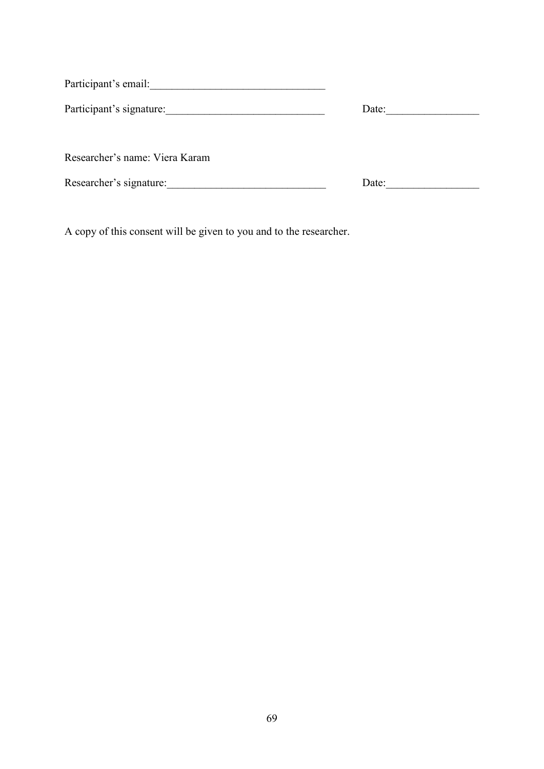Participant's email:_______________________________

Participant's signature:_____________________________ Date:_________________

Researcher's name: Viera Karam

Researcher's signature:_____________________________ Date:_________________

A copy of this consent will be given to you and to the researcher.